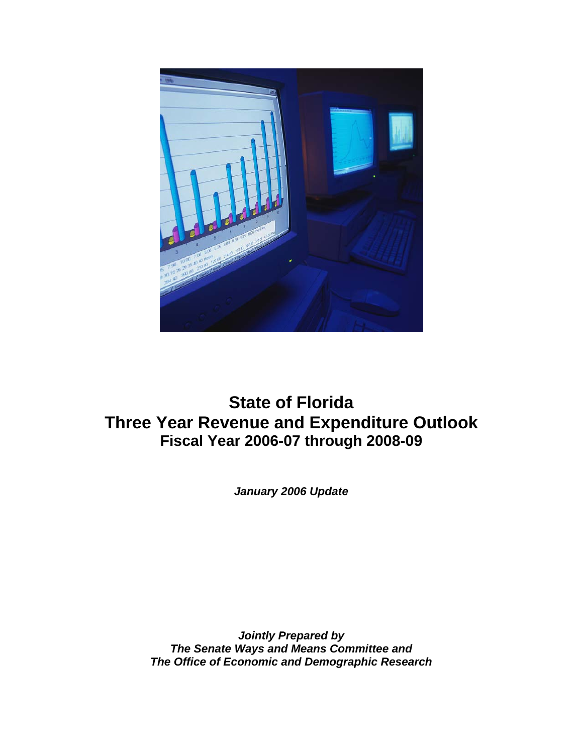# State of Florida
# Three Year Revenue and Expenditure Outlook
## Fiscal Year 2006-07 through 2008-09

***January 2006 Update***

***Jointly Prepared by***
***The Senate Ways and Means Committee and***
***The Office of Economic and Demographic Research***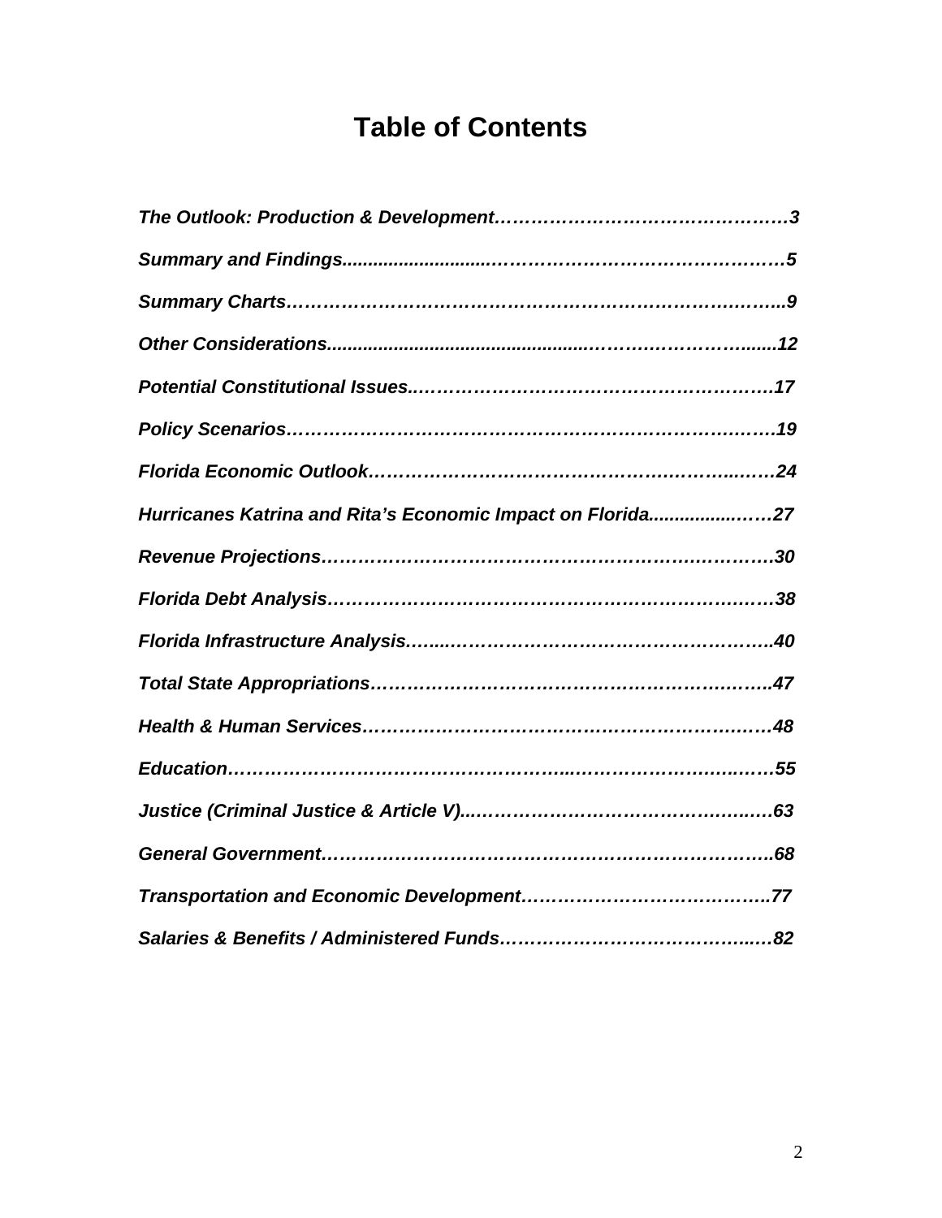# Table of Contents

*The Outlook: Production & Development*……………………………………….3

*Summary and Findings*……………………………………………5

*Summary Charts*……………………………………………………………..9

*Other Considerations*……………………………………………12

*Potential Constitutional Issues*………………………………………………17

*Policy Scenarios*…………………………………………………………….19

*Florida Economic Outlook*…………………………………………………24

*Hurricanes Katrina and Rita's Economic Impact on Florida*……………27

*Revenue Projections*…………………………………………………………30

*Florida Debt Analysis*………………………………………………………38

*Florida Infrastructure Analysis*……………………………………………..40

*Total State Appropriations*…………………………………………………..47

*Health & Human Services*…………………………………………………48

*Education*……………………………………………………………………55

*Justice (Criminal Justice & Article V)*………………………………………63

*General Government*………………………………………………………..68

*Transportation and Economic Development*………………………………..77

*Salaries & Benefits / Administered Funds*……………………………………82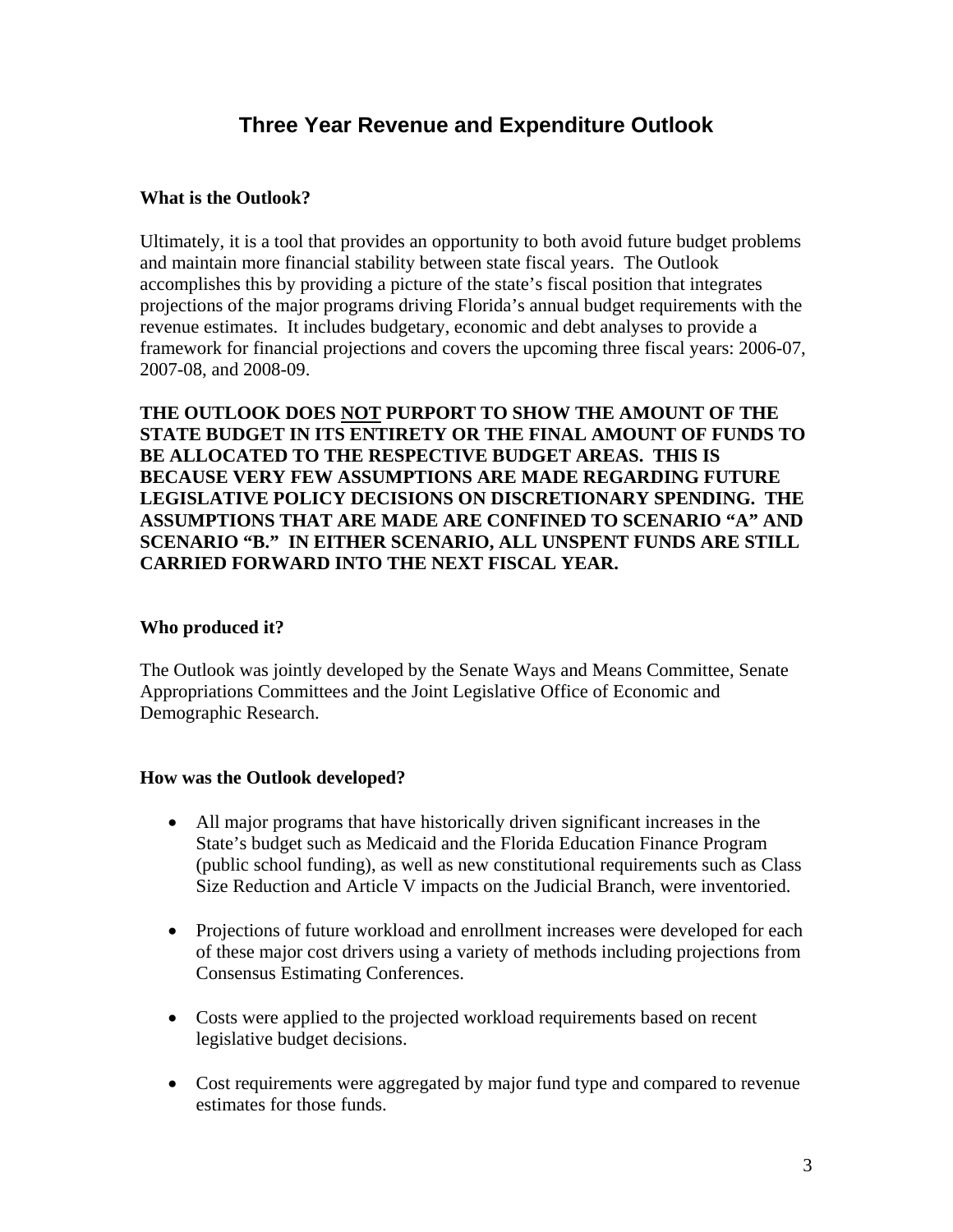# Three Year Revenue and Expenditure Outlook

### What is the Outlook?

Ultimately, it is a tool that provides an opportunity to both avoid future budget problems and maintain more financial stability between state fiscal years. The Outlook accomplishes this by providing a picture of the state's fiscal position that integrates projections of the major programs driving Florida's annual budget requirements with the revenue estimates. It includes budgetary, economic and debt analyses to provide a framework for financial projections and covers the upcoming three fiscal years: 2006-07, 2007-08, and 2008-09.

**THE OUTLOOK DOES <u>NOT</u> PURPORT TO SHOW THE AMOUNT OF THE STATE BUDGET IN ITS ENTIRETY OR THE FINAL AMOUNT OF FUNDS TO BE ALLOCATED TO THE RESPECTIVE BUDGET AREAS. THIS IS BECAUSE VERY FEW ASSUMPTIONS ARE MADE REGARDING FUTURE LEGISLATIVE POLICY DECISIONS ON DISCRETIONARY SPENDING. THE ASSUMPTIONS THAT ARE MADE ARE CONFINED TO SCENARIO "A" AND SCENARIO "B." IN EITHER SCENARIO, ALL UNSPENT FUNDS ARE STILL CARRIED FORWARD INTO THE NEXT FISCAL YEAR.**

### Who produced it?

The Outlook was jointly developed by the Senate Ways and Means Committee, Senate Appropriations Committees and the Joint Legislative Office of Economic and Demographic Research.

### How was the Outlook developed?

- All major programs that have historically driven significant increases in the State's budget such as Medicaid and the Florida Education Finance Program (public school funding), as well as new constitutional requirements such as Class Size Reduction and Article V impacts on the Judicial Branch, were inventoried.
- Projections of future workload and enrollment increases were developed for each of these major cost drivers using a variety of methods including projections from Consensus Estimating Conferences.
- Costs were applied to the projected workload requirements based on recent legislative budget decisions.
- Cost requirements were aggregated by major fund type and compared to revenue estimates for those funds.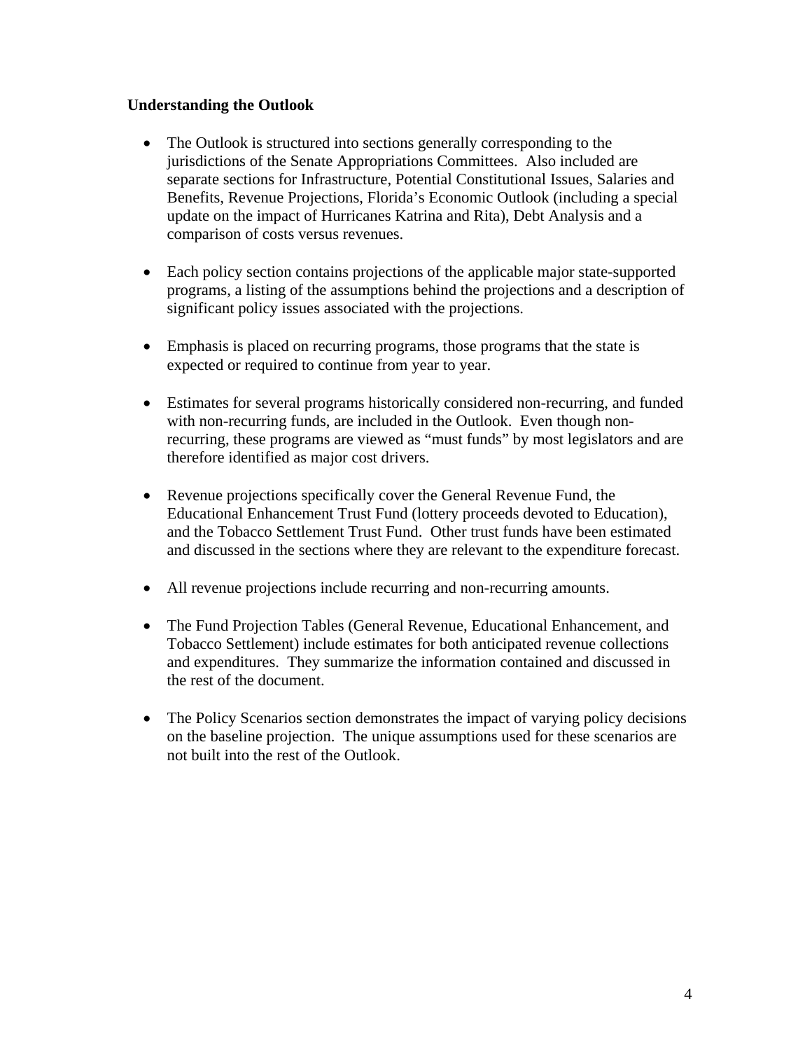**Understanding the Outlook**

- The Outlook is structured into sections generally corresponding to the jurisdictions of the Senate Appropriations Committees. Also included are separate sections for Infrastructure, Potential Constitutional Issues, Salaries and Benefits, Revenue Projections, Florida's Economic Outlook (including a special update on the impact of Hurricanes Katrina and Rita), Debt Analysis and a comparison of costs versus revenues.

- Each policy section contains projections of the applicable major state-supported programs, a listing of the assumptions behind the projections and a description of significant policy issues associated with the projections.

- Emphasis is placed on recurring programs, those programs that the state is expected or required to continue from year to year.

- Estimates for several programs historically considered non-recurring, and funded with non-recurring funds, are included in the Outlook. Even though non-recurring, these programs are viewed as "must funds" by most legislators and are therefore identified as major cost drivers.

- Revenue projections specifically cover the General Revenue Fund, the Educational Enhancement Trust Fund (lottery proceeds devoted to Education), and the Tobacco Settlement Trust Fund. Other trust funds have been estimated and discussed in the sections where they are relevant to the expenditure forecast.

- All revenue projections include recurring and non-recurring amounts.

- The Fund Projection Tables (General Revenue, Educational Enhancement, and Tobacco Settlement) include estimates for both anticipated revenue collections and expenditures. They summarize the information contained and discussed in the rest of the document.

- The Policy Scenarios section demonstrates the impact of varying policy decisions on the baseline projection. The unique assumptions used for these scenarios are not built into the rest of the Outlook.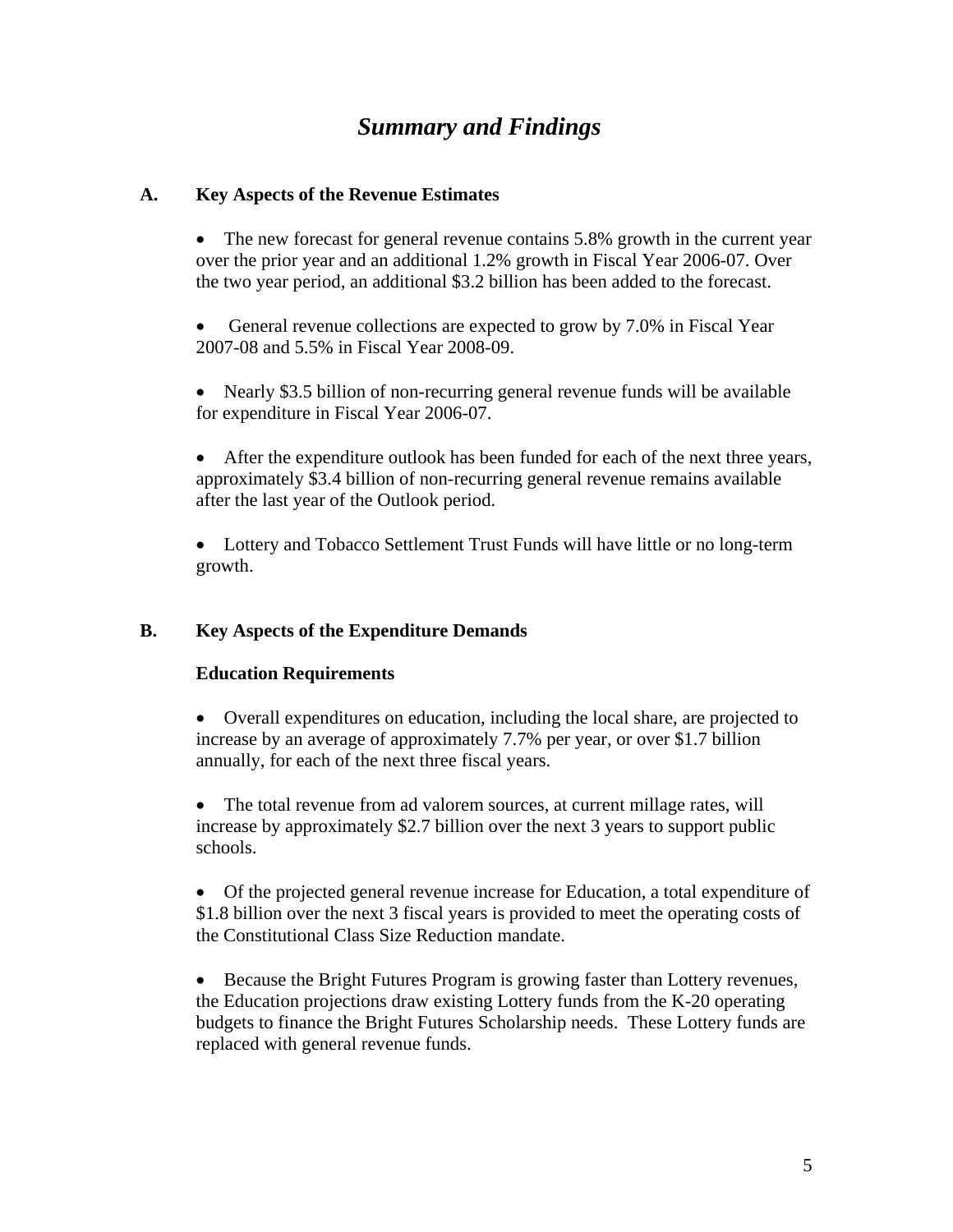# *Summary and Findings*

## A. Key Aspects of the Revenue Estimates

- The new forecast for general revenue contains 5.8% growth in the current year over the prior year and an additional 1.2% growth in Fiscal Year 2006-07. Over the two year period, an additional $3.2 billion has been added to the forecast.

- General revenue collections are expected to grow by 7.0% in Fiscal Year 2007-08 and 5.5% in Fiscal Year 2008-09.

- Nearly $3.5 billion of non-recurring general revenue funds will be available for expenditure in Fiscal Year 2006-07.

- After the expenditure outlook has been funded for each of the next three years, approximately $3.4 billion of non-recurring general revenue remains available after the last year of the Outlook period.

- Lottery and Tobacco Settlement Trust Funds will have little or no long-term growth.

## B. Key Aspects of the Expenditure Demands

### Education Requirements

- Overall expenditures on education, including the local share, are projected to increase by an average of approximately 7.7% per year, or over $1.7 billion annually, for each of the next three fiscal years.

- The total revenue from ad valorem sources, at current millage rates, will increase by approximately $2.7 billion over the next 3 years to support public schools.

- Of the projected general revenue increase for Education, a total expenditure of $1.8 billion over the next 3 fiscal years is provided to meet the operating costs of the Constitutional Class Size Reduction mandate.

- Because the Bright Futures Program is growing faster than Lottery revenues, the Education projections draw existing Lottery funds from the K-20 operating budgets to finance the Bright Futures Scholarship needs. These Lottery funds are replaced with general revenue funds.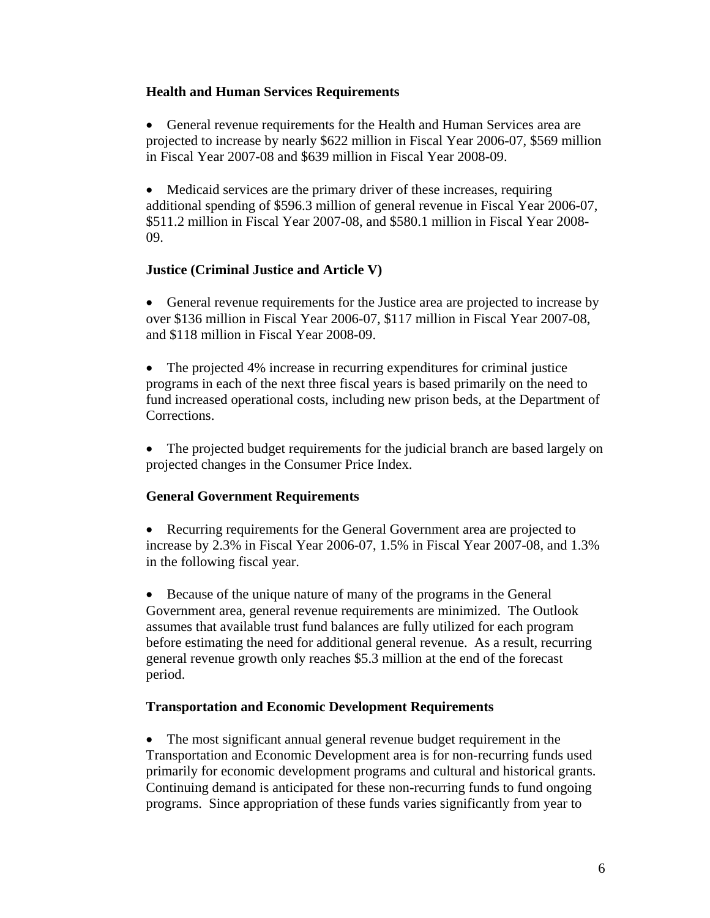**Health and Human Services Requirements**

- General revenue requirements for the Health and Human Services area are projected to increase by nearly $622 million in Fiscal Year 2006-07, $569 million in Fiscal Year 2007-08 and $639 million in Fiscal Year 2008-09.

- Medicaid services are the primary driver of these increases, requiring additional spending of $596.3 million of general revenue in Fiscal Year 2006-07, $511.2 million in Fiscal Year 2007-08, and $580.1 million in Fiscal Year 2008-09.

**Justice (Criminal Justice and Article V)**

- General revenue requirements for the Justice area are projected to increase by over $136 million in Fiscal Year 2006-07, $117 million in Fiscal Year 2007-08, and $118 million in Fiscal Year 2008-09.

- The projected 4% increase in recurring expenditures for criminal justice programs in each of the next three fiscal years is based primarily on the need to fund increased operational costs, including new prison beds, at the Department of Corrections.

- The projected budget requirements for the judicial branch are based largely on projected changes in the Consumer Price Index.

**General Government Requirements**

- Recurring requirements for the General Government area are projected to increase by 2.3% in Fiscal Year 2006-07, 1.5% in Fiscal Year 2007-08, and 1.3% in the following fiscal year.

- Because of the unique nature of many of the programs in the General Government area, general revenue requirements are minimized. The Outlook assumes that available trust fund balances are fully utilized for each program before estimating the need for additional general revenue. As a result, recurring general revenue growth only reaches $5.3 million at the end of the forecast period.

**Transportation and Economic Development Requirements**

- The most significant annual general revenue budget requirement in the Transportation and Economic Development area is for non-recurring funds used primarily for economic development programs and cultural and historical grants. Continuing demand is anticipated for these non-recurring funds to fund ongoing programs. Since appropriation of these funds varies significantly from year to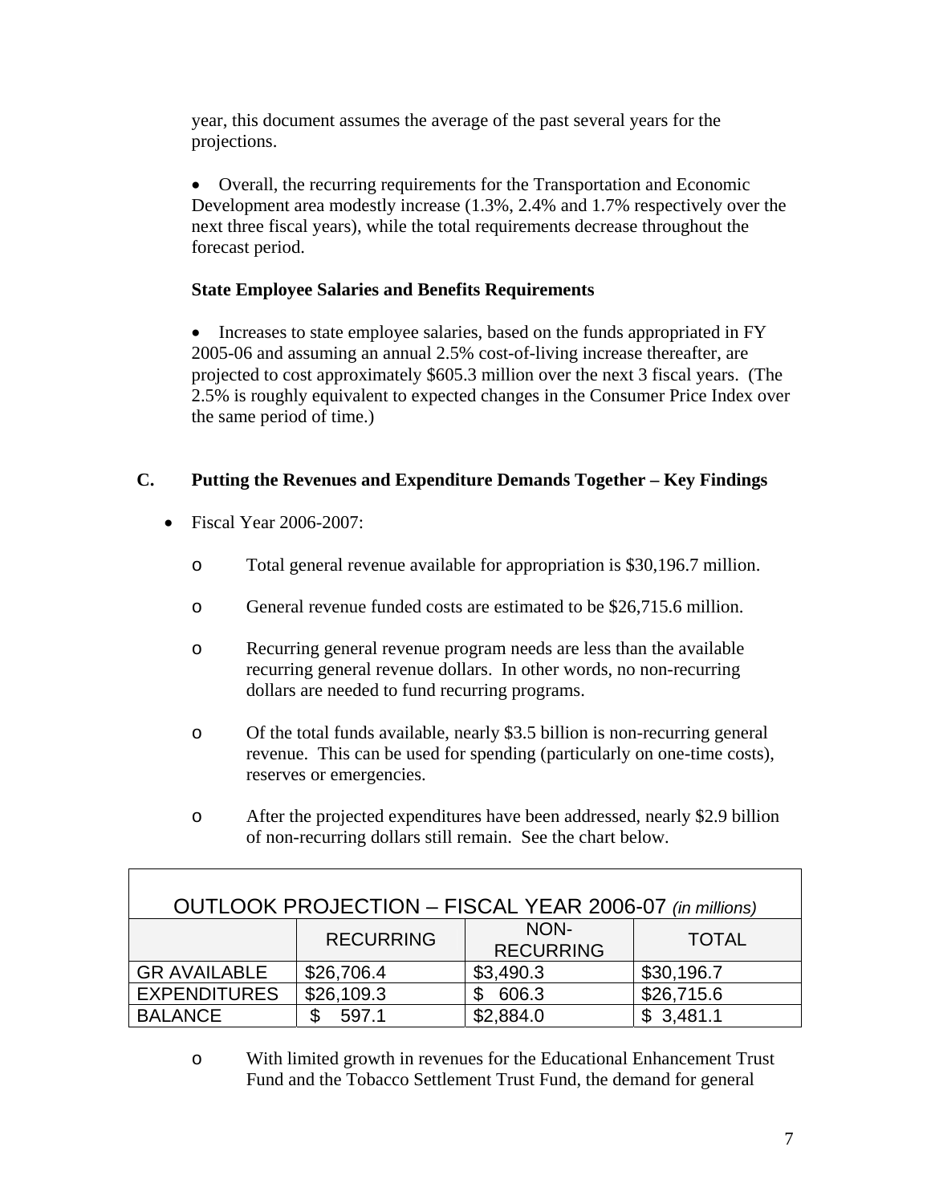year, this document assumes the average of the past several years for the projections.

- Overall, the recurring requirements for the Transportation and Economic Development area modestly increase (1.3%, 2.4% and 1.7% respectively over the next three fiscal years), while the total requirements decrease throughout the forecast period.

**State Employee Salaries and Benefits Requirements**

- Increases to state employee salaries, based on the funds appropriated in FY 2005-06 and assuming an annual 2.5% cost-of-living increase thereafter, are projected to cost approximately $605.3 million over the next 3 fiscal years. (The 2.5% is roughly equivalent to expected changes in the Consumer Price Index over the same period of time.)

## C. Putting the Revenues and Expenditure Demands Together – Key Findings

- Fiscal Year 2006-2007:
  - Total general revenue available for appropriation is $30,196.7 million.
  - General revenue funded costs are estimated to be $26,715.6 million.
  - Recurring general revenue program needs are less than the available recurring general revenue dollars. In other words, no non-recurring dollars are needed to fund recurring programs.
  - Of the total funds available, nearly $3.5 billion is non-recurring general revenue. This can be used for spending (particularly on one-time costs), reserves or emergencies.
  - After the projected expenditures have been addressed, nearly $2.9 billion of non-recurring dollars still remain. See the chart below.

| OUTLOOK PROJECTION – FISCAL YEAR 2006-07 *(in millions)* | | | |
|---|---|---|---|
| | RECURRING | NON-RECURRING | TOTAL |
| GR AVAILABLE | $26,706.4 | $3,490.3 | $30,196.7 |
| EXPENDITURES | $26,109.3 | $ 606.3 | $26,715.6 |
| BALANCE | $ 597.1 | $2,884.0 | $ 3,481.1 |

  - With limited growth in revenues for the Educational Enhancement Trust Fund and the Tobacco Settlement Trust Fund, the demand for general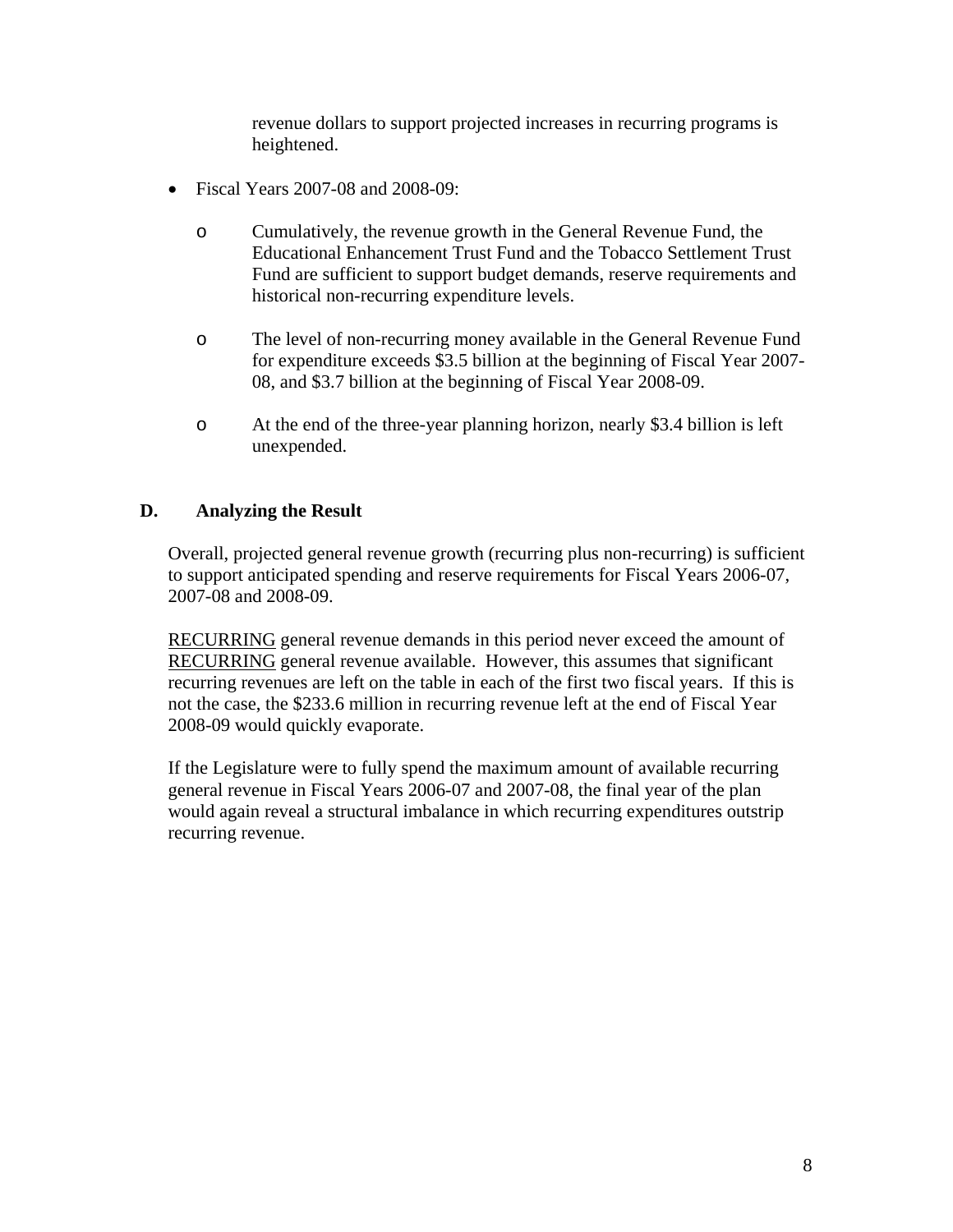revenue dollars to support projected increases in recurring programs is heightened.

- Fiscal Years 2007-08 and 2008-09:
  - Cumulatively, the revenue growth in the General Revenue Fund, the Educational Enhancement Trust Fund and the Tobacco Settlement Trust Fund are sufficient to support budget demands, reserve requirements and historical non-recurring expenditure levels.
  - The level of non-recurring money available in the General Revenue Fund for expenditure exceeds $3.5 billion at the beginning of Fiscal Year 2007-08, and $3.7 billion at the beginning of Fiscal Year 2008-09.
  - At the end of the three-year planning horizon, nearly $3.4 billion is left unexpended.

## D. Analyzing the Result

Overall, projected general revenue growth (recurring plus non-recurring) is sufficient to support anticipated spending and reserve requirements for Fiscal Years 2006-07, 2007-08 and 2008-09.

<u>RECURRING</u> general revenue demands in this period never exceed the amount of <u>RECURRING</u> general revenue available. However, this assumes that significant recurring revenues are left on the table in each of the first two fiscal years. If this is not the case, the $233.6 million in recurring revenue left at the end of Fiscal Year 2008-09 would quickly evaporate.

If the Legislature were to fully spend the maximum amount of available recurring general revenue in Fiscal Years 2006-07 and 2007-08, the final year of the plan would again reveal a structural imbalance in which recurring expenditures outstrip recurring revenue.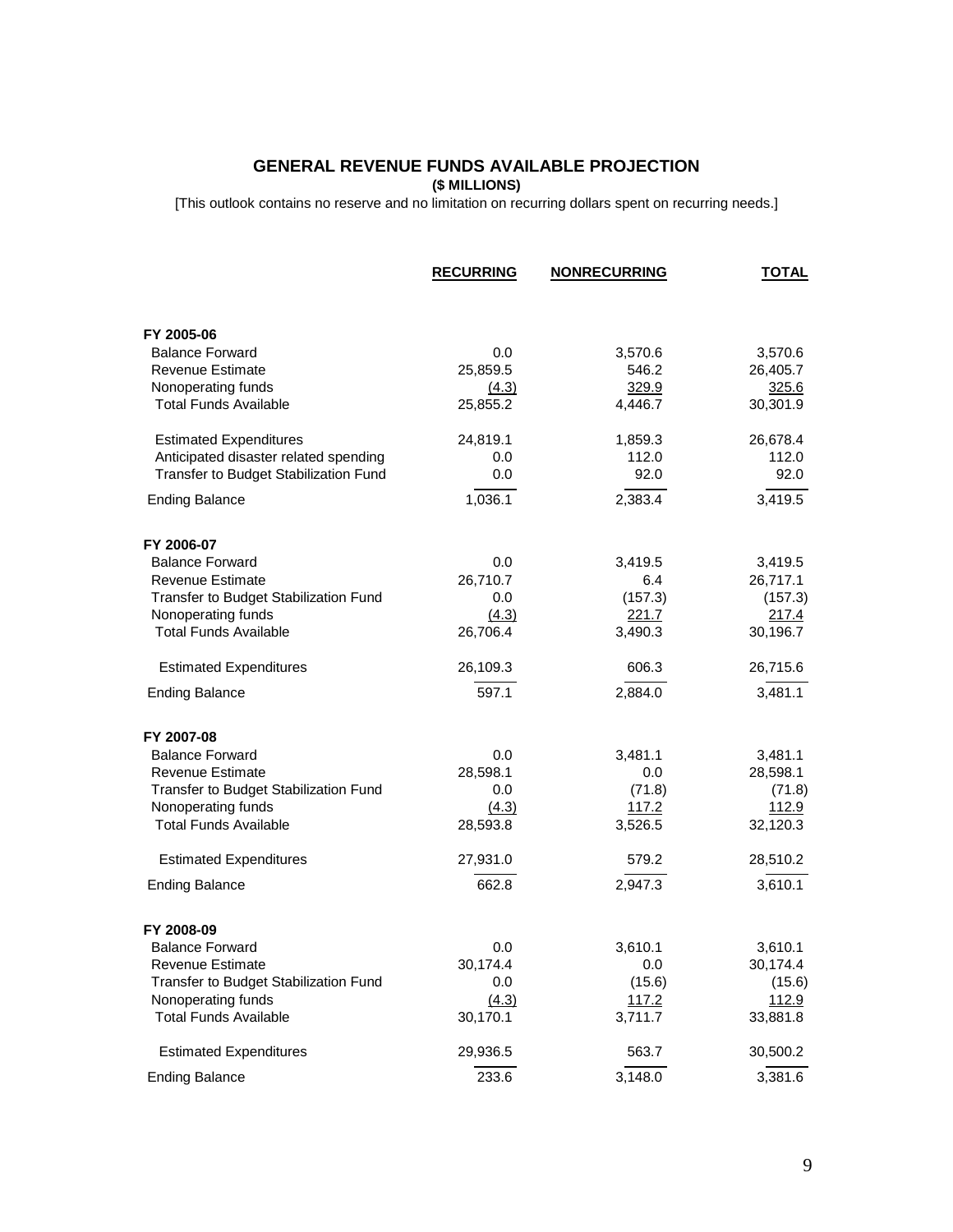## GENERAL REVENUE FUNDS AVAILABLE PROJECTION

**($ MILLIONS)**

[This outlook contains no reserve and no limitation on recurring dollars spent on recurring needs.]

| | RECURRING | NONRECURRING | TOTAL |
|---|---|---|---|
| **FY 2005-06** | | | |
| Balance Forward | 0.0 | 3,570.6 | 3,570.6 |
| Revenue Estimate | 25,859.5 | 546.2 | 26,405.7 |
| Nonoperating funds | (4.3) | 329.9 | 325.6 |
| Total Funds Available | 25,855.2 | 4,446.7 | 30,301.9 |
| Estimated Expenditures | 24,819.1 | 1,859.3 | 26,678.4 |
| Anticipated disaster related spending | 0.0 | 112.0 | 112.0 |
| Transfer to Budget Stabilization Fund | 0.0 | 92.0 | 92.0 |
| Ending Balance | 1,036.1 | 2,383.4 | 3,419.5 |
| **FY 2006-07** | | | |
| Balance Forward | 0.0 | 3,419.5 | 3,419.5 |
| Revenue Estimate | 26,710.7 | 6.4 | 26,717.1 |
| Transfer to Budget Stabilization Fund | 0.0 | (157.3) | (157.3) |
| Nonoperating funds | (4.3) | 221.7 | 217.4 |
| Total Funds Available | 26,706.4 | 3,490.3 | 30,196.7 |
| Estimated Expenditures | 26,109.3 | 606.3 | 26,715.6 |
| Ending Balance | 597.1 | 2,884.0 | 3,481.1 |
| **FY 2007-08** | | | |
| Balance Forward | 0.0 | 3,481.1 | 3,481.1 |
| Revenue Estimate | 28,598.1 | 0.0 | 28,598.1 |
| Transfer to Budget Stabilization Fund | 0.0 | (71.8) | (71.8) |
| Nonoperating funds | (4.3) | 117.2 | 112.9 |
| Total Funds Available | 28,593.8 | 3,526.5 | 32,120.3 |
| Estimated Expenditures | 27,931.0 | 579.2 | 28,510.2 |
| Ending Balance | 662.8 | 2,947.3 | 3,610.1 |
| **FY 2008-09** | | | |
| Balance Forward | 0.0 | 3,610.1 | 3,610.1 |
| Revenue Estimate | 30,174.4 | 0.0 | 30,174.4 |
| Transfer to Budget Stabilization Fund | 0.0 | (15.6) | (15.6) |
| Nonoperating funds | (4.3) | 117.2 | 112.9 |
| Total Funds Available | 30,170.1 | 3,711.7 | 33,881.8 |
| Estimated Expenditures | 29,936.5 | 563.7 | 30,500.2 |
| Ending Balance | 233.6 | 3,148.0 | 3,381.6 |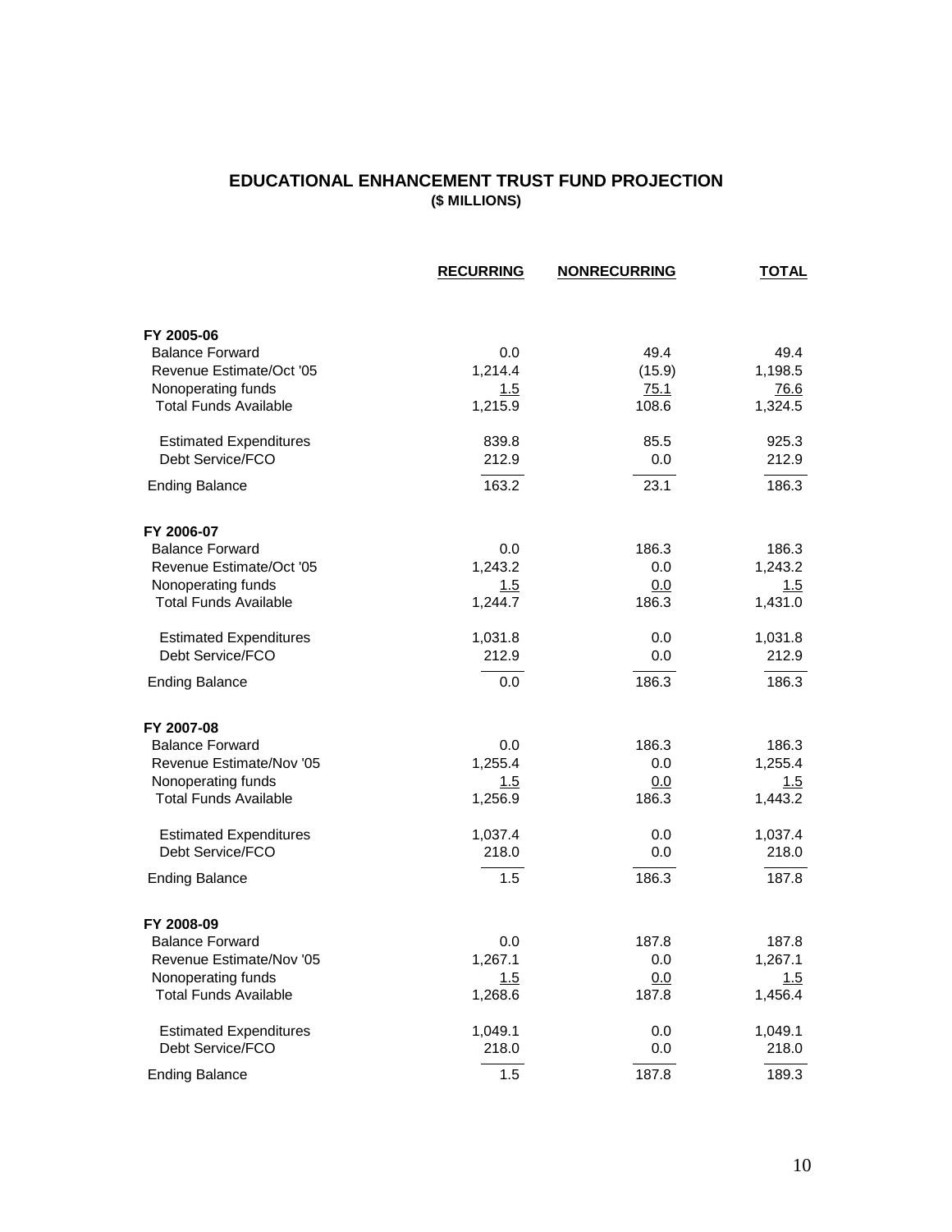## EDUCATIONAL ENHANCEMENT TRUST FUND PROJECTION
### ($ MILLIONS)

| | RECURRING | NONRECURRING | TOTAL |
|---|---|---|---|
| **FY 2005-06** | | | |
| Balance Forward | 0.0 | 49.4 | 49.4 |
| Revenue Estimate/Oct '05 | 1,214.4 | (15.9) | 1,198.5 |
| Nonoperating funds | 1.5 | 75.1 | 76.6 |
| Total Funds Available | 1,215.9 | 108.6 | 1,324.5 |
| Estimated Expenditures | 839.8 | 85.5 | 925.3 |
| Debt Service/FCO | 212.9 | 0.0 | 212.9 |
| Ending Balance | 163.2 | 23.1 | 186.3 |
| **FY 2006-07** | | | |
| Balance Forward | 0.0 | 186.3 | 186.3 |
| Revenue Estimate/Oct '05 | 1,243.2 | 0.0 | 1,243.2 |
| Nonoperating funds | 1.5 | 0.0 | 1.5 |
| Total Funds Available | 1,244.7 | 186.3 | 1,431.0 |
| Estimated Expenditures | 1,031.8 | 0.0 | 1,031.8 |
| Debt Service/FCO | 212.9 | 0.0 | 212.9 |
| Ending Balance | 0.0 | 186.3 | 186.3 |
| **FY 2007-08** | | | |
| Balance Forward | 0.0 | 186.3 | 186.3 |
| Revenue Estimate/Nov '05 | 1,255.4 | 0.0 | 1,255.4 |
| Nonoperating funds | 1.5 | 0.0 | 1.5 |
| Total Funds Available | 1,256.9 | 186.3 | 1,443.2 |
| Estimated Expenditures | 1,037.4 | 0.0 | 1,037.4 |
| Debt Service/FCO | 218.0 | 0.0 | 218.0 |
| Ending Balance | 1.5 | 186.3 | 187.8 |
| **FY 2008-09** | | | |
| Balance Forward | 0.0 | 187.8 | 187.8 |
| Revenue Estimate/Nov '05 | 1,267.1 | 0.0 | 1,267.1 |
| Nonoperating funds | 1.5 | 0.0 | 1.5 |
| Total Funds Available | 1,268.6 | 187.8 | 1,456.4 |
| Estimated Expenditures | 1,049.1 | 0.0 | 1,049.1 |
| Debt Service/FCO | 218.0 | 0.0 | 218.0 |
| Ending Balance | 1.5 | 187.8 | 189.3 |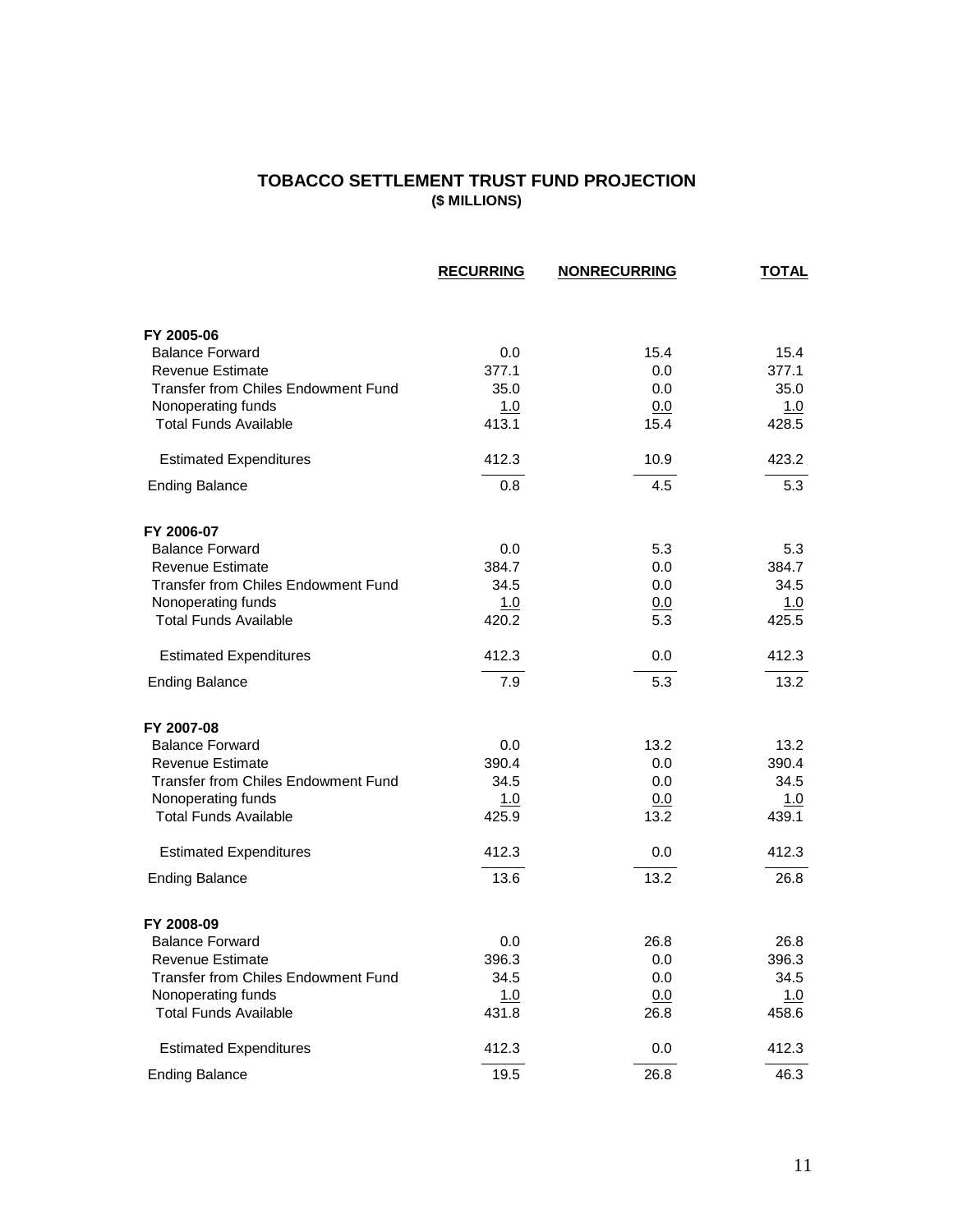# TOBACCO SETTLEMENT TRUST FUND PROJECTION
**($ MILLIONS)**

| | RECURRING | NONRECURRING | TOTAL |
|---|---|---|---|
| **FY 2005-06** | | | |
| Balance Forward | 0.0 | 15.4 | 15.4 |
| Revenue Estimate | 377.1 | 0.0 | 377.1 |
| Transfer from Chiles Endowment Fund | 35.0 | 0.0 | 35.0 |
| Nonoperating funds | 1.0 | 0.0 | 1.0 |
| Total Funds Available | 413.1 | 15.4 | 428.5 |
| Estimated Expenditures | 412.3 | 10.9 | 423.2 |
| Ending Balance | 0.8 | 4.5 | 5.3 |
| **FY 2006-07** | | | |
| Balance Forward | 0.0 | 5.3 | 5.3 |
| Revenue Estimate | 384.7 | 0.0 | 384.7 |
| Transfer from Chiles Endowment Fund | 34.5 | 0.0 | 34.5 |
| Nonoperating funds | 1.0 | 0.0 | 1.0 |
| Total Funds Available | 420.2 | 5.3 | 425.5 |
| Estimated Expenditures | 412.3 | 0.0 | 412.3 |
| Ending Balance | 7.9 | 5.3 | 13.2 |
| **FY 2007-08** | | | |
| Balance Forward | 0.0 | 13.2 | 13.2 |
| Revenue Estimate | 390.4 | 0.0 | 390.4 |
| Transfer from Chiles Endowment Fund | 34.5 | 0.0 | 34.5 |
| Nonoperating funds | 1.0 | 0.0 | 1.0 |
| Total Funds Available | 425.9 | 13.2 | 439.1 |
| Estimated Expenditures | 412.3 | 0.0 | 412.3 |
| Ending Balance | 13.6 | 13.2 | 26.8 |
| **FY 2008-09** | | | |
| Balance Forward | 0.0 | 26.8 | 26.8 |
| Revenue Estimate | 396.3 | 0.0 | 396.3 |
| Transfer from Chiles Endowment Fund | 34.5 | 0.0 | 34.5 |
| Nonoperating funds | 1.0 | 0.0 | 1.0 |
| Total Funds Available | 431.8 | 26.8 | 458.6 |
| Estimated Expenditures | 412.3 | 0.0 | 412.3 |
| Ending Balance | 19.5 | 26.8 | 46.3 |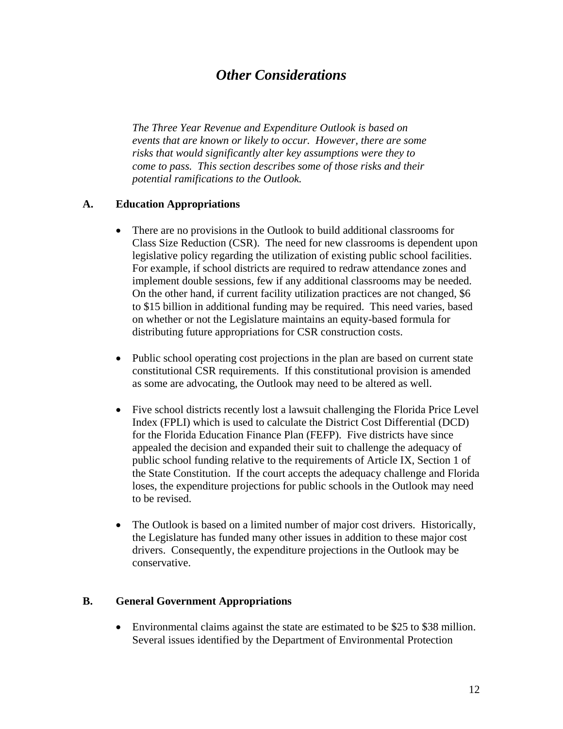# *Other Considerations*

*The Three Year Revenue and Expenditure Outlook is based on events that are known or likely to occur. However, there are some risks that would significantly alter key assumptions were they to come to pass. This section describes some of those risks and their potential ramifications to the Outlook.*

## A. Education Appropriations

- There are no provisions in the Outlook to build additional classrooms for Class Size Reduction (CSR). The need for new classrooms is dependent upon legislative policy regarding the utilization of existing public school facilities. For example, if school districts are required to redraw attendance zones and implement double sessions, few if any additional classrooms may be needed. On the other hand, if current facility utilization practices are not changed, $6 to $15 billion in additional funding may be required. This need varies, based on whether or not the Legislature maintains an equity-based formula for distributing future appropriations for CSR construction costs.

- Public school operating cost projections in the plan are based on current state constitutional CSR requirements. If this constitutional provision is amended as some are advocating, the Outlook may need to be altered as well.

- Five school districts recently lost a lawsuit challenging the Florida Price Level Index (FPLI) which is used to calculate the District Cost Differential (DCD) for the Florida Education Finance Plan (FEFP). Five districts have since appealed the decision and expanded their suit to challenge the adequacy of public school funding relative to the requirements of Article IX, Section 1 of the State Constitution. If the court accepts the adequacy challenge and Florida loses, the expenditure projections for public schools in the Outlook may need to be revised.

- The Outlook is based on a limited number of major cost drivers. Historically, the Legislature has funded many other issues in addition to these major cost drivers. Consequently, the expenditure projections in the Outlook may be conservative.

## B. General Government Appropriations

- Environmental claims against the state are estimated to be $25 to $38 million. Several issues identified by the Department of Environmental Protection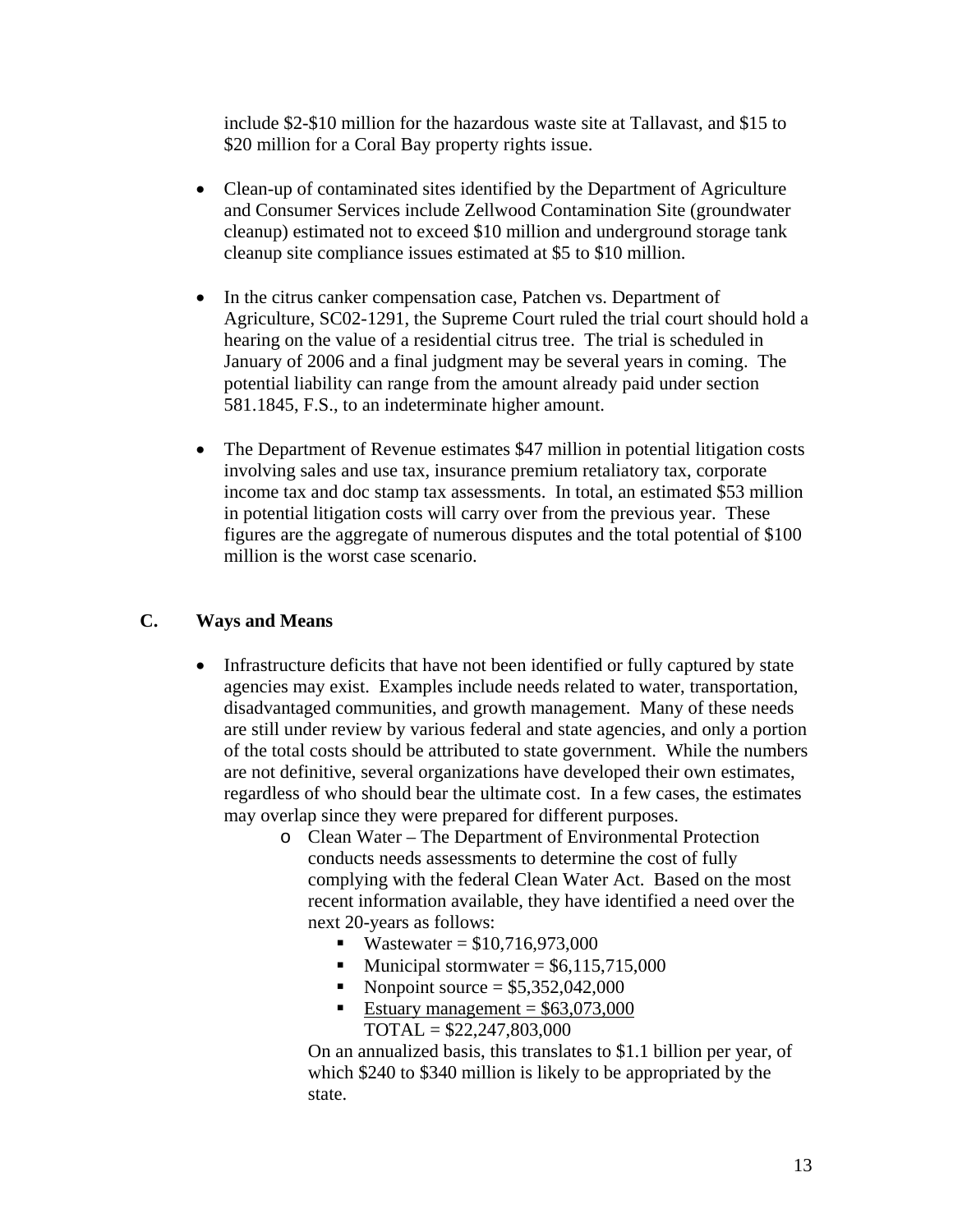include $2-$10 million for the hazardous waste site at Tallavast, and $15 to $20 million for a Coral Bay property rights issue.

- Clean-up of contaminated sites identified by the Department of Agriculture and Consumer Services include Zellwood Contamination Site (groundwater cleanup) estimated not to exceed $10 million and underground storage tank cleanup site compliance issues estimated at $5 to $10 million.
- In the citrus canker compensation case, Patchen vs. Department of Agriculture, SC02-1291, the Supreme Court ruled the trial court should hold a hearing on the value of a residential citrus tree. The trial is scheduled in January of 2006 and a final judgment may be several years in coming. The potential liability can range from the amount already paid under section 581.1845, F.S., to an indeterminate higher amount.
- The Department of Revenue estimates $47 million in potential litigation costs involving sales and use tax, insurance premium retaliatory tax, corporate income tax and doc stamp tax assessments. In total, an estimated $53 million in potential litigation costs will carry over from the previous year. These figures are the aggregate of numerous disputes and the total potential of $100 million is the worst case scenario.

## C. Ways and Means

- Infrastructure deficits that have not been identified or fully captured by state agencies may exist. Examples include needs related to water, transportation, disadvantaged communities, and growth management. Many of these needs are still under review by various federal and state agencies, and only a portion of the total costs should be attributed to state government. While the numbers are not definitive, several organizations have developed their own estimates, regardless of who should bear the ultimate cost. In a few cases, the estimates may overlap since they were prepared for different purposes.
  - Clean Water – The Department of Environmental Protection conducts needs assessments to determine the cost of fully complying with the federal Clean Water Act. Based on the most recent information available, they have identified a need over the next 20-years as follows:
    - Wastewater = $10,716,973,000
    - Municipal stormwater = $6,115,715,000
    - Nonpoint source = $5,352,042,000
    - Estuary management = $63,073,000

    TOTAL = $22,247,803,000

    On an annualized basis, this translates to $1.1 billion per year, of which $240 to $340 million is likely to be appropriated by the state.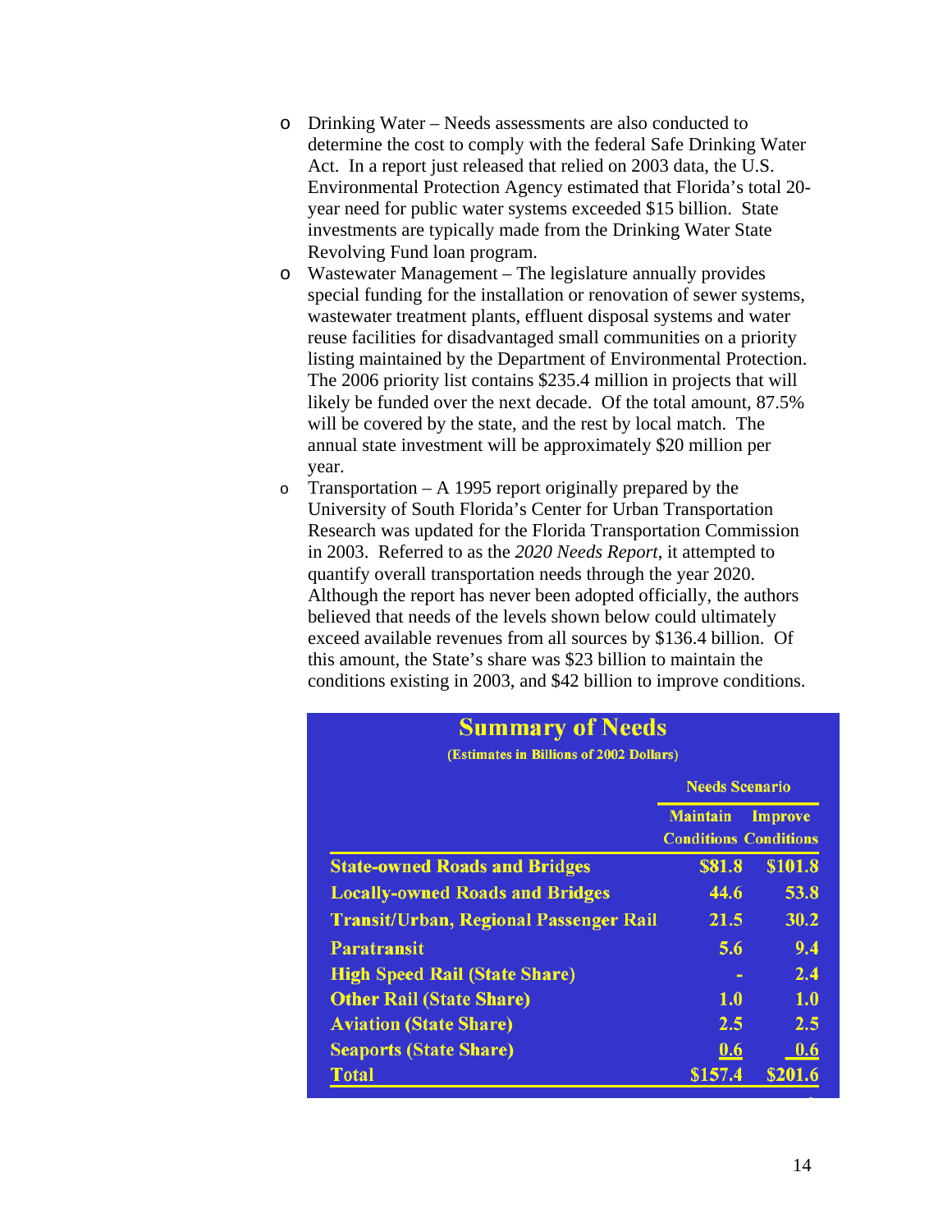- Drinking Water – Needs assessments are also conducted to determine the cost to comply with the federal Safe Drinking Water Act. In a report just released that relied on 2003 data, the U.S. Environmental Protection Agency estimated that Florida's total 20-year need for public water systems exceeded $15 billion. State investments are typically made from the Drinking Water State Revolving Fund loan program.
- Wastewater Management – The legislature annually provides special funding for the installation or renovation of sewer systems, wastewater treatment plants, effluent disposal systems and water reuse facilities for disadvantaged small communities on a priority listing maintained by the Department of Environmental Protection. The 2006 priority list contains $235.4 million in projects that will likely be funded over the next decade. Of the total amount, 87.5% will be covered by the state, and the rest by local match. The annual state investment will be approximately $20 million per year.
- Transportation – A 1995 report originally prepared by the University of South Florida's Center for Urban Transportation Research was updated for the Florida Transportation Commission in 2003. Referred to as the *2020 Needs Report*, it attempted to quantify overall transportation needs through the year 2020. Although the report has never been adopted officially, the authors believed that needs of the levels shown below could ultimately exceed available revenues from all sources by $136.4 billion. Of this amount, the State's share was $23 billion to maintain the conditions existing in 2003, and $42 billion to improve conditions.

**Summary of Needs**

(Estimates in Billions of 2002 Dollars)

| | Needs Scenario | |
|---|---|---|
| | Maintain Conditions | Improve Conditions |
| State-owned Roads and Bridges | $81.8 | $101.8 |
| Locally-owned Roads and Bridges | 44.6 | 53.8 |
| Transit/Urban, Regional Passenger Rail | 21.5 | 30.2 |
| Paratransit | 5.6 | 9.4 |
| High Speed Rail (State Share) | - | 2.4 |
| Other Rail (State Share) | 1.0 | 1.0 |
| Aviation (State Share) | 2.5 | 2.5 |
| Seaports (State Share) | 0.6 | 0.6 |
| Total | $157.4 | $201.6 |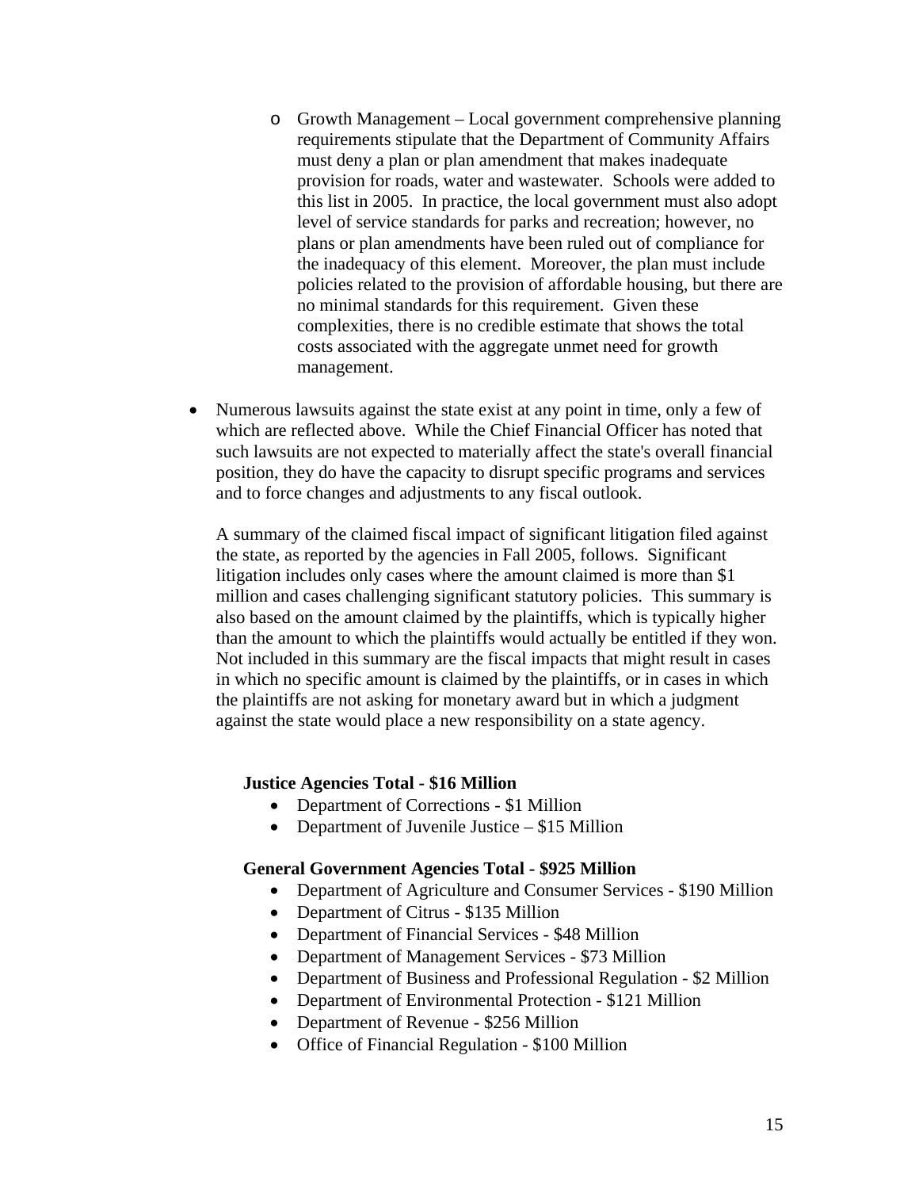- Growth Management – Local government comprehensive planning requirements stipulate that the Department of Community Affairs must deny a plan or plan amendment that makes inadequate provision for roads, water and wastewater. Schools were added to this list in 2005. In practice, the local government must also adopt level of service standards for parks and recreation; however, no plans or plan amendments have been ruled out of compliance for the inadequacy of this element. Moreover, the plan must include policies related to the provision of affordable housing, but there are no minimal standards for this requirement. Given these complexities, there is no credible estimate that shows the total costs associated with the aggregate unmet need for growth management.

- Numerous lawsuits against the state exist at any point in time, only a few of which are reflected above. While the Chief Financial Officer has noted that such lawsuits are not expected to materially affect the state's overall financial position, they do have the capacity to disrupt specific programs and services and to force changes and adjustments to any fiscal outlook.

  A summary of the claimed fiscal impact of significant litigation filed against the state, as reported by the agencies in Fall 2005, follows. Significant litigation includes only cases where the amount claimed is more than $1 million and cases challenging significant statutory policies. This summary is also based on the amount claimed by the plaintiffs, which is typically higher than the amount to which the plaintiffs would actually be entitled if they won. Not included in this summary are the fiscal impacts that might result in cases in which no specific amount is claimed by the plaintiffs, or in cases in which the plaintiffs are not asking for monetary award but in which a judgment against the state would place a new responsibility on a state agency.

  **Justice Agencies Total - $16 Million**

  - Department of Corrections - $1 Million
  - Department of Juvenile Justice – $15 Million

  **General Government Agencies Total - $925 Million**

  - Department of Agriculture and Consumer Services - $190 Million
  - Department of Citrus - $135 Million
  - Department of Financial Services - $48 Million
  - Department of Management Services - $73 Million
  - Department of Business and Professional Regulation - $2 Million
  - Department of Environmental Protection - $121 Million
  - Department of Revenue - $256 Million
  - Office of Financial Regulation - $100 Million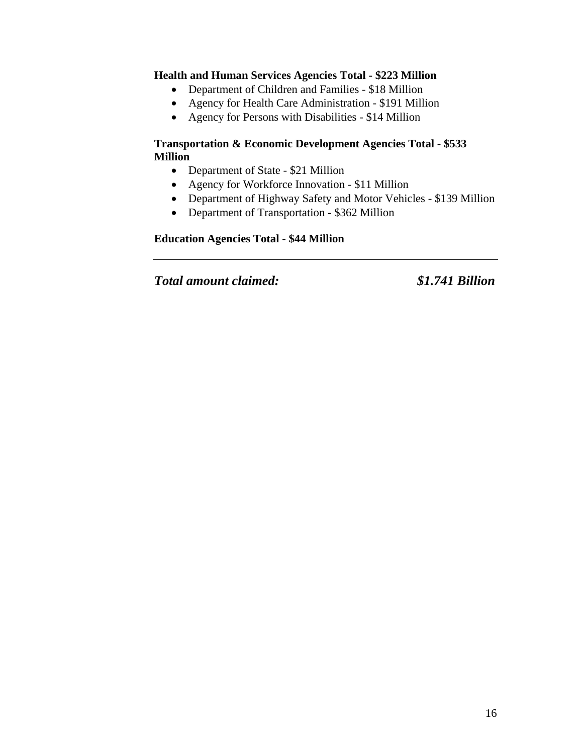**Health and Human Services Agencies Total - $223 Million**

- Department of Children and Families - $18 Million
- Agency for Health Care Administration - $191 Million
- Agency for Persons with Disabilities - $14 Million

**Transportation & Economic Development Agencies Total - $533 Million**

- Department of State - $21 Million
- Agency for Workforce Innovation - $11 Million
- Department of Highway Safety and Motor Vehicles - $139 Million
- Department of Transportation - $362 Million

**Education Agencies Total - $44 Million**

---

***Total amount claimed: $1.741 Billion***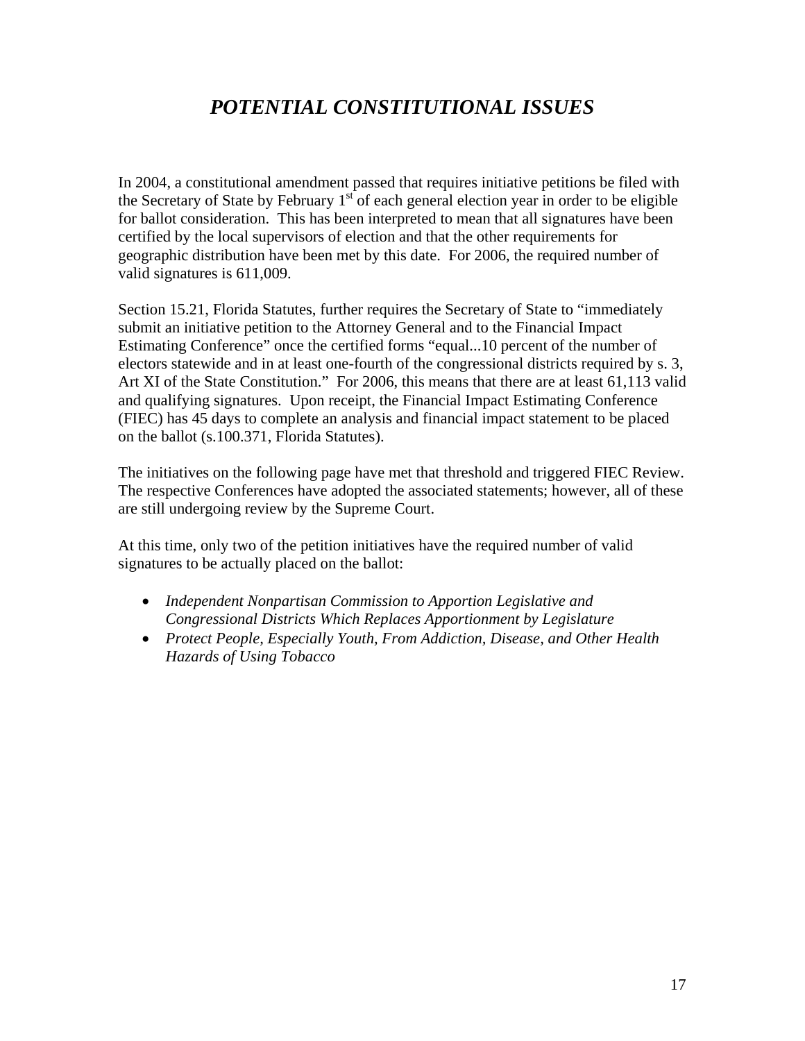# *POTENTIAL CONSTITUTIONAL ISSUES*

In 2004, a constitutional amendment passed that requires initiative petitions be filed with the Secretary of State by February 1st of each general election year in order to be eligible for ballot consideration. This has been interpreted to mean that all signatures have been certified by the local supervisors of election and that the other requirements for geographic distribution have been met by this date. For 2006, the required number of valid signatures is 611,009.

Section 15.21, Florida Statutes, further requires the Secretary of State to "immediately submit an initiative petition to the Attorney General and to the Financial Impact Estimating Conference" once the certified forms "equal...10 percent of the number of electors statewide and in at least one-fourth of the congressional districts required by s. 3, Art XI of the State Constitution." For 2006, this means that there are at least 61,113 valid and qualifying signatures. Upon receipt, the Financial Impact Estimating Conference (FIEC) has 45 days to complete an analysis and financial impact statement to be placed on the ballot (s.100.371, Florida Statutes).

The initiatives on the following page have met that threshold and triggered FIEC Review. The respective Conferences have adopted the associated statements; however, all of these are still undergoing review by the Supreme Court.

At this time, only two of the petition initiatives have the required number of valid signatures to be actually placed on the ballot:

- *Independent Nonpartisan Commission to Apportion Legislative and Congressional Districts Which Replaces Apportionment by Legislature*
- *Protect People, Especially Youth, From Addiction, Disease, and Other Health Hazards of Using Tobacco*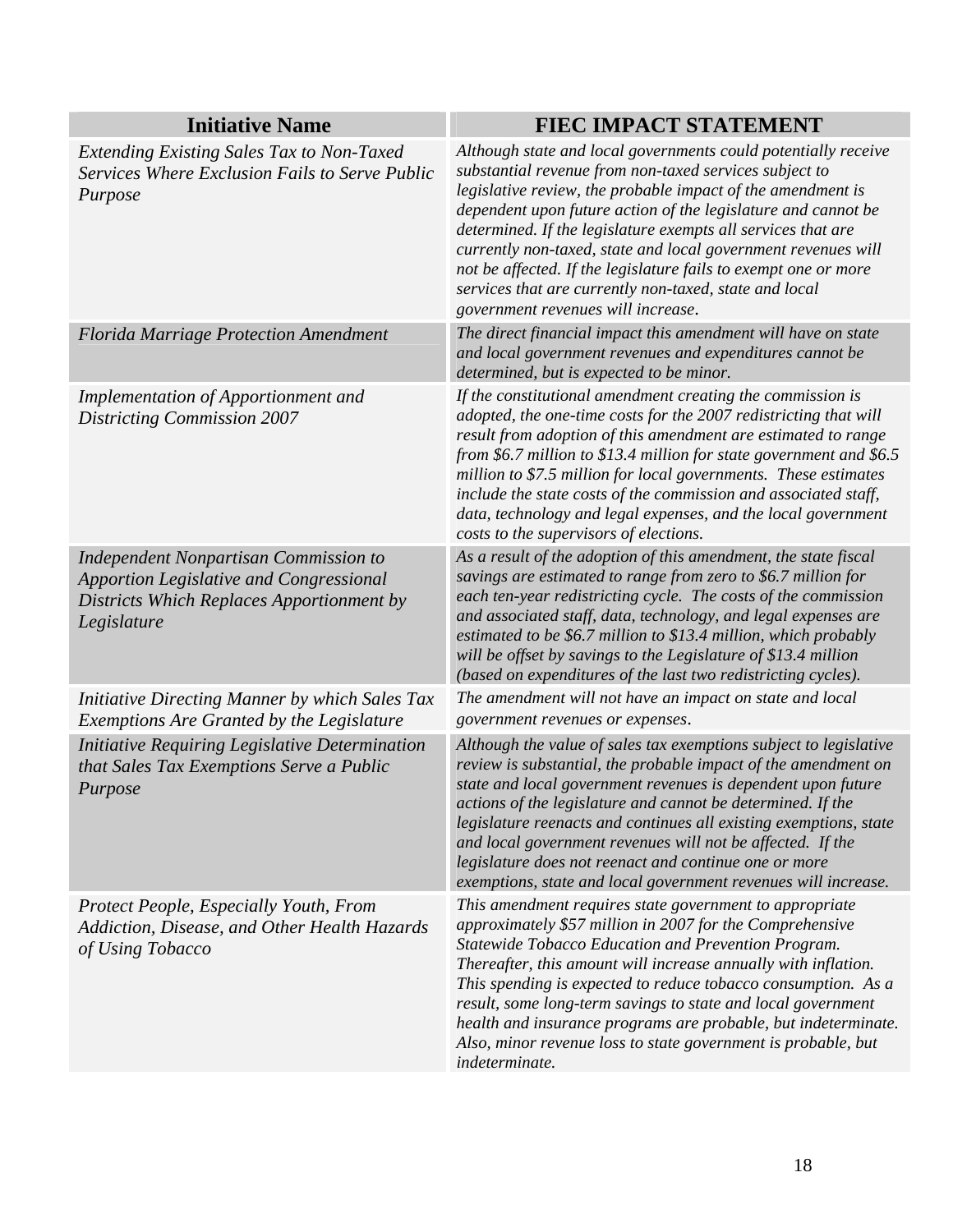| Initiative Name | FIEC IMPACT STATEMENT |
|---|---|
| *Extending Existing Sales Tax to Non-Taxed Services Where Exclusion Fails to Serve Public Purpose* | *Although state and local governments could potentially receive substantial revenue from non-taxed services subject to legislative review, the probable impact of the amendment is dependent upon future action of the legislature and cannot be determined. If the legislature exempts all services that are currently non-taxed, state and local government revenues will not be affected. If the legislature fails to exempt one or more services that are currently non-taxed, state and local government revenues will increase.* |
| *Florida Marriage Protection Amendment* | *The direct financial impact this amendment will have on state and local government revenues and expenditures cannot be determined, but is expected to be minor.* |
| *Implementation of Apportionment and Districting Commission 2007* | *If the constitutional amendment creating the commission is adopted, the one-time costs for the 2007 redistricting that will result from adoption of this amendment are estimated to range from $6.7 million to $13.4 million for state government and $6.5 million to $7.5 million for local governments. These estimates include the state costs of the commission and associated staff, data, technology and legal expenses, and the local government costs to the supervisors of elections.* |
| *Independent Nonpartisan Commission to Apportion Legislative and Congressional Districts Which Replaces Apportionment by Legislature* | *As a result of the adoption of this amendment, the state fiscal savings are estimated to range from zero to $6.7 million for each ten-year redistricting cycle. The costs of the commission and associated staff, data, technology, and legal expenses are estimated to be $6.7 million to $13.4 million, which probably will be offset by savings to the Legislature of $13.4 million (based on expenditures of the last two redistricting cycles).* |
| *Initiative Directing Manner by which Sales Tax Exemptions Are Granted by the Legislature* | *The amendment will not have an impact on state and local government revenues or expenses.* |
| *Initiative Requiring Legislative Determination that Sales Tax Exemptions Serve a Public Purpose* | *Although the value of sales tax exemptions subject to legislative review is substantial, the probable impact of the amendment on state and local government revenues is dependent upon future actions of the legislature and cannot be determined. If the legislature reenacts and continues all existing exemptions, state and local government revenues will not be affected. If the legislature does not reenact and continue one or more exemptions, state and local government revenues will increase.* |
| *Protect People, Especially Youth, From Addiction, Disease, and Other Health Hazards of Using Tobacco* | *This amendment requires state government to appropriate approximately $57 million in 2007 for the Comprehensive Statewide Tobacco Education and Prevention Program. Thereafter, this amount will increase annually with inflation. This spending is expected to reduce tobacco consumption. As a result, some long-term savings to state and local government health and insurance programs are probable, but indeterminate. Also, minor revenue loss to state government is probable, but indeterminate.* |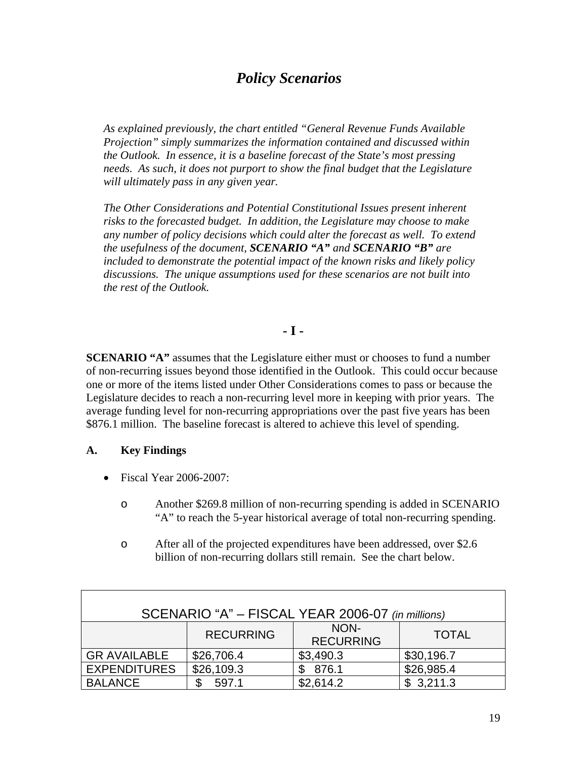# *Policy Scenarios*

*As explained previously, the chart entitled "General Revenue Funds Available Projection" simply summarizes the information contained and discussed within the Outlook. In essence, it is a baseline forecast of the State's most pressing needs. As such, it does not purport to show the final budget that the Legislature will ultimately pass in any given year.*

*The Other Considerations and Potential Constitutional Issues present inherent risks to the forecasted budget. In addition, the Legislature may choose to make any number of policy decisions which could alter the forecast as well. To extend the usefulness of the document,* ***SCENARIO "A"*** *and* ***SCENARIO "B"*** *are included to demonstrate the potential impact of the known risks and likely policy discussions. The unique assumptions used for these scenarios are not built into the rest of the Outlook.*

**- I -**

**SCENARIO "A"** assumes that the Legislature either must or chooses to fund a number of non-recurring issues beyond those identified in the Outlook. This could occur because one or more of the items listed under Other Considerations comes to pass or because the Legislature decides to reach a non-recurring level more in keeping with prior years. The average funding level for non-recurring appropriations over the past five years has been $876.1 million. The baseline forecast is altered to achieve this level of spending.

**A. Key Findings**

- Fiscal Year 2006-2007:
  - Another $269.8 million of non-recurring spending is added in SCENARIO "A" to reach the 5-year historical average of total non-recurring spending.
  - After all of the projected expenditures have been addressed, over $2.6 billion of non-recurring dollars still remain. See the chart below.

| SCENARIO "A" – FISCAL YEAR 2006-07 *(in millions)* | | | |
|---|---|---|---|
| | RECURRING | NON-RECURRING | TOTAL |
| GR AVAILABLE | $26,706.4 | $3,490.3 | $30,196.7 |
| EXPENDITURES | $26,109.3 | $ 876.1 | $26,985.4 |
| BALANCE | $ 597.1 | $2,614.2 | $ 3,211.3 |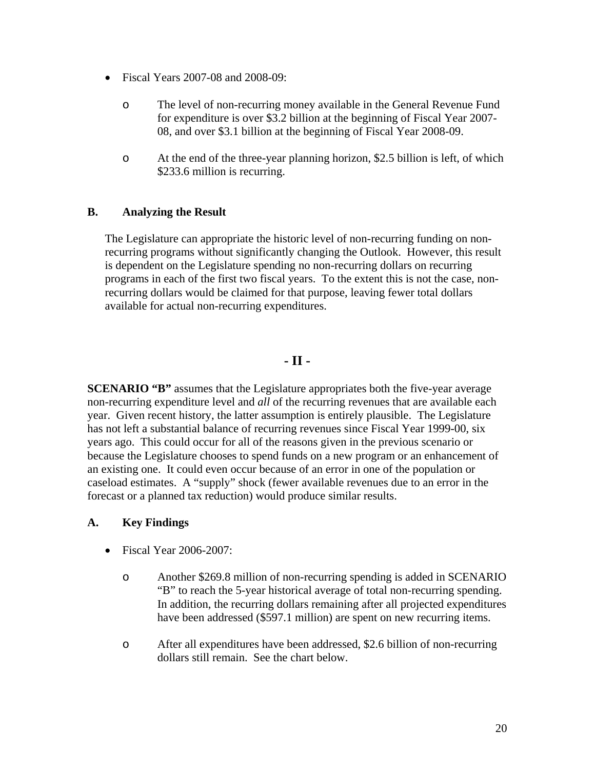- Fiscal Years 2007-08 and 2008-09:
  - The level of non-recurring money available in the General Revenue Fund for expenditure is over $3.2 billion at the beginning of Fiscal Year 2007-08, and over $3.1 billion at the beginning of Fiscal Year 2008-09.
  - At the end of the three-year planning horizon, $2.5 billion is left, of which $233.6 million is recurring.

### B. Analyzing the Result

The Legislature can appropriate the historic level of non-recurring funding on non-recurring programs without significantly changing the Outlook. However, this result is dependent on the Legislature spending no non-recurring dollars on recurring programs in each of the first two fiscal years. To the extent this is not the case, non-recurring dollars would be claimed for that purpose, leaving fewer total dollars available for actual non-recurring expenditures.

## - II -

**SCENARIO "B"** assumes that the Legislature appropriates both the five-year average non-recurring expenditure level and *all* of the recurring revenues that are available each year. Given recent history, the latter assumption is entirely plausible. The Legislature has not left a substantial balance of recurring revenues since Fiscal Year 1999-00, six years ago. This could occur for all of the reasons given in the previous scenario or because the Legislature chooses to spend funds on a new program or an enhancement of an existing one. It could even occur because of an error in one of the population or caseload estimates. A "supply" shock (fewer available revenues due to an error in the forecast or a planned tax reduction) would produce similar results.

### A. Key Findings

- Fiscal Year 2006-2007:
  - Another $269.8 million of non-recurring spending is added in SCENARIO "B" to reach the 5-year historical average of total non-recurring spending. In addition, the recurring dollars remaining after all projected expenditures have been addressed ($597.1 million) are spent on new recurring items.
  - After all expenditures have been addressed, $2.6 billion of non-recurring dollars still remain. See the chart below.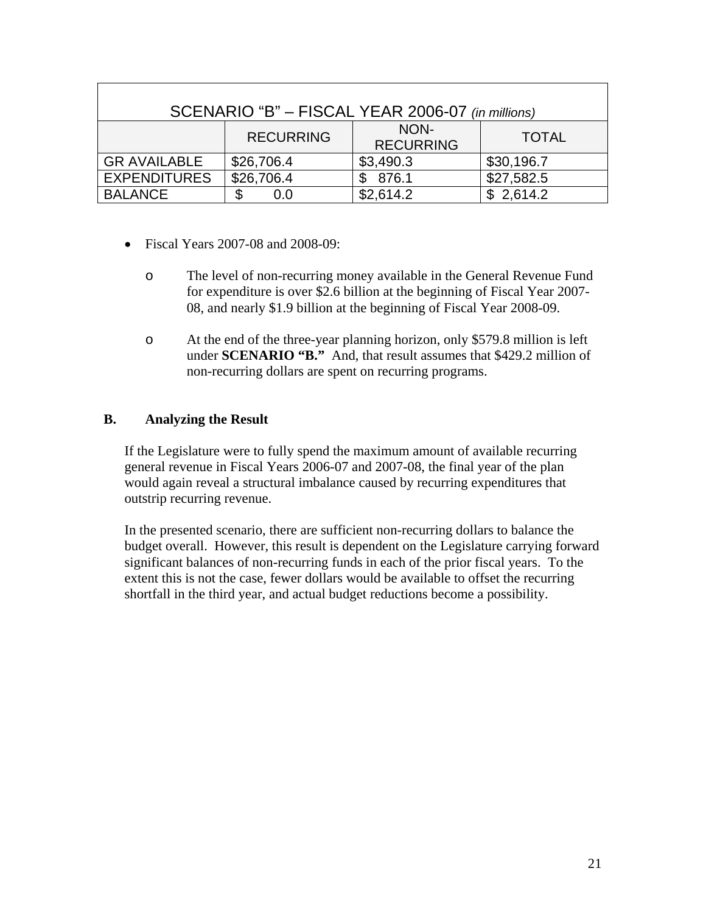| SCENARIO "B" – FISCAL YEAR 2006-07 *(in millions)* | | | |
|---|---|---|---|
| | RECURRING | NON-RECURRING | TOTAL |
| GR AVAILABLE | $26,706.4 | $3,490.3 | $30,196.7 |
| EXPENDITURES | $26,706.4 | $ 876.1 | $27,582.5 |
| BALANCE | $ 0.0 | $2,614.2 | $ 2,614.2 |

- Fiscal Years 2007-08 and 2008-09:
  - The level of non-recurring money available in the General Revenue Fund for expenditure is over $2.6 billion at the beginning of Fiscal Year 2007-08, and nearly $1.9 billion at the beginning of Fiscal Year 2008-09.
  - At the end of the three-year planning horizon, only $579.8 million is left under **SCENARIO "B."** And, that result assumes that $429.2 million of non-recurring dollars are spent on recurring programs.

## B. Analyzing the Result

If the Legislature were to fully spend the maximum amount of available recurring general revenue in Fiscal Years 2006-07 and 2007-08, the final year of the plan would again reveal a structural imbalance caused by recurring expenditures that outstrip recurring revenue.

In the presented scenario, there are sufficient non-recurring dollars to balance the budget overall. However, this result is dependent on the Legislature carrying forward significant balances of non-recurring funds in each of the prior fiscal years. To the extent this is not the case, fewer dollars would be available to offset the recurring shortfall in the third year, and actual budget reductions become a possibility.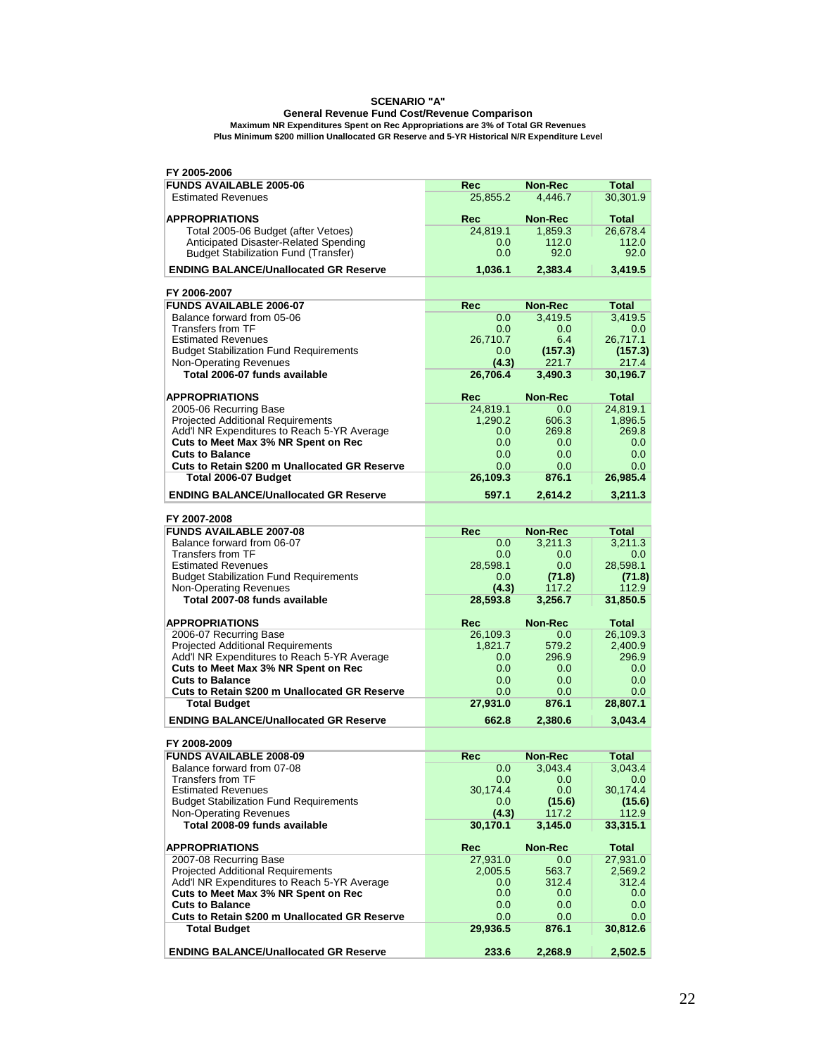**SCENARIO "A"**

**General Revenue Fund Cost/Revenue Comparison**

**Maximum NR Expenditures Spent on Rec Appropriations are 3% of Total GR Revenues**

**Plus Minimum $200 million Unallocated GR Reserve and 5-YR Historical N/R Expenditure Level**

| **FY 2005-2006** | | | |
|---|---|---|---|
| **FUNDS AVAILABLE 2005-06** | **Rec** | **Non-Rec** | **Total** |
| Estimated Revenues | 25,855.2 | 4,446.7 | 30,301.9 |
| | | | |
| **APPROPRIATIONS** | **Rec** | **Non-Rec** | **Total** |
| Total 2005-06 Budget (after Vetoes) | 24,819.1 | 1,859.3 | 26,678.4 |
| Anticipated Disaster-Related Spending | 0.0 | 112.0 | 112.0 |
| Budget Stabilization Fund (Transfer) | 0.0 | 92.0 | 92.0 |
| **ENDING BALANCE/Unallocated GR Reserve** | **1,036.1** | **2,383.4** | **3,419.5** |
| | | | |
| **FY 2006-2007** | | | |
| **FUNDS AVAILABLE 2006-07** | **Rec** | **Non-Rec** | **Total** |
| Balance forward from 05-06 | 0.0 | 3,419.5 | 3,419.5 |
| Transfers from TF | 0.0 | 0.0 | 0.0 |
| Estimated Revenues | 26,710.7 | 6.4 | 26,717.1 |
| Budget Stabilization Fund Requirements | 0.0 | **(157.3)** | **(157.3)** |
| Non-Operating Revenues | **(4.3)** | 221.7 | 217.4 |
| **Total 2006-07 funds available** | **26,706.4** | **3,490.3** | **30,196.7** |
| | | | |
| **APPROPRIATIONS** | **Rec** | **Non-Rec** | **Total** |
| 2005-06 Recurring Base | 24,819.1 | 0.0 | 24,819.1 |
| Projected Additional Requirements | 1,290.2 | 606.3 | 1,896.5 |
| Add'l NR Expenditures to Reach 5-YR Average | 0.0 | 269.8 | 269.8 |
| **Cuts to Meet Max 3% NR Spent on Rec** | 0.0 | 0.0 | 0.0 |
| **Cuts to Balance** | 0.0 | 0.0 | 0.0 |
| **Cuts to Retain $200 m Unallocated GR Reserve** | 0.0 | 0.0 | 0.0 |
| **Total 2006-07 Budget** | **26,109.3** | **876.1** | **26,985.4** |
| **ENDING BALANCE/Unallocated GR Reserve** | **597.1** | **2,614.2** | **3,211.3** |
| | | | |
| **FY 2007-2008** | | | |
| **FUNDS AVAILABLE 2007-08** | **Rec** | **Non-Rec** | **Total** |
| Balance forward from 06-07 | 0.0 | 3,211.3 | 3,211.3 |
| Transfers from TF | 0.0 | 0.0 | 0.0 |
| Estimated Revenues | 28,598.1 | 0.0 | 28,598.1 |
| Budget Stabilization Fund Requirements | 0.0 | **(71.8)** | **(71.8)** |
| Non-Operating Revenues | **(4.3)** | 117.2 | 112.9 |
| **Total 2007-08 funds available** | **28,593.8** | **3,256.7** | **31,850.5** |
| | | | |
| **APPROPRIATIONS** | **Rec** | **Non-Rec** | **Total** |
| 2006-07 Recurring Base | 26,109.3 | 0.0 | 26,109.3 |
| Projected Additional Requirements | 1,821.7 | 579.2 | 2,400.9 |
| Add'l NR Expenditures to Reach 5-YR Average | 0.0 | 296.9 | 296.9 |
| **Cuts to Meet Max 3% NR Spent on Rec** | 0.0 | 0.0 | 0.0 |
| **Cuts to Balance** | 0.0 | 0.0 | 0.0 |
| **Cuts to Retain $200 m Unallocated GR Reserve** | 0.0 | 0.0 | 0.0 |
| **Total Budget** | **27,931.0** | **876.1** | **28,807.1** |
| **ENDING BALANCE/Unallocated GR Reserve** | **662.8** | **2,380.6** | **3,043.4** |
| | | | |
| **FY 2008-2009** | | | |
| **FUNDS AVAILABLE 2008-09** | **Rec** | **Non-Rec** | **Total** |
| Balance forward from 07-08 | 0.0 | 3,043.4 | 3,043.4 |
| Transfers from TF | 0.0 | 0.0 | 0.0 |
| Estimated Revenues | 30,174.4 | 0.0 | 30,174.4 |
| Budget Stabilization Fund Requirements | 0.0 | **(15.6)** | **(15.6)** |
| Non-Operating Revenues | **(4.3)** | 117.2 | 112.9 |
| **Total 2008-09 funds available** | **30,170.1** | **3,145.0** | **33,315.1** |
| | | | |
| **APPROPRIATIONS** | **Rec** | **Non-Rec** | **Total** |
| 2007-08 Recurring Base | 27,931.0 | 0.0 | 27,931.0 |
| Projected Additional Requirements | 2,005.5 | 563.7 | 2,569.2 |
| Add'l NR Expenditures to Reach 5-YR Average | 0.0 | 312.4 | 312.4 |
| **Cuts to Meet Max 3% NR Spent on Rec** | 0.0 | 0.0 | 0.0 |
| **Cuts to Balance** | 0.0 | 0.0 | 0.0 |
| **Cuts to Retain $200 m Unallocated GR Reserve** | 0.0 | 0.0 | 0.0 |
| **Total Budget** | **29,936.5** | **876.1** | **30,812.6** |
| **ENDING BALANCE/Unallocated GR Reserve** | **233.6** | **2,268.9** | **2,502.5** |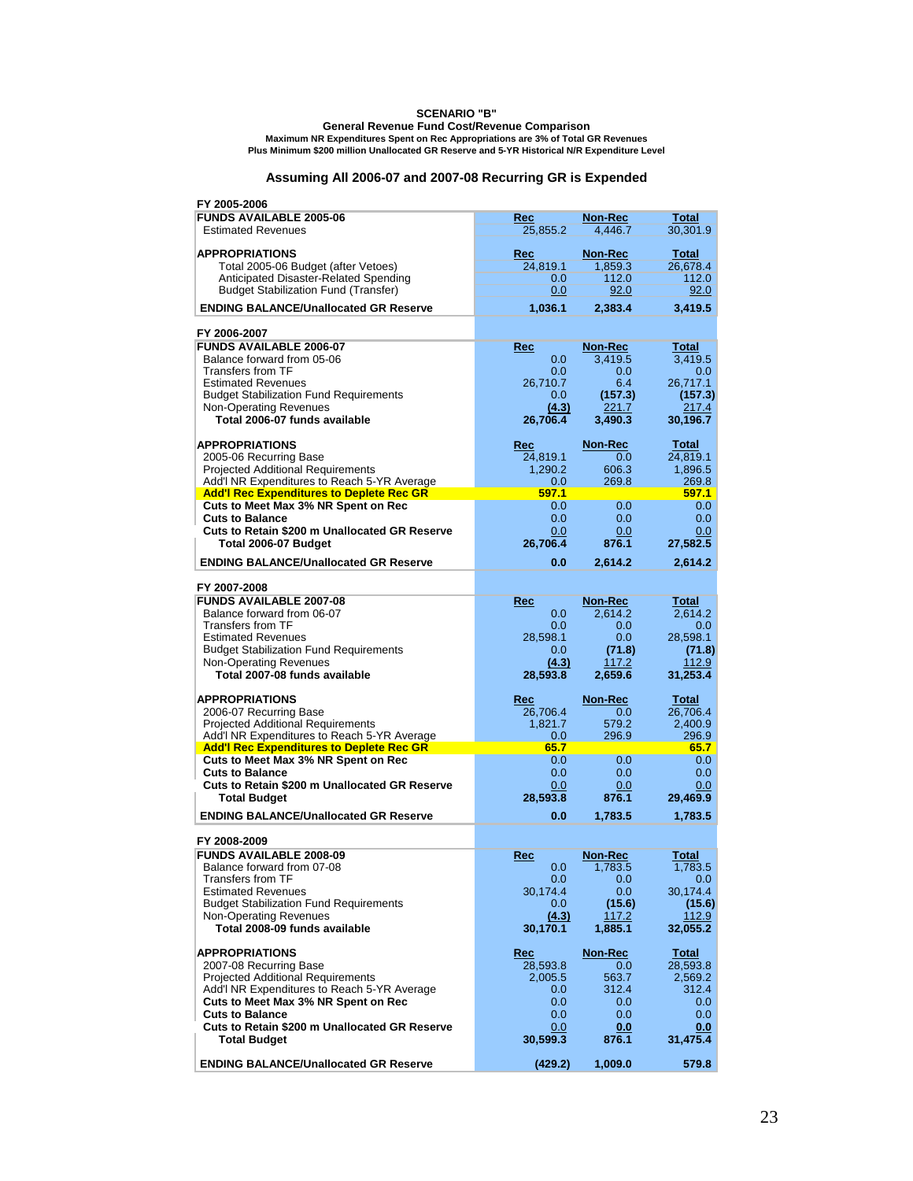**SCENARIO "B"**
**General Revenue Fund Cost/Revenue Comparison**
**Maximum NR Expenditures Spent on Rec Appropriations are 3% of Total GR Revenues**
**Plus Minimum $200 million Unallocated GR Reserve and 5-YR Historical N/R Expenditure Level**

## Assuming All 2006-07 and 2007-08 Recurring GR is Expended

| FY 2005-2006 | | | |
|---|---|---|---|
| **FUNDS AVAILABLE 2005-06** | **Rec** | **Non-Rec** | **Total** |
| Estimated Revenues | 25,855.2 | 4,446.7 | 30,301.9 |
| **APPROPRIATIONS** | **Rec** | **Non-Rec** | **Total** |
| Total 2005-06 Budget (after Vetoes) | 24,819.1 | 1,859.3 | 26,678.4 |
| Anticipated Disaster-Related Spending | 0.0 | 112.0 | 112.0 |
| Budget Stabilization Fund (Transfer) | 0.0 | 92.0 | 92.0 |
| **ENDING BALANCE/Unallocated GR Reserve** | **1,036.1** | **2,383.4** | **3,419.5** |

| FY 2006-2007 | | | |
|---|---|---|---|
| **FUNDS AVAILABLE 2006-07** | **Rec** | **Non-Rec** | **Total** |
| Balance forward from 05-06 | 0.0 | 3,419.5 | 3,419.5 |
| Transfers from TF | 0.0 | 0.0 | 0.0 |
| Estimated Revenues | 26,710.7 | 6.4 | 26,717.1 |
| Budget Stabilization Fund Requirements | 0.0 | **(157.3)** | **(157.3)** |
| Non-Operating Revenues | **(4.3)** | 221.7 | 217.4 |
| **Total 2006-07 funds available** | **26,706.4** | **3,490.3** | **30,196.7** |
| **APPROPRIATIONS** | **Rec** | **Non-Rec** | **Total** |
| 2005-06 Recurring Base | 24,819.1 | 0.0 | 24,819.1 |
| Projected Additional Requirements | 1,290.2 | 606.3 | 1,896.5 |
| Add'l NR Expenditures to Reach 5-YR Average | 0.0 | 269.8 | 269.8 |
| **Add'l Rec Expenditures to Deplete Rec GR** | **597.1** | | **597.1** |
| **Cuts to Meet Max 3% NR Spent on Rec** | 0.0 | 0.0 | 0.0 |
| **Cuts to Balance** | 0.0 | 0.0 | 0.0 |
| **Cuts to Retain $200 m Unallocated GR Reserve** | 0.0 | 0.0 | 0.0 |
| **Total 2006-07 Budget** | **26,706.4** | **876.1** | **27,582.5** |
| **ENDING BALANCE/Unallocated GR Reserve** | **0.0** | **2,614.2** | **2,614.2** |

| FY 2007-2008 | | | |
|---|---|---|---|
| **FUNDS AVAILABLE 2007-08** | **Rec** | **Non-Rec** | **Total** |
| Balance forward from 06-07 | 0.0 | 2,614.2 | 2,614.2 |
| Transfers from TF | 0.0 | 0.0 | 0.0 |
| Estimated Revenues | 28,598.1 | 0.0 | 28,598.1 |
| Budget Stabilization Fund Requirements | 0.0 | **(71.8)** | **(71.8)** |
| Non-Operating Revenues | **(4.3)** | 117.2 | 112.9 |
| **Total 2007-08 funds available** | **28,593.8** | **2,659.6** | **31,253.4** |
| **APPROPRIATIONS** | **Rec** | **Non-Rec** | **Total** |
| 2006-07 Recurring Base | 26,706.4 | 0.0 | 26,706.4 |
| Projected Additional Requirements | 1,821.7 | 579.2 | 2,400.9 |
| Add'l NR Expenditures to Reach 5-YR Average | 0.0 | 296.9 | 296.9 |
| **Add'l Rec Expenditures to Deplete Rec GR** | **65.7** | | **65.7** |
| **Cuts to Meet Max 3% NR Spent on Rec** | 0.0 | 0.0 | 0.0 |
| **Cuts to Balance** | 0.0 | 0.0 | 0.0 |
| **Cuts to Retain $200 m Unallocated GR Reserve** | 0.0 | 0.0 | 0.0 |
| **Total Budget** | **28,593.8** | **876.1** | **29,469.9** |
| **ENDING BALANCE/Unallocated GR Reserve** | **0.0** | **1,783.5** | **1,783.5** |

| FY 2008-2009 | | | |
|---|---|---|---|
| **FUNDS AVAILABLE 2008-09** | **Rec** | **Non-Rec** | **Total** |
| Balance forward from 07-08 | 0.0 | 1,783.5 | 1,783.5 |
| Transfers from TF | 0.0 | 0.0 | 0.0 |
| Estimated Revenues | 30,174.4 | 0.0 | 30,174.4 |
| Budget Stabilization Fund Requirements | 0.0 | **(15.6)** | **(15.6)** |
| Non-Operating Revenues | **(4.3)** | 117.2 | 112.9 |
| **Total 2008-09 funds available** | **30,170.1** | **1,885.1** | **32,055.2** |
| **APPROPRIATIONS** | **Rec** | **Non-Rec** | **Total** |
| 2007-08 Recurring Base | 28,593.8 | 0.0 | 28,593.8 |
| Projected Additional Requirements | 2,005.5 | 563.7 | 2,569.2 |
| Add'l NR Expenditures to Reach 5-YR Average | 0.0 | 312.4 | 312.4 |
| **Cuts to Meet Max 3% NR Spent on Rec** | 0.0 | 0.0 | 0.0 |
| **Cuts to Balance** | 0.0 | 0.0 | 0.0 |
| **Cuts to Retain $200 m Unallocated GR Reserve** | 0.0 | **0.0** | **0.0** |
| **Total Budget** | **30,599.3** | **876.1** | **31,475.4** |
| **ENDING BALANCE/Unallocated GR Reserve** | **(429.2)** | **1,009.0** | **579.8** |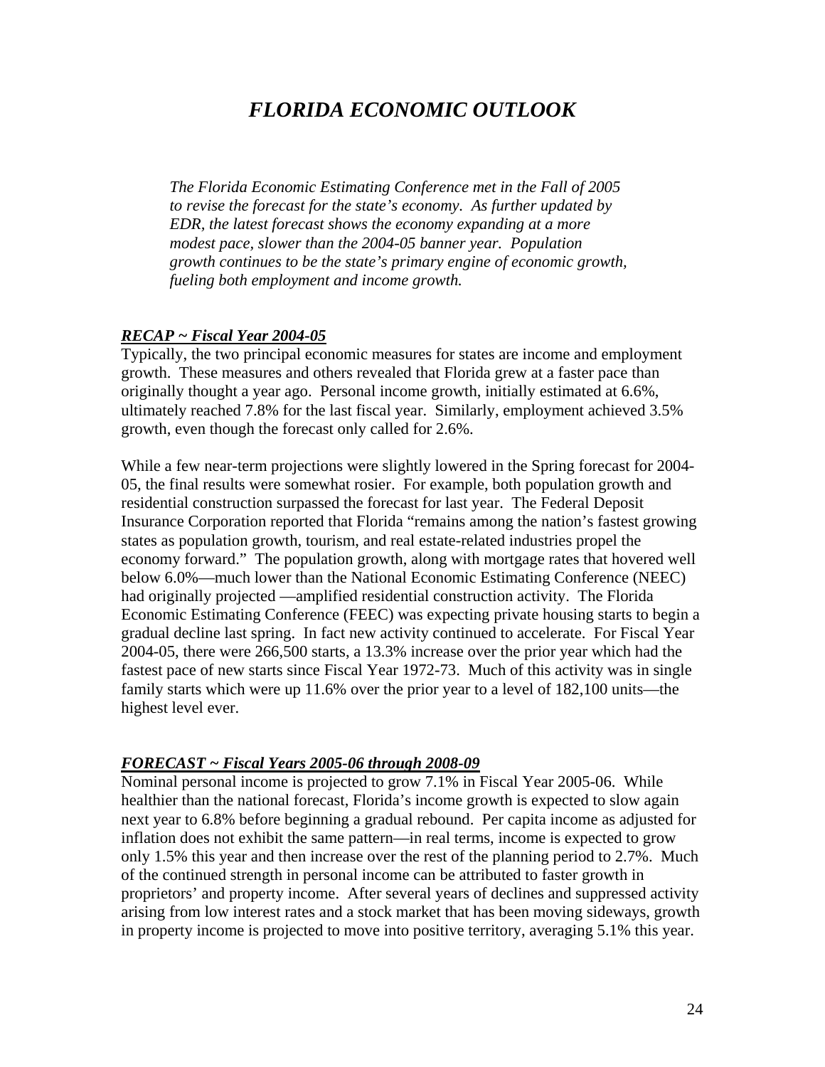# *FLORIDA ECONOMIC OUTLOOK*

*The Florida Economic Estimating Conference met in the Fall of 2005 to revise the forecast for the state's economy. As further updated by EDR, the latest forecast shows the economy expanding at a more modest pace, slower than the 2004-05 banner year. Population growth continues to be the state's primary engine of economic growth, fueling both employment and income growth.*

## ***RECAP ~ Fiscal Year 2004-05***

Typically, the two principal economic measures for states are income and employment growth. These measures and others revealed that Florida grew at a faster pace than originally thought a year ago. Personal income growth, initially estimated at 6.6%, ultimately reached 7.8% for the last fiscal year. Similarly, employment achieved 3.5% growth, even though the forecast only called for 2.6%.

While a few near-term projections were slightly lowered in the Spring forecast for 2004-05, the final results were somewhat rosier. For example, both population growth and residential construction surpassed the forecast for last year. The Federal Deposit Insurance Corporation reported that Florida "remains among the nation's fastest growing states as population growth, tourism, and real estate-related industries propel the economy forward." The population growth, along with mortgage rates that hovered well below 6.0%—much lower than the National Economic Estimating Conference (NEEC) had originally projected —amplified residential construction activity. The Florida Economic Estimating Conference (FEEC) was expecting private housing starts to begin a gradual decline last spring. In fact new activity continued to accelerate. For Fiscal Year 2004-05, there were 266,500 starts, a 13.3% increase over the prior year which had the fastest pace of new starts since Fiscal Year 1972-73. Much of this activity was in single family starts which were up 11.6% over the prior year to a level of 182,100 units—the highest level ever.

## ***FORECAST ~ Fiscal Years 2005-06 through 2008-09***

Nominal personal income is projected to grow 7.1% in Fiscal Year 2005-06. While healthier than the national forecast, Florida's income growth is expected to slow again next year to 6.8% before beginning a gradual rebound. Per capita income as adjusted for inflation does not exhibit the same pattern—in real terms, income is expected to grow only 1.5% this year and then increase over the rest of the planning period to 2.7%. Much of the continued strength in personal income can be attributed to faster growth in proprietors' and property income. After several years of declines and suppressed activity arising from low interest rates and a stock market that has been moving sideways, growth in property income is projected to move into positive territory, averaging 5.1% this year.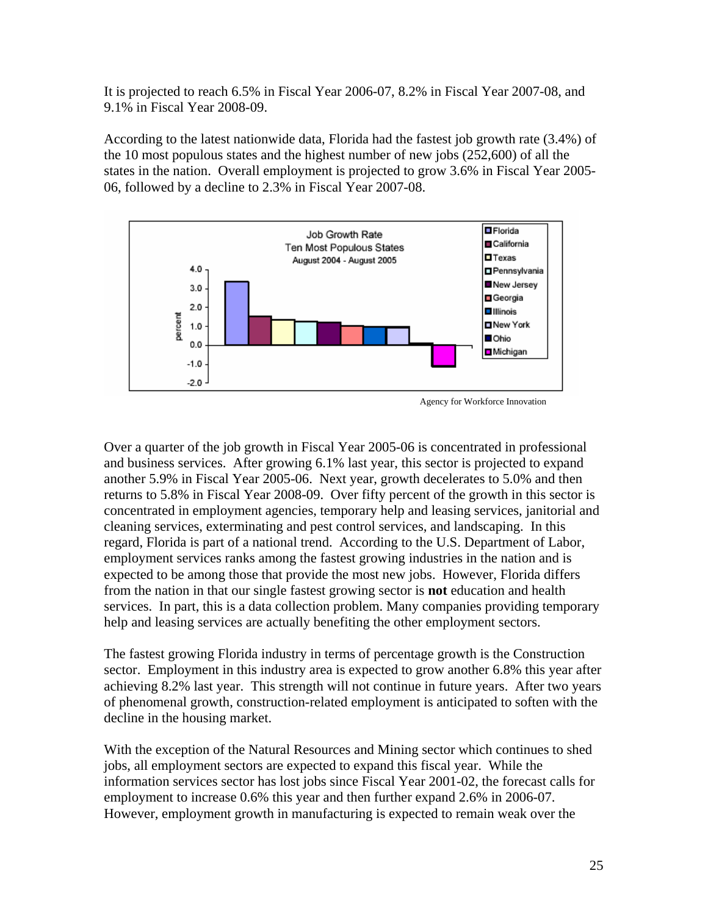It is projected to reach 6.5% in Fiscal Year 2006-07, 8.2% in Fiscal Year 2007-08, and 9.1% in Fiscal Year 2008-09.

According to the latest nationwide data, Florida had the fastest job growth rate (3.4%) of the 10 most populous states and the highest number of new jobs (252,600) of all the states in the nation. Overall employment is projected to grow 3.6% in Fiscal Year 2005-06, followed by a decline to 2.3% in Fiscal Year 2007-08.

Agency for Workforce Innovation

Over a quarter of the job growth in Fiscal Year 2005-06 is concentrated in professional and business services. After growing 6.1% last year, this sector is projected to expand another 5.9% in Fiscal Year 2005-06. Next year, growth decelerates to 5.0% and then returns to 5.8% in Fiscal Year 2008-09. Over fifty percent of the growth in this sector is concentrated in employment agencies, temporary help and leasing services, janitorial and cleaning services, exterminating and pest control services, and landscaping. In this regard, Florida is part of a national trend. According to the U.S. Department of Labor, employment services ranks among the fastest growing industries in the nation and is expected to be among those that provide the most new jobs. However, Florida differs from the nation in that our single fastest growing sector is **not** education and health services. In part, this is a data collection problem. Many companies providing temporary help and leasing services are actually benefiting the other employment sectors.

The fastest growing Florida industry in terms of percentage growth is the Construction sector. Employment in this industry area is expected to grow another 6.8% this year after achieving 8.2% last year. This strength will not continue in future years. After two years of phenomenal growth, construction-related employment is anticipated to soften with the decline in the housing market.

With the exception of the Natural Resources and Mining sector which continues to shed jobs, all employment sectors are expected to expand this fiscal year. While the information services sector has lost jobs since Fiscal Year 2001-02, the forecast calls for employment to increase 0.6% this year and then further expand 2.6% in 2006-07. However, employment growth in manufacturing is expected to remain weak over the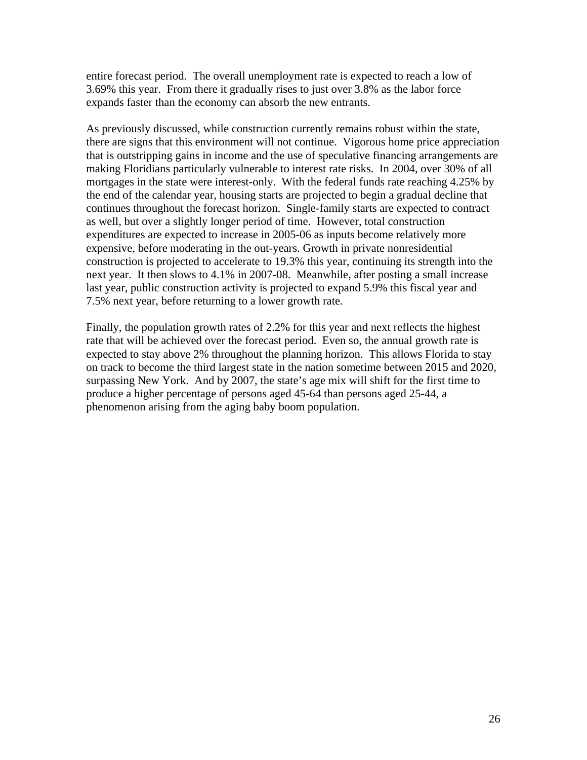entire forecast period. The overall unemployment rate is expected to reach a low of 3.69% this year. From there it gradually rises to just over 3.8% as the labor force expands faster than the economy can absorb the new entrants.

As previously discussed, while construction currently remains robust within the state, there are signs that this environment will not continue. Vigorous home price appreciation that is outstripping gains in income and the use of speculative financing arrangements are making Floridians particularly vulnerable to interest rate risks. In 2004, over 30% of all mortgages in the state were interest-only. With the federal funds rate reaching 4.25% by the end of the calendar year, housing starts are projected to begin a gradual decline that continues throughout the forecast horizon. Single-family starts are expected to contract as well, but over a slightly longer period of time. However, total construction expenditures are expected to increase in 2005-06 as inputs become relatively more expensive, before moderating in the out-years. Growth in private nonresidential construction is projected to accelerate to 19.3% this year, continuing its strength into the next year. It then slows to 4.1% in 2007-08. Meanwhile, after posting a small increase last year, public construction activity is projected to expand 5.9% this fiscal year and 7.5% next year, before returning to a lower growth rate.

Finally, the population growth rates of 2.2% for this year and next reflects the highest rate that will be achieved over the forecast period. Even so, the annual growth rate is expected to stay above 2% throughout the planning horizon. This allows Florida to stay on track to become the third largest state in the nation sometime between 2015 and 2020, surpassing New York. And by 2007, the state's age mix will shift for the first time to produce a higher percentage of persons aged 45-64 than persons aged 25-44, a phenomenon arising from the aging baby boom population.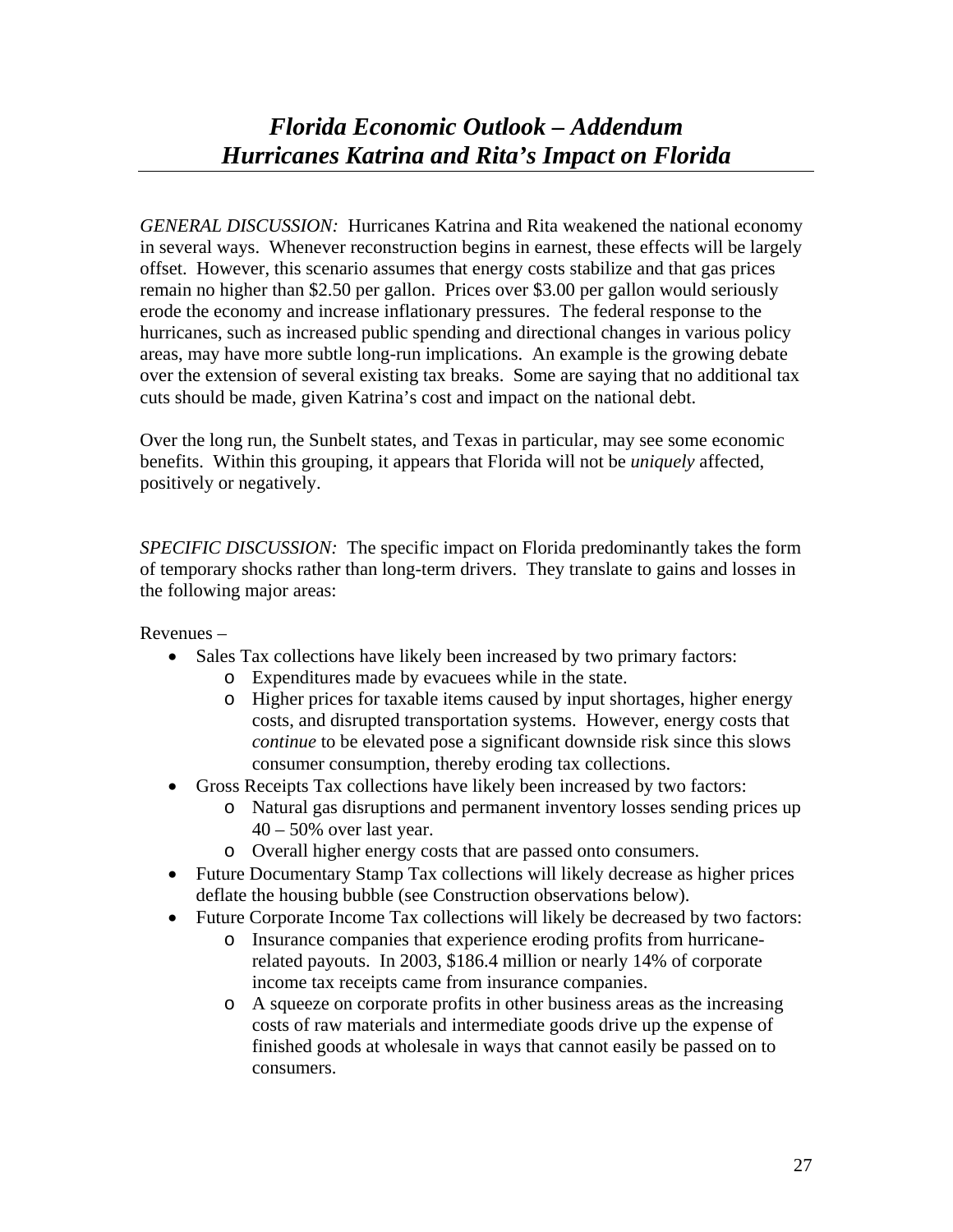# *Florida Economic Outlook – Addendum Hurricanes Katrina and Rita's Impact on Florida*

*GENERAL DISCUSSION:* Hurricanes Katrina and Rita weakened the national economy in several ways. Whenever reconstruction begins in earnest, these effects will be largely offset. However, this scenario assumes that energy costs stabilize and that gas prices remain no higher than $2.50 per gallon. Prices over $3.00 per gallon would seriously erode the economy and increase inflationary pressures. The federal response to the hurricanes, such as increased public spending and directional changes in various policy areas, may have more subtle long-run implications. An example is the growing debate over the extension of several existing tax breaks. Some are saying that no additional tax cuts should be made, given Katrina's cost and impact on the national debt.

Over the long run, the Sunbelt states, and Texas in particular, may see some economic benefits. Within this grouping, it appears that Florida will not be *uniquely* affected, positively or negatively.

*SPECIFIC DISCUSSION:* The specific impact on Florida predominantly takes the form of temporary shocks rather than long-term drivers. They translate to gains and losses in the following major areas:

Revenues –

- Sales Tax collections have likely been increased by two primary factors:
  - Expenditures made by evacuees while in the state.
  - Higher prices for taxable items caused by input shortages, higher energy costs, and disrupted transportation systems. However, energy costs that *continue* to be elevated pose a significant downside risk since this slows consumer consumption, thereby eroding tax collections.
- Gross Receipts Tax collections have likely been increased by two factors:
  - Natural gas disruptions and permanent inventory losses sending prices up 40 – 50% over last year.
  - Overall higher energy costs that are passed onto consumers.
- Future Documentary Stamp Tax collections will likely decrease as higher prices deflate the housing bubble (see Construction observations below).
- Future Corporate Income Tax collections will likely be decreased by two factors:
  - Insurance companies that experience eroding profits from hurricane-related payouts. In 2003, $186.4 million or nearly 14% of corporate income tax receipts came from insurance companies.
  - A squeeze on corporate profits in other business areas as the increasing costs of raw materials and intermediate goods drive up the expense of finished goods at wholesale in ways that cannot easily be passed on to consumers.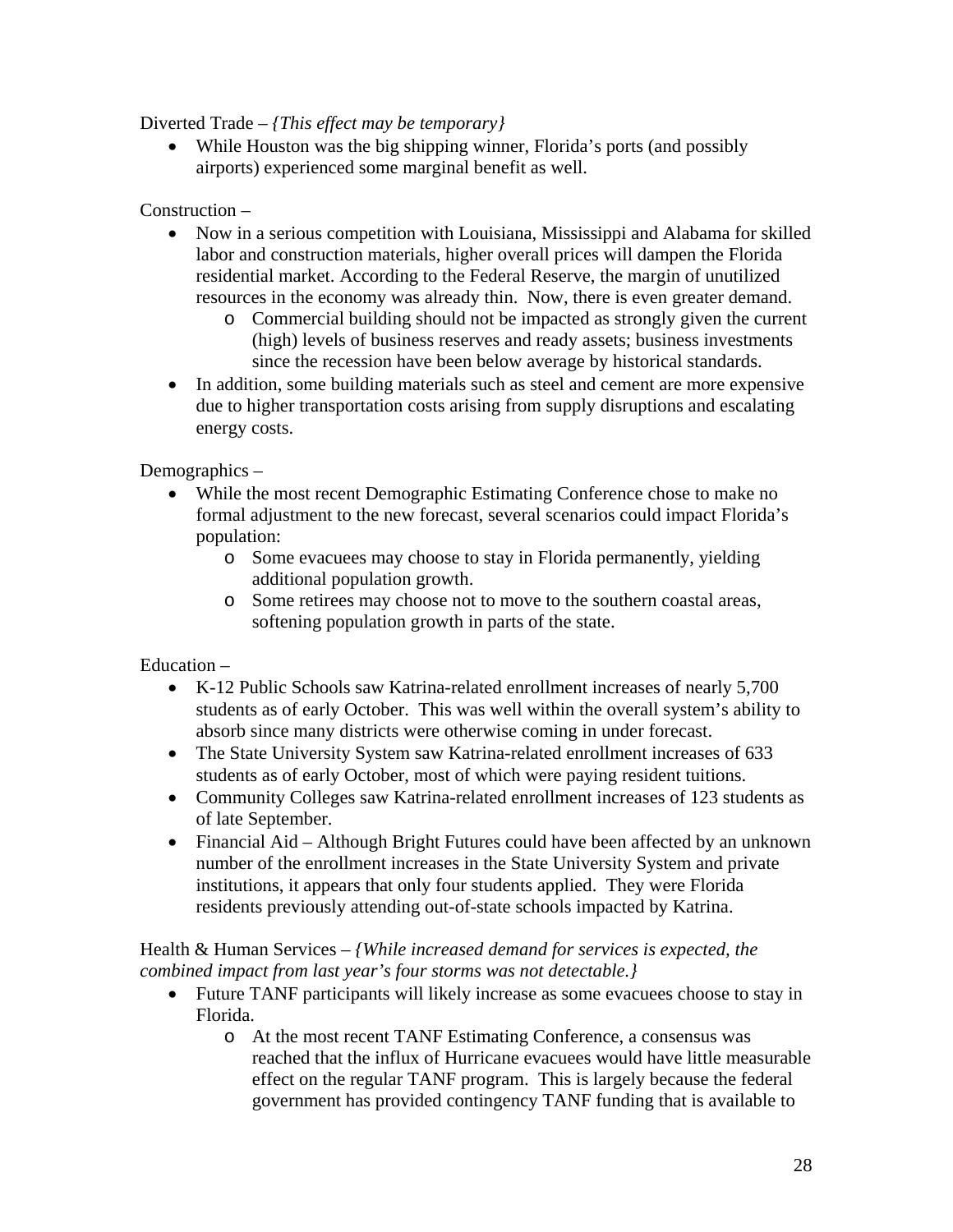Diverted Trade – *{This effect may be temporary}*

- While Houston was the big shipping winner, Florida's ports (and possibly airports) experienced some marginal benefit as well.

Construction –

- Now in a serious competition with Louisiana, Mississippi and Alabama for skilled labor and construction materials, higher overall prices will dampen the Florida residential market. According to the Federal Reserve, the margin of unutilized resources in the economy was already thin. Now, there is even greater demand.
  - Commercial building should not be impacted as strongly given the current (high) levels of business reserves and ready assets; business investments since the recession have been below average by historical standards.
- In addition, some building materials such as steel and cement are more expensive due to higher transportation costs arising from supply disruptions and escalating energy costs.

Demographics –

- While the most recent Demographic Estimating Conference chose to make no formal adjustment to the new forecast, several scenarios could impact Florida's population:
  - Some evacuees may choose to stay in Florida permanently, yielding additional population growth.
  - Some retirees may choose not to move to the southern coastal areas, softening population growth in parts of the state.

Education –

- K-12 Public Schools saw Katrina-related enrollment increases of nearly 5,700 students as of early October. This was well within the overall system's ability to absorb since many districts were otherwise coming in under forecast.
- The State University System saw Katrina-related enrollment increases of 633 students as of early October, most of which were paying resident tuitions.
- Community Colleges saw Katrina-related enrollment increases of 123 students as of late September.
- Financial Aid – Although Bright Futures could have been affected by an unknown number of the enrollment increases in the State University System and private institutions, it appears that only four students applied. They were Florida residents previously attending out-of-state schools impacted by Katrina.

Health & Human Services – *{While increased demand for services is expected, the combined impact from last year's four storms was not detectable.}*

- Future TANF participants will likely increase as some evacuees choose to stay in Florida.
  - At the most recent TANF Estimating Conference, a consensus was reached that the influx of Hurricane evacuees would have little measurable effect on the regular TANF program. This is largely because the federal government has provided contingency TANF funding that is available to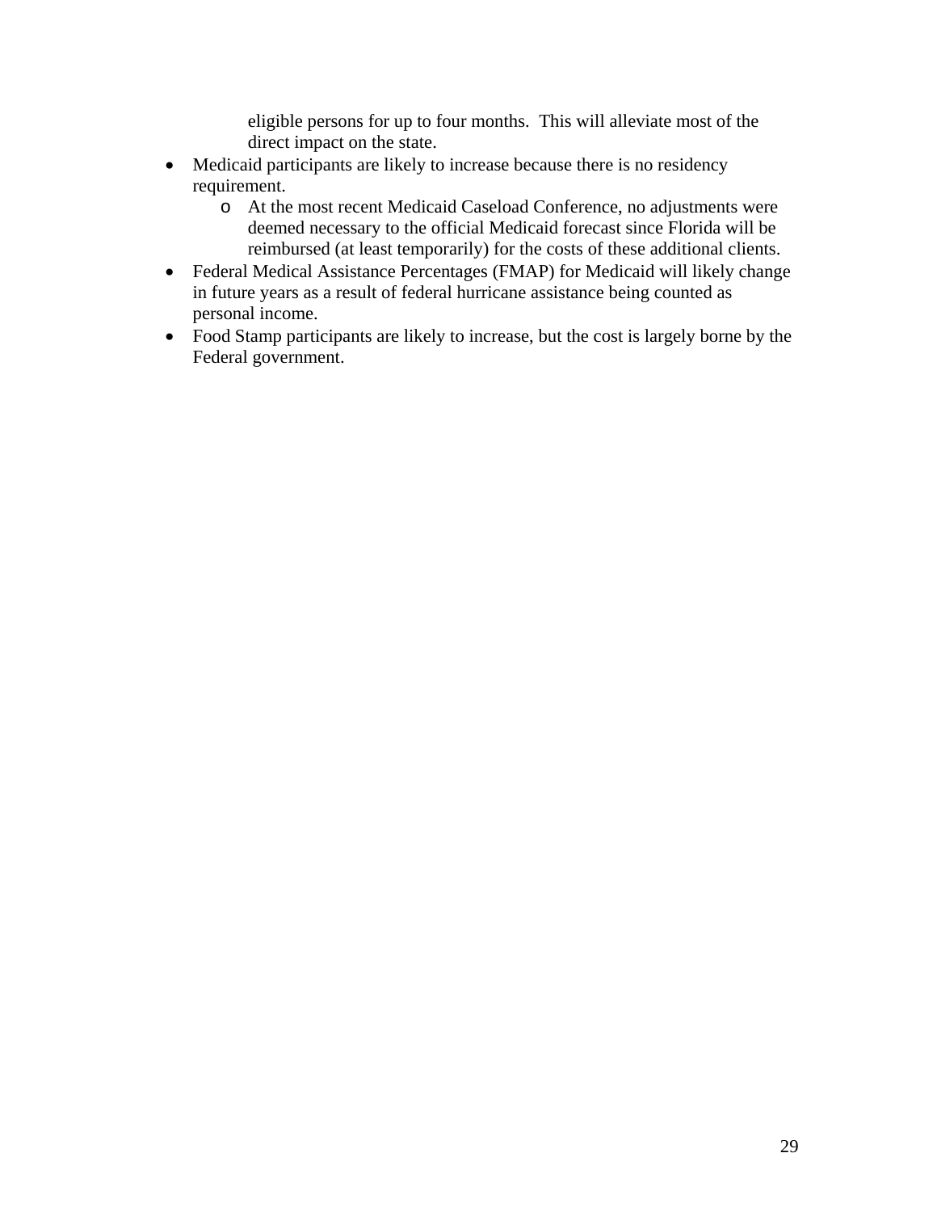eligible persons for up to four months. This will alleviate most of the direct impact on the state.

- Medicaid participants are likely to increase because there is no residency requirement.
    - At the most recent Medicaid Caseload Conference, no adjustments were deemed necessary to the official Medicaid forecast since Florida will be reimbursed (at least temporarily) for the costs of these additional clients.
- Federal Medical Assistance Percentages (FMAP) for Medicaid will likely change in future years as a result of federal hurricane assistance being counted as personal income.
- Food Stamp participants are likely to increase, but the cost is largely borne by the Federal government.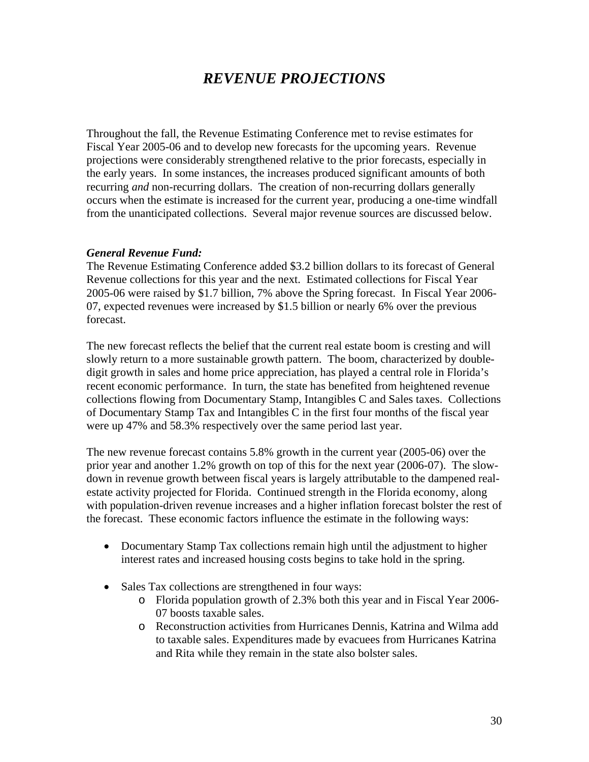# *REVENUE PROJECTIONS*

Throughout the fall, the Revenue Estimating Conference met to revise estimates for Fiscal Year 2005-06 and to develop new forecasts for the upcoming years. Revenue projections were considerably strengthened relative to the prior forecasts, especially in the early years. In some instances, the increases produced significant amounts of both recurring *and* non-recurring dollars. The creation of non-recurring dollars generally occurs when the estimate is increased for the current year, producing a one-time windfall from the unanticipated collections. Several major revenue sources are discussed below.

***General Revenue Fund:***

The Revenue Estimating Conference added $3.2 billion dollars to its forecast of General Revenue collections for this year and the next. Estimated collections for Fiscal Year 2005-06 were raised by $1.7 billion, 7% above the Spring forecast. In Fiscal Year 2006-07, expected revenues were increased by $1.5 billion or nearly 6% over the previous forecast.

The new forecast reflects the belief that the current real estate boom is cresting and will slowly return to a more sustainable growth pattern. The boom, characterized by double-digit growth in sales and home price appreciation, has played a central role in Florida's recent economic performance. In turn, the state has benefited from heightened revenue collections flowing from Documentary Stamp, Intangibles C and Sales taxes. Collections of Documentary Stamp Tax and Intangibles C in the first four months of the fiscal year were up 47% and 58.3% respectively over the same period last year.

The new revenue forecast contains 5.8% growth in the current year (2005-06) over the prior year and another 1.2% growth on top of this for the next year (2006-07). The slow-down in revenue growth between fiscal years is largely attributable to the dampened real-estate activity projected for Florida. Continued strength in the Florida economy, along with population-driven revenue increases and a higher inflation forecast bolster the rest of the forecast. These economic factors influence the estimate in the following ways:

- Documentary Stamp Tax collections remain high until the adjustment to higher interest rates and increased housing costs begins to take hold in the spring.
- Sales Tax collections are strengthened in four ways:
    - Florida population growth of 2.3% both this year and in Fiscal Year 2006-07 boosts taxable sales.
    - Reconstruction activities from Hurricanes Dennis, Katrina and Wilma add to taxable sales. Expenditures made by evacuees from Hurricanes Katrina and Rita while they remain in the state also bolster sales.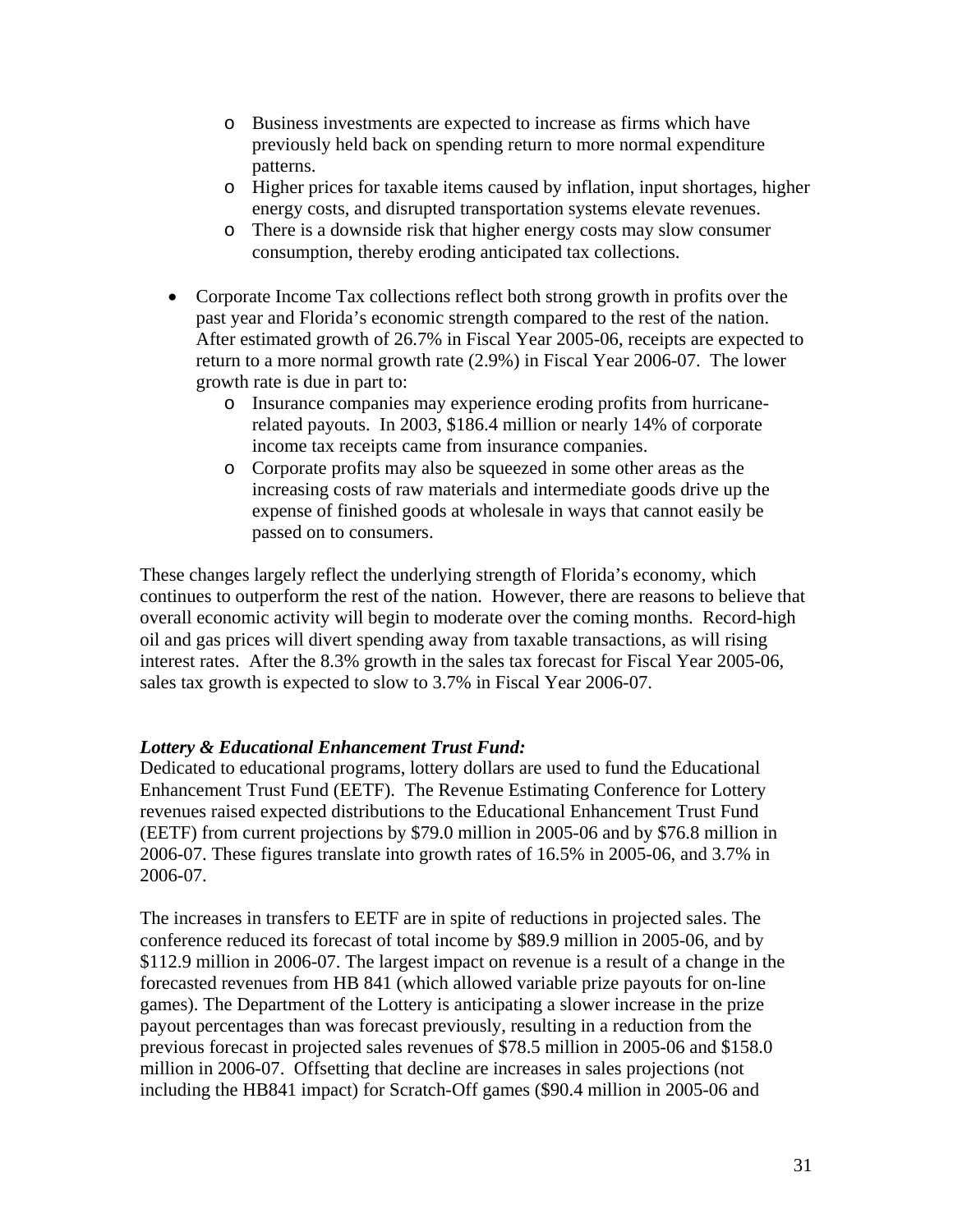- Business investments are expected to increase as firms which have previously held back on spending return to more normal expenditure patterns.
  - Higher prices for taxable items caused by inflation, input shortages, higher energy costs, and disrupted transportation systems elevate revenues.
  - There is a downside risk that higher energy costs may slow consumer consumption, thereby eroding anticipated tax collections.

- Corporate Income Tax collections reflect both strong growth in profits over the past year and Florida's economic strength compared to the rest of the nation. After estimated growth of 26.7% in Fiscal Year 2005-06, receipts are expected to return to a more normal growth rate (2.9%) in Fiscal Year 2006-07. The lower growth rate is due in part to:
  - Insurance companies may experience eroding profits from hurricane-related payouts. In 2003, $186.4 million or nearly 14% of corporate income tax receipts came from insurance companies.
  - Corporate profits may also be squeezed in some other areas as the increasing costs of raw materials and intermediate goods drive up the expense of finished goods at wholesale in ways that cannot easily be passed on to consumers.

These changes largely reflect the underlying strength of Florida's economy, which continues to outperform the rest of the nation. However, there are reasons to believe that overall economic activity will begin to moderate over the coming months. Record-high oil and gas prices will divert spending away from taxable transactions, as will rising interest rates. After the 8.3% growth in the sales tax forecast for Fiscal Year 2005-06, sales tax growth is expected to slow to 3.7% in Fiscal Year 2006-07.

***Lottery & Educational Enhancement Trust Fund:***

Dedicated to educational programs, lottery dollars are used to fund the Educational Enhancement Trust Fund (EETF). The Revenue Estimating Conference for Lottery revenues raised expected distributions to the Educational Enhancement Trust Fund (EETF) from current projections by $79.0 million in 2005-06 and by $76.8 million in 2006-07. These figures translate into growth rates of 16.5% in 2005-06, and 3.7% in 2006-07.

The increases in transfers to EETF are in spite of reductions in projected sales. The conference reduced its forecast of total income by $89.9 million in 2005-06, and by $112.9 million in 2006-07. The largest impact on revenue is a result of a change in the forecasted revenues from HB 841 (which allowed variable prize payouts for on-line games). The Department of the Lottery is anticipating a slower increase in the prize payout percentages than was forecast previously, resulting in a reduction from the previous forecast in projected sales revenues of $78.5 million in 2005-06 and $158.0 million in 2006-07. Offsetting that decline are increases in sales projections (not including the HB841 impact) for Scratch-Off games ($90.4 million in 2005-06 and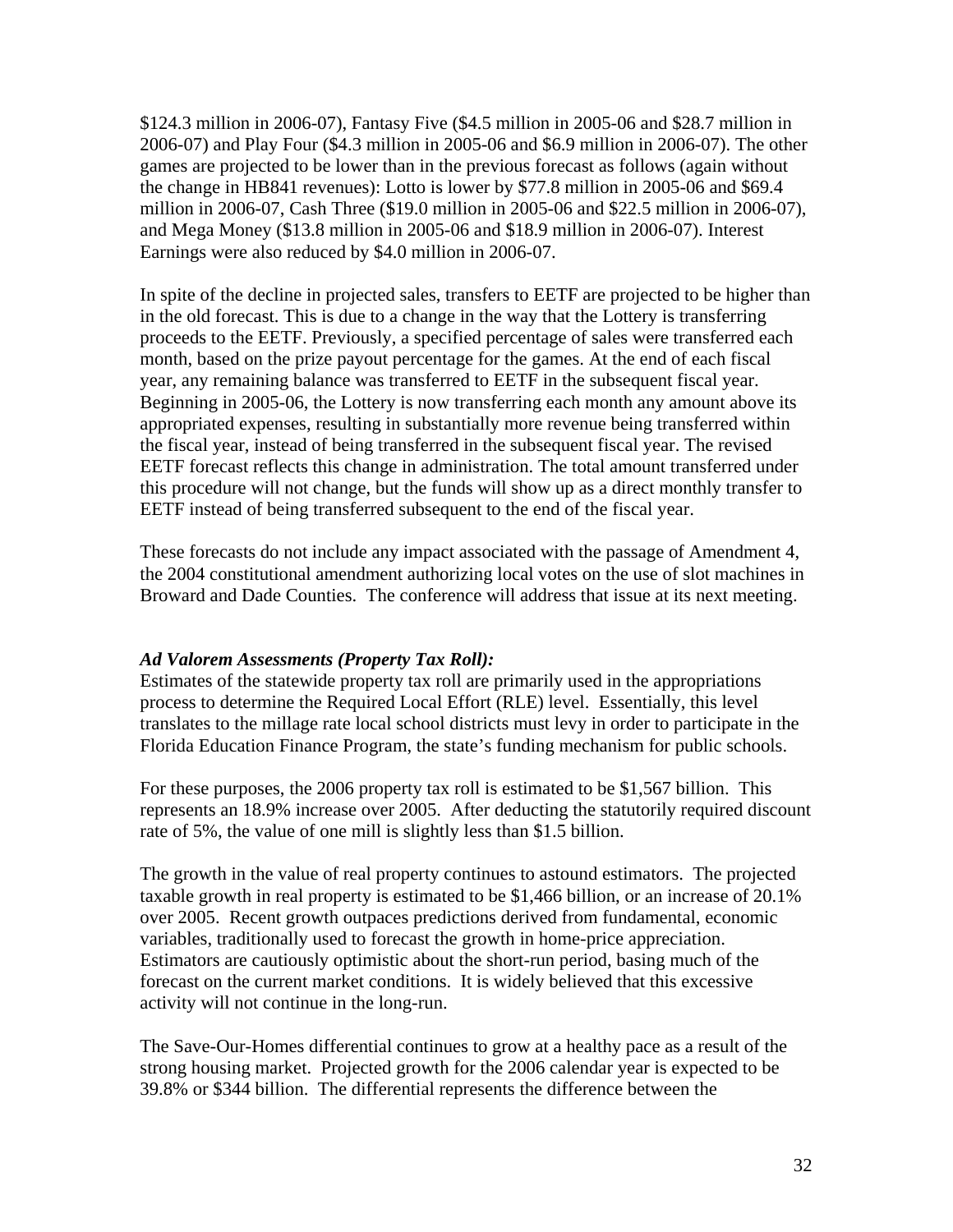$124.3 million in 2006-07), Fantasy Five ($4.5 million in 2005-06 and $28.7 million in 2006-07) and Play Four ($4.3 million in 2005-06 and $6.9 million in 2006-07). The other games are projected to be lower than in the previous forecast as follows (again without the change in HB841 revenues): Lotto is lower by $77.8 million in 2005-06 and $69.4 million in 2006-07, Cash Three ($19.0 million in 2005-06 and $22.5 million in 2006-07), and Mega Money ($13.8 million in 2005-06 and $18.9 million in 2006-07). Interest Earnings were also reduced by $4.0 million in 2006-07.

In spite of the decline in projected sales, transfers to EETF are projected to be higher than in the old forecast. This is due to a change in the way that the Lottery is transferring proceeds to the EETF. Previously, a specified percentage of sales were transferred each month, based on the prize payout percentage for the games. At the end of each fiscal year, any remaining balance was transferred to EETF in the subsequent fiscal year. Beginning in 2005-06, the Lottery is now transferring each month any amount above its appropriated expenses, resulting in substantially more revenue being transferred within the fiscal year, instead of being transferred in the subsequent fiscal year. The revised EETF forecast reflects this change in administration. The total amount transferred under this procedure will not change, but the funds will show up as a direct monthly transfer to EETF instead of being transferred subsequent to the end of the fiscal year.

These forecasts do not include any impact associated with the passage of Amendment 4, the 2004 constitutional amendment authorizing local votes on the use of slot machines in Broward and Dade Counties. The conference will address that issue at its next meeting.

***Ad Valorem Assessments (Property Tax Roll):***

Estimates of the statewide property tax roll are primarily used in the appropriations process to determine the Required Local Effort (RLE) level. Essentially, this level translates to the millage rate local school districts must levy in order to participate in the Florida Education Finance Program, the state's funding mechanism for public schools.

For these purposes, the 2006 property tax roll is estimated to be $1,567 billion. This represents an 18.9% increase over 2005. After deducting the statutorily required discount rate of 5%, the value of one mill is slightly less than $1.5 billion.

The growth in the value of real property continues to astound estimators. The projected taxable growth in real property is estimated to be $1,466 billion, or an increase of 20.1% over 2005. Recent growth outpaces predictions derived from fundamental, economic variables, traditionally used to forecast the growth in home-price appreciation. Estimators are cautiously optimistic about the short-run period, basing much of the forecast on the current market conditions. It is widely believed that this excessive activity will not continue in the long-run.

The Save-Our-Homes differential continues to grow at a healthy pace as a result of the strong housing market. Projected growth for the 2006 calendar year is expected to be 39.8% or $344 billion. The differential represents the difference between the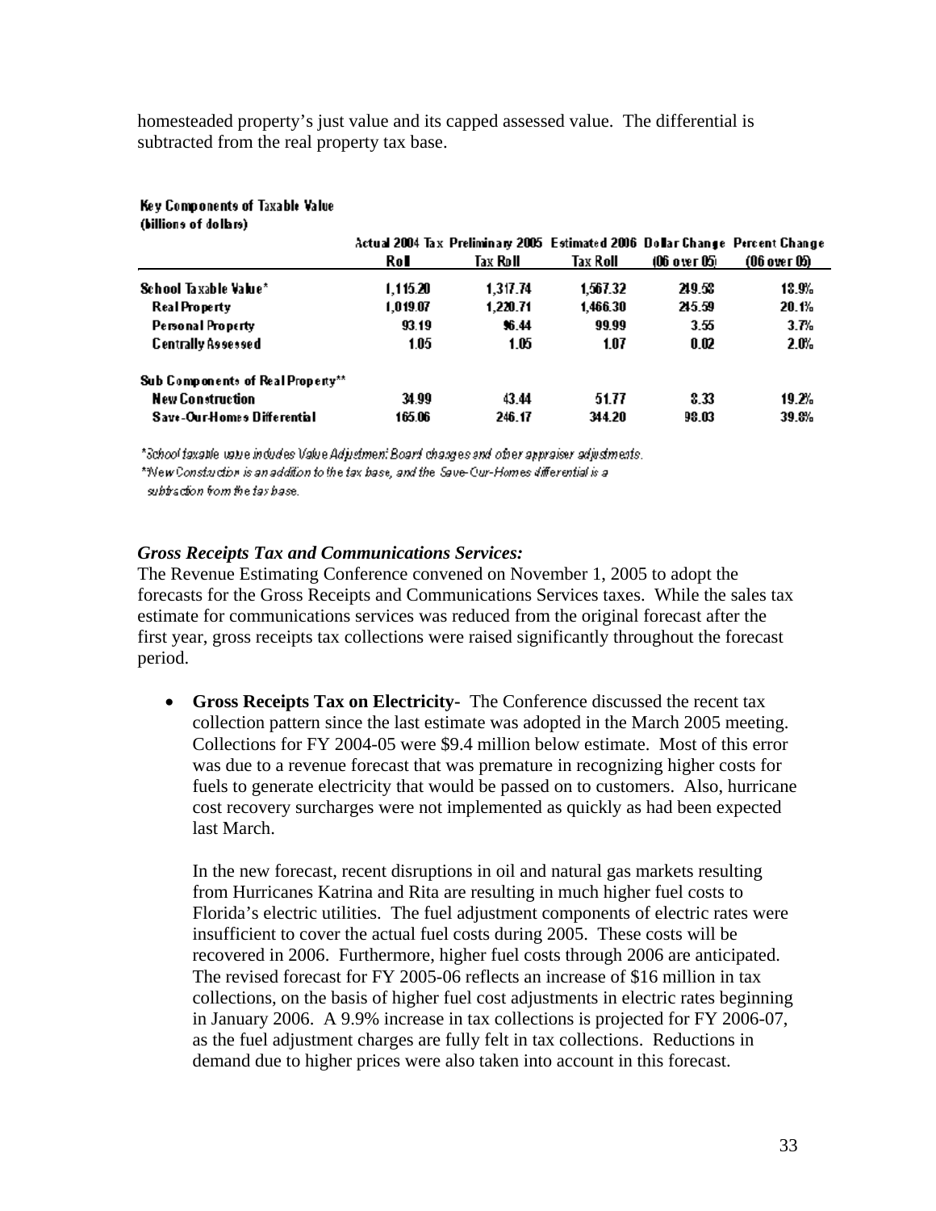homesteaded property's just value and its capped assessed value. The differential is subtracted from the real property tax base.

**Key Components of Taxable Value**
**(billions of dollars)**

| | Actual 2004 Tax Roll | Preliminary 2005 Tax Roll | Estimated 2006 Tax Roll | Dollar Change (06 over 05) | Percent Change (06 over 05) |
|---|---|---|---|---|---|
| School Taxable Value* | 1,115.20 | 1,317.74 | 1,567.32 | 249.58 | 18.9% |
| Real Property | 1,019.07 | 1,220.71 | 1,466.30 | 245.59 | 20.1% |
| Personal Property | 93.19 | 96.44 | 99.99 | 3.55 | 3.7% |
| Centrally Assessed | 1.05 | 1.05 | 1.07 | 0.02 | 2.0% |
| Sub Components of Real Property** | | | | | |
| New Construction | 34.99 | 43.44 | 51.77 | 8.33 | 19.2% |
| Save-Our-Homes Differential | 165.06 | 246.17 | 344.20 | 98.03 | 39.8% |

*School taxable value includes Value Adjustment Board changes and other appraiser adjustments.
**New Construction is an addition to the tax base, and the Save-Our-Homes differential is a subtraction from the tax base.

***Gross Receipts Tax and Communications Services:***

The Revenue Estimating Conference convened on November 1, 2005 to adopt the forecasts for the Gross Receipts and Communications Services taxes. While the sales tax estimate for communications services was reduced from the original forecast after the first year, gross receipts tax collections were raised significantly throughout the forecast period.

- **Gross Receipts Tax on Electricity-** The Conference discussed the recent tax collection pattern since the last estimate was adopted in the March 2005 meeting. Collections for FY 2004-05 were $9.4 million below estimate. Most of this error was due to a revenue forecast that was premature in recognizing higher costs for fuels to generate electricity that would be passed on to customers. Also, hurricane cost recovery surcharges were not implemented as quickly as had been expected last March.

  In the new forecast, recent disruptions in oil and natural gas markets resulting from Hurricanes Katrina and Rita are resulting in much higher fuel costs to Florida's electric utilities. The fuel adjustment components of electric rates were insufficient to cover the actual fuel costs during 2005. These costs will be recovered in 2006. Furthermore, higher fuel costs through 2006 are anticipated. The revised forecast for FY 2005-06 reflects an increase of $16 million in tax collections, on the basis of higher fuel cost adjustments in electric rates beginning in January 2006. A 9.9% increase in tax collections is projected for FY 2006-07, as the fuel adjustment charges are fully felt in tax collections. Reductions in demand due to higher prices were also taken into account in this forecast.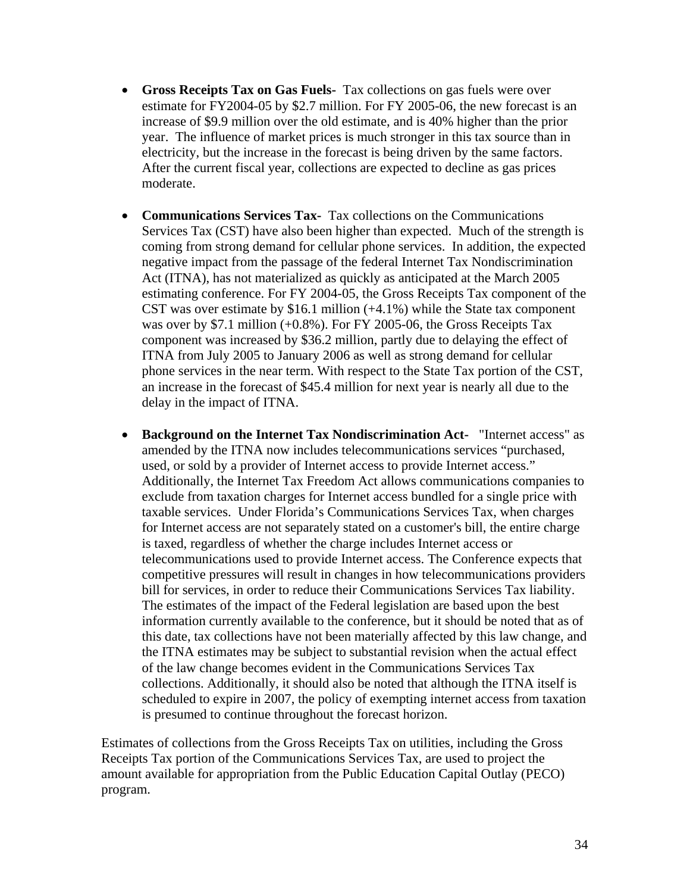- **Gross Receipts Tax on Gas Fuels-** Tax collections on gas fuels were over estimate for FY2004-05 by $2.7 million. For FY 2005-06, the new forecast is an increase of $9.9 million over the old estimate, and is 40% higher than the prior year. The influence of market prices is much stronger in this tax source than in electricity, but the increase in the forecast is being driven by the same factors. After the current fiscal year, collections are expected to decline as gas prices moderate.

- **Communications Services Tax-** Tax collections on the Communications Services Tax (CST) have also been higher than expected. Much of the strength is coming from strong demand for cellular phone services. In addition, the expected negative impact from the passage of the federal Internet Tax Nondiscrimination Act (ITNA), has not materialized as quickly as anticipated at the March 2005 estimating conference. For FY 2004-05, the Gross Receipts Tax component of the CST was over estimate by $16.1 million (+4.1%) while the State tax component was over by $7.1 million (+0.8%). For FY 2005-06, the Gross Receipts Tax component was increased by $36.2 million, partly due to delaying the effect of ITNA from July 2005 to January 2006 as well as strong demand for cellular phone services in the near term. With respect to the State Tax portion of the CST, an increase in the forecast of $45.4 million for next year is nearly all due to the delay in the impact of ITNA.

- **Background on the Internet Tax Nondiscrimination Act-** "Internet access" as amended by the ITNA now includes telecommunications services "purchased, used, or sold by a provider of Internet access to provide Internet access." Additionally, the Internet Tax Freedom Act allows communications companies to exclude from taxation charges for Internet access bundled for a single price with taxable services. Under Florida's Communications Services Tax, when charges for Internet access are not separately stated on a customer's bill, the entire charge is taxed, regardless of whether the charge includes Internet access or telecommunications used to provide Internet access. The Conference expects that competitive pressures will result in changes in how telecommunications providers bill for services, in order to reduce their Communications Services Tax liability. The estimates of the impact of the Federal legislation are based upon the best information currently available to the conference, but it should be noted that as of this date, tax collections have not been materially affected by this law change, and the ITNA estimates may be subject to substantial revision when the actual effect of the law change becomes evident in the Communications Services Tax collections. Additionally, it should also be noted that although the ITNA itself is scheduled to expire in 2007, the policy of exempting internet access from taxation is presumed to continue throughout the forecast horizon.

Estimates of collections from the Gross Receipts Tax on utilities, including the Gross Receipts Tax portion of the Communications Services Tax, are used to project the amount available for appropriation from the Public Education Capital Outlay (PECO) program.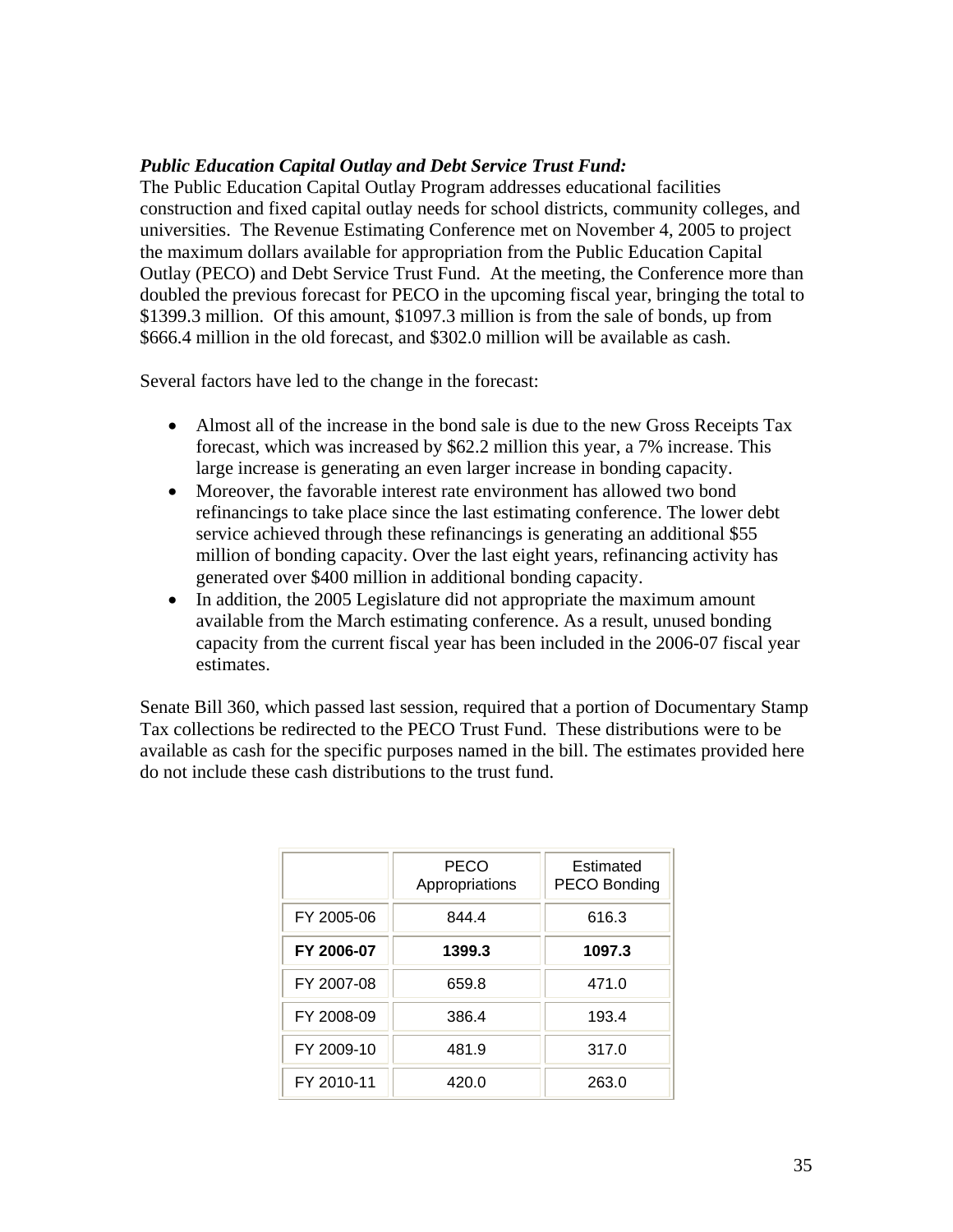***Public Education Capital Outlay and Debt Service Trust Fund:***

The Public Education Capital Outlay Program addresses educational facilities construction and fixed capital outlay needs for school districts, community colleges, and universities. The Revenue Estimating Conference met on November 4, 2005 to project the maximum dollars available for appropriation from the Public Education Capital Outlay (PECO) and Debt Service Trust Fund. At the meeting, the Conference more than doubled the previous forecast for PECO in the upcoming fiscal year, bringing the total to $1399.3 million. Of this amount, $1097.3 million is from the sale of bonds, up from $666.4 million in the old forecast, and $302.0 million will be available as cash.

Several factors have led to the change in the forecast:

- Almost all of the increase in the bond sale is due to the new Gross Receipts Tax forecast, which was increased by $62.2 million this year, a 7% increase. This large increase is generating an even larger increase in bonding capacity.
- Moreover, the favorable interest rate environment has allowed two bond refinancings to take place since the last estimating conference. The lower debt service achieved through these refinancings is generating an additional $55 million of bonding capacity. Over the last eight years, refinancing activity has generated over $400 million in additional bonding capacity.
- In addition, the 2005 Legislature did not appropriate the maximum amount available from the March estimating conference. As a result, unused bonding capacity from the current fiscal year has been included in the 2006-07 fiscal year estimates.

Senate Bill 360, which passed last session, required that a portion of Documentary Stamp Tax collections be redirected to the PECO Trust Fund. These distributions were to be available as cash for the specific purposes named in the bill. The estimates provided here do not include these cash distributions to the trust fund.

| | PECO Appropriations | Estimated PECO Bonding |
|---|---|---|
| FY 2005-06 | 844.4 | 616.3 |
| **FY 2006-07** | **1399.3** | **1097.3** |
| FY 2007-08 | 659.8 | 471.0 |
| FY 2008-09 | 386.4 | 193.4 |
| FY 2009-10 | 481.9 | 317.0 |
| FY 2010-11 | 420.0 | 263.0 |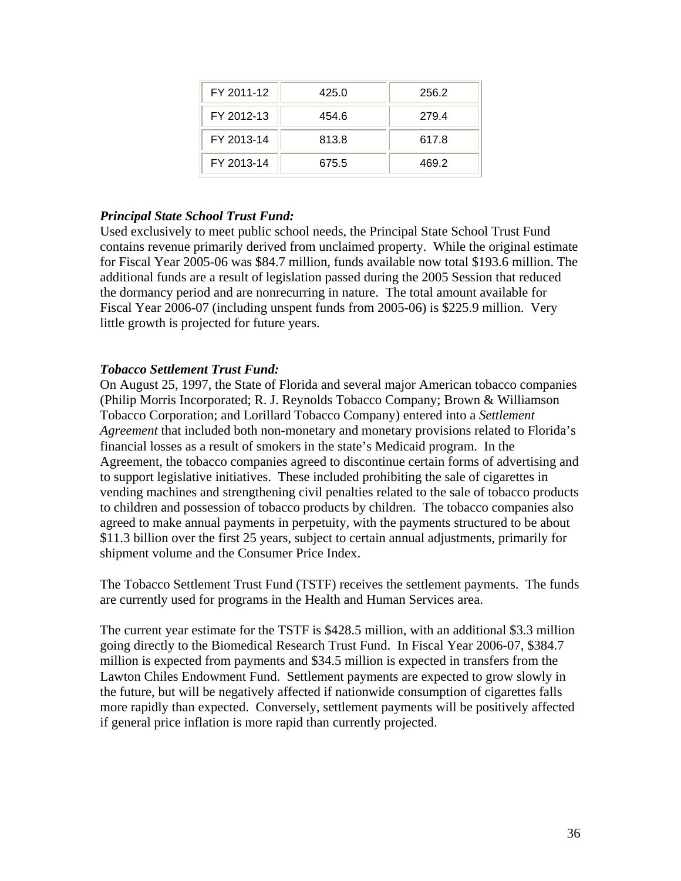| FY 2011-12 | 425.0 | 256.2 |
|---|---|---|
| FY 2012-13 | 454.6 | 279.4 |
| FY 2013-14 | 813.8 | 617.8 |
| FY 2013-14 | 675.5 | 469.2 |

***Principal State School Trust Fund:***

Used exclusively to meet public school needs, the Principal State School Trust Fund contains revenue primarily derived from unclaimed property. While the original estimate for Fiscal Year 2005-06 was $84.7 million, funds available now total $193.6 million. The additional funds are a result of legislation passed during the 2005 Session that reduced the dormancy period and are nonrecurring in nature. The total amount available for Fiscal Year 2006-07 (including unspent funds from 2005-06) is $225.9 million. Very little growth is projected for future years.

***Tobacco Settlement Trust Fund:***

On August 25, 1997, the State of Florida and several major American tobacco companies (Philip Morris Incorporated; R. J. Reynolds Tobacco Company; Brown & Williamson Tobacco Corporation; and Lorillard Tobacco Company) entered into a *Settlement Agreement* that included both non-monetary and monetary provisions related to Florida's financial losses as a result of smokers in the state's Medicaid program. In the Agreement, the tobacco companies agreed to discontinue certain forms of advertising and to support legislative initiatives. These included prohibiting the sale of cigarettes in vending machines and strengthening civil penalties related to the sale of tobacco products to children and possession of tobacco products by children. The tobacco companies also agreed to make annual payments in perpetuity, with the payments structured to be about $11.3 billion over the first 25 years, subject to certain annual adjustments, primarily for shipment volume and the Consumer Price Index.

The Tobacco Settlement Trust Fund (TSTF) receives the settlement payments. The funds are currently used for programs in the Health and Human Services area.

The current year estimate for the TSTF is $428.5 million, with an additional $3.3 million going directly to the Biomedical Research Trust Fund. In Fiscal Year 2006-07, $384.7 million is expected from payments and $34.5 million is expected in transfers from the Lawton Chiles Endowment Fund. Settlement payments are expected to grow slowly in the future, but will be negatively affected if nationwide consumption of cigarettes falls more rapidly than expected. Conversely, settlement payments will be positively affected if general price inflation is more rapid than currently projected.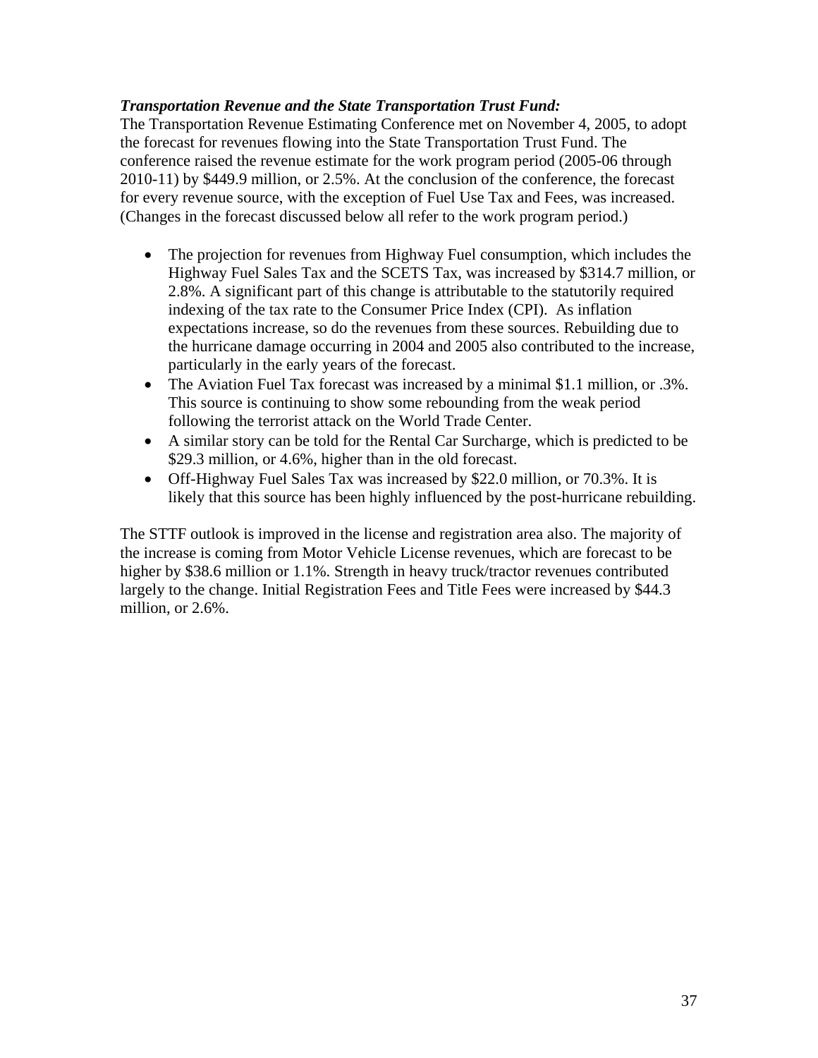***Transportation Revenue and the State Transportation Trust Fund:***
The Transportation Revenue Estimating Conference met on November 4, 2005, to adopt the forecast for revenues flowing into the State Transportation Trust Fund. The conference raised the revenue estimate for the work program period (2005-06 through 2010-11) by $449.9 million, or 2.5%. At the conclusion of the conference, the forecast for every revenue source, with the exception of Fuel Use Tax and Fees, was increased. (Changes in the forecast discussed below all refer to the work program period.)

- The projection for revenues from Highway Fuel consumption, which includes the Highway Fuel Sales Tax and the SCETS Tax, was increased by $314.7 million, or 2.8%. A significant part of this change is attributable to the statutorily required indexing of the tax rate to the Consumer Price Index (CPI). As inflation expectations increase, so do the revenues from these sources. Rebuilding due to the hurricane damage occurring in 2004 and 2005 also contributed to the increase, particularly in the early years of the forecast.
- The Aviation Fuel Tax forecast was increased by a minimal $1.1 million, or .3%. This source is continuing to show some rebounding from the weak period following the terrorist attack on the World Trade Center.
- A similar story can be told for the Rental Car Surcharge, which is predicted to be $29.3 million, or 4.6%, higher than in the old forecast.
- Off-Highway Fuel Sales Tax was increased by $22.0 million, or 70.3%. It is likely that this source has been highly influenced by the post-hurricane rebuilding.

The STTF outlook is improved in the license and registration area also. The majority of the increase is coming from Motor Vehicle License revenues, which are forecast to be higher by $38.6 million or 1.1%. Strength in heavy truck/tractor revenues contributed largely to the change. Initial Registration Fees and Title Fees were increased by $44.3 million, or 2.6%.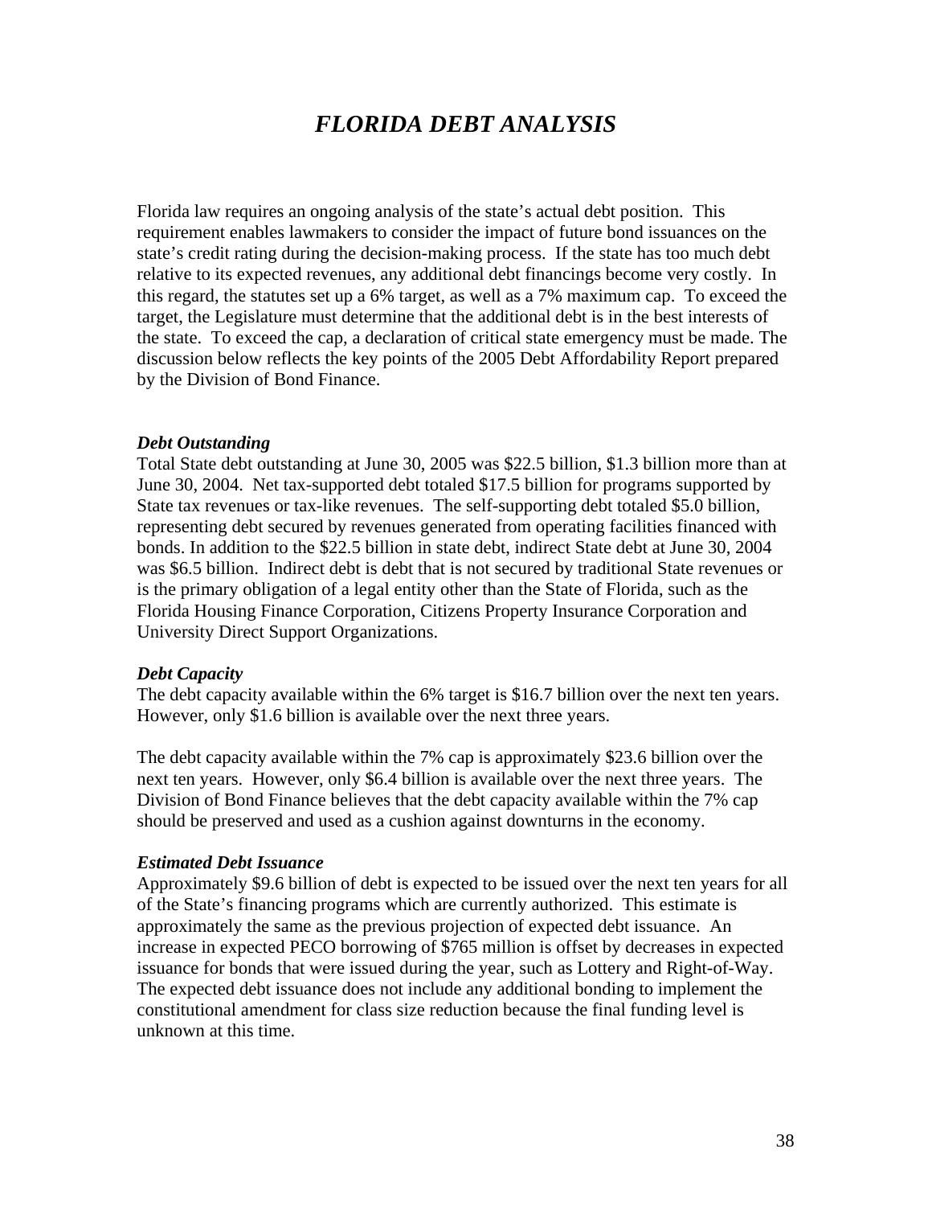# *FLORIDA DEBT ANALYSIS*

Florida law requires an ongoing analysis of the state's actual debt position. This requirement enables lawmakers to consider the impact of future bond issuances on the state's credit rating during the decision-making process. If the state has too much debt relative to its expected revenues, any additional debt financings become very costly. In this regard, the statutes set up a 6% target, as well as a 7% maximum cap. To exceed the target, the Legislature must determine that the additional debt is in the best interests of the state. To exceed the cap, a declaration of critical state emergency must be made. The discussion below reflects the key points of the 2005 Debt Affordability Report prepared by the Division of Bond Finance.

### *Debt Outstanding*

Total State debt outstanding at June 30, 2005 was $22.5 billion, $1.3 billion more than at June 30, 2004. Net tax-supported debt totaled $17.5 billion for programs supported by State tax revenues or tax-like revenues. The self-supporting debt totaled $5.0 billion, representing debt secured by revenues generated from operating facilities financed with bonds. In addition to the $22.5 billion in state debt, indirect State debt at June 30, 2004 was $6.5 billion. Indirect debt is debt that is not secured by traditional State revenues or is the primary obligation of a legal entity other than the State of Florida, such as the Florida Housing Finance Corporation, Citizens Property Insurance Corporation and University Direct Support Organizations.

### *Debt Capacity*

The debt capacity available within the 6% target is $16.7 billion over the next ten years. However, only $1.6 billion is available over the next three years.

The debt capacity available within the 7% cap is approximately $23.6 billion over the next ten years. However, only $6.4 billion is available over the next three years. The Division of Bond Finance believes that the debt capacity available within the 7% cap should be preserved and used as a cushion against downturns in the economy.

### *Estimated Debt Issuance*

Approximately $9.6 billion of debt is expected to be issued over the next ten years for all of the State's financing programs which are currently authorized. This estimate is approximately the same as the previous projection of expected debt issuance. An increase in expected PECO borrowing of $765 million is offset by decreases in expected issuance for bonds that were issued during the year, such as Lottery and Right-of-Way. The expected debt issuance does not include any additional bonding to implement the constitutional amendment for class size reduction because the final funding level is unknown at this time.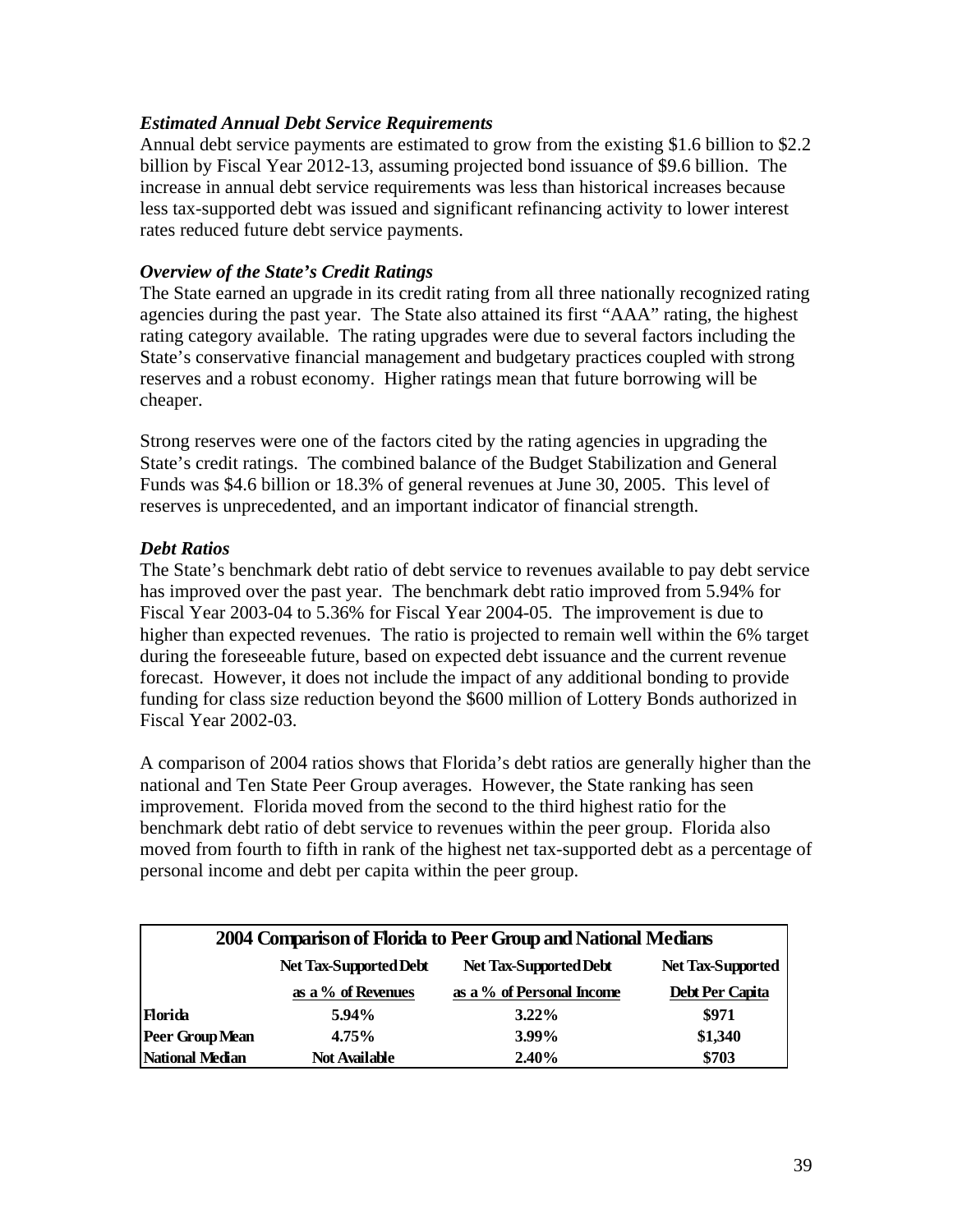### *Estimated Annual Debt Service Requirements*

Annual debt service payments are estimated to grow from the existing $1.6 billion to $2.2 billion by Fiscal Year 2012-13, assuming projected bond issuance of $9.6 billion. The increase in annual debt service requirements was less than historical increases because less tax-supported debt was issued and significant refinancing activity to lower interest rates reduced future debt service payments.

### *Overview of the State's Credit Ratings*

The State earned an upgrade in its credit rating from all three nationally recognized rating agencies during the past year. The State also attained its first "AAA" rating, the highest rating category available. The rating upgrades were due to several factors including the State's conservative financial management and budgetary practices coupled with strong reserves and a robust economy. Higher ratings mean that future borrowing will be cheaper.

Strong reserves were one of the factors cited by the rating agencies in upgrading the State's credit ratings. The combined balance of the Budget Stabilization and General Funds was $4.6 billion or 18.3% of general revenues at June 30, 2005. This level of reserves is unprecedented, and an important indicator of financial strength.

### *Debt Ratios*

The State's benchmark debt ratio of debt service to revenues available to pay debt service has improved over the past year. The benchmark debt ratio improved from 5.94% for Fiscal Year 2003-04 to 5.36% for Fiscal Year 2004-05. The improvement is due to higher than expected revenues. The ratio is projected to remain well within the 6% target during the foreseeable future, based on expected debt issuance and the current revenue forecast. However, it does not include the impact of any additional bonding to provide funding for class size reduction beyond the $600 million of Lottery Bonds authorized in Fiscal Year 2002-03.

A comparison of 2004 ratios shows that Florida's debt ratios are generally higher than the national and Ten State Peer Group averages. However, the State ranking has seen improvement. Florida moved from the second to the third highest ratio for the benchmark debt ratio of debt service to revenues within the peer group. Florida also moved from fourth to fifth in rank of the highest net tax-supported debt as a percentage of personal income and debt per capita within the peer group.

**2004 Comparison of Florida to Peer Group and National Medians**

| | Net Tax-Supported Debt as a % of Revenues | Net Tax-Supported Debt as a % of Personal Income | Net Tax-Supported Debt Per Capita |
|---|---|---|---|
| **Florida** | 5.94% | 3.22% | $971 |
| **Peer Group Mean** | 4.75% | 3.99% | $1,340 |
| **National Median** | Not Available | 2.40% | $703 |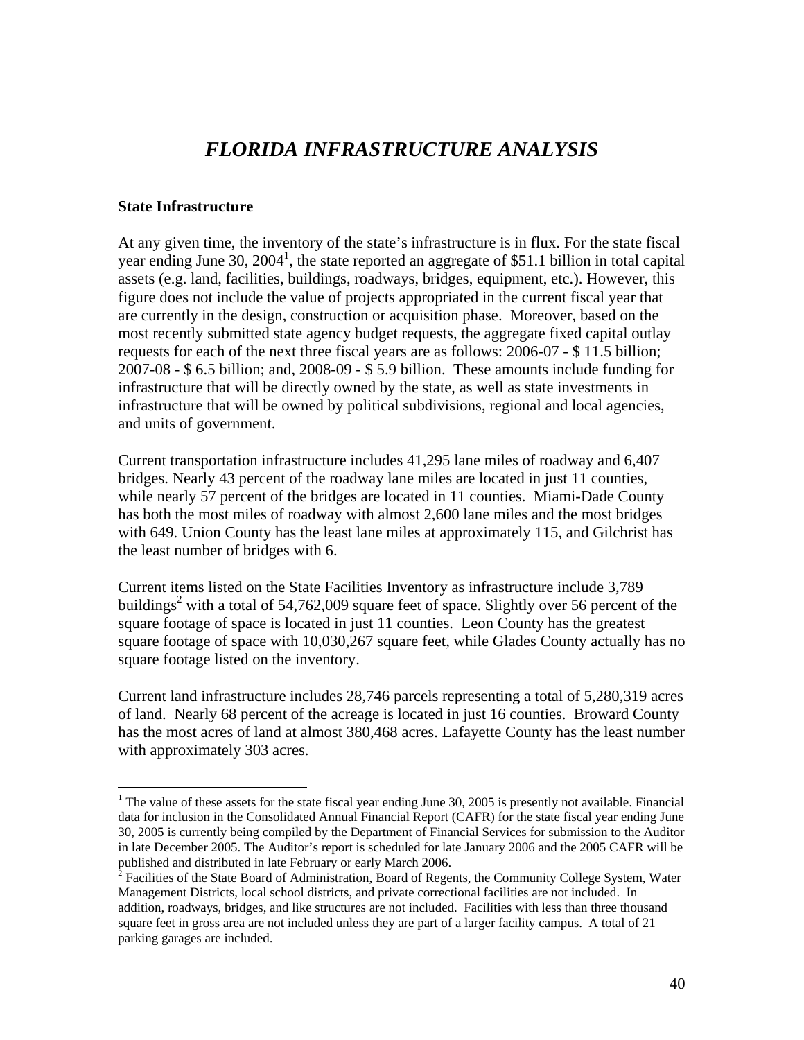# *FLORIDA INFRASTRUCTURE ANALYSIS*

**State Infrastructure**

At any given time, the inventory of the state's infrastructure is in flux. For the state fiscal year ending June 30, 2004[1], the state reported an aggregate of \$51.1 billion in total capital assets (e.g. land, facilities, buildings, roadways, bridges, equipment, etc.). However, this figure does not include the value of projects appropriated in the current fiscal year that are currently in the design, construction or acquisition phase. Moreover, based on the most recently submitted state agency budget requests, the aggregate fixed capital outlay requests for each of the next three fiscal years are as follows: 2006-07 - \$ 11.5 billion; 2007-08 - \$ 6.5 billion; and, 2008-09 - \$ 5.9 billion. These amounts include funding for infrastructure that will be directly owned by the state, as well as state investments in infrastructure that will be owned by political subdivisions, regional and local agencies, and units of government.

Current transportation infrastructure includes 41,295 lane miles of roadway and 6,407 bridges. Nearly 43 percent of the roadway lane miles are located in just 11 counties, while nearly 57 percent of the bridges are located in 11 counties. Miami-Dade County has both the most miles of roadway with almost 2,600 lane miles and the most bridges with 649. Union County has the least lane miles at approximately 115, and Gilchrist has the least number of bridges with 6.

Current items listed on the State Facilities Inventory as infrastructure include 3,789 buildings[2] with a total of 54,762,009 square feet of space. Slightly over 56 percent of the square footage of space is located in just 11 counties. Leon County has the greatest square footage of space with 10,030,267 square feet, while Glades County actually has no square footage listed on the inventory.

Current land infrastructure includes 28,746 parcels representing a total of 5,280,319 acres of land. Nearly 68 percent of the acreage is located in just 16 counties. Broward County has the most acres of land at almost 380,468 acres. Lafayette County has the least number with approximately 303 acres.

---

[1] The value of these assets for the state fiscal year ending June 30, 2005 is presently not available. Financial data for inclusion in the Consolidated Annual Financial Report (CAFR) for the state fiscal year ending June 30, 2005 is currently being compiled by the Department of Financial Services for submission to the Auditor in late December 2005. The Auditor's report is scheduled for late January 2006 and the 2005 CAFR will be published and distributed in late February or early March 2006.

[2] Facilities of the State Board of Administration, Board of Regents, the Community College System, Water Management Districts, local school districts, and private correctional facilities are not included. In addition, roadways, bridges, and like structures are not included. Facilities with less than three thousand square feet in gross area are not included unless they are part of a larger facility campus. A total of 21 parking garages are included.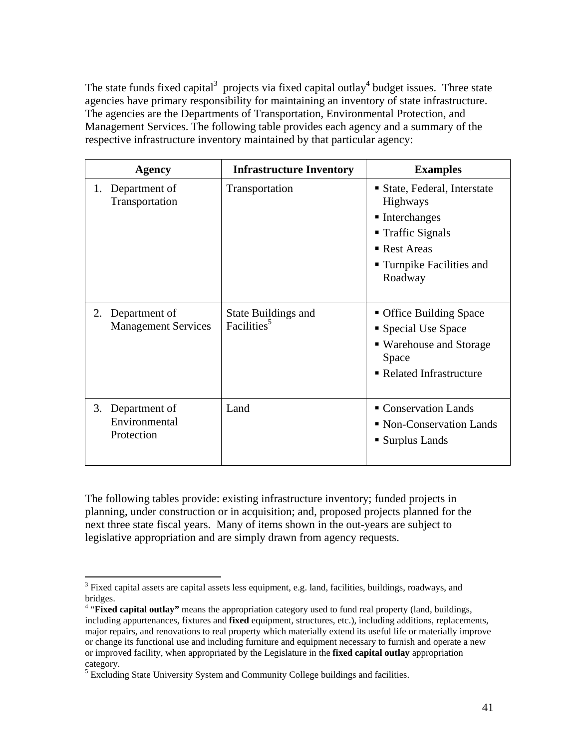The state funds fixed capital[3] projects via fixed capital outlay[4] budget issues. Three state agencies have primary responsibility for maintaining an inventory of state infrastructure. The agencies are the Departments of Transportation, Environmental Protection, and Management Services. The following table provides each agency and a summary of the respective infrastructure inventory maintained by that particular agency:

| Agency | Infrastructure Inventory | Examples |
|---|---|---|
| 1. Department of Transportation | Transportation | ▪ State, Federal, Interstate Highways<br>▪ Interchanges<br>▪ Traffic Signals<br>▪ Rest Areas<br>▪ Turnpike Facilities and Roadway |
| 2. Department of Management Services | State Buildings and Facilities[5] | ▪ Office Building Space<br>▪ Special Use Space<br>▪ Warehouse and Storage Space<br>▪ Related Infrastructure |
| 3. Department of Environmental Protection | Land | ▪ Conservation Lands<br>▪ Non-Conservation Lands<br>▪ Surplus Lands |

The following tables provide: existing infrastructure inventory; funded projects in planning, under construction or in acquisition; and, proposed projects planned for the next three state fiscal years. Many of items shown in the out-years are subject to legislative appropriation and are simply drawn from agency requests.

---

[3] Fixed capital assets are capital assets less equipment, e.g. land, facilities, buildings, roadways, and bridges.

[4] "**Fixed capital outlay"** means the appropriation category used to fund real property (land, buildings, including appurtenances, fixtures and **fixed** equipment, structures, etc.), including additions, replacements, major repairs, and renovations to real property which materially extend its useful life or materially improve or change its functional use and including furniture and equipment necessary to furnish and operate a new or improved facility, when appropriated by the Legislature in the **fixed capital outlay** appropriation category.

[5] Excluding State University System and Community College buildings and facilities.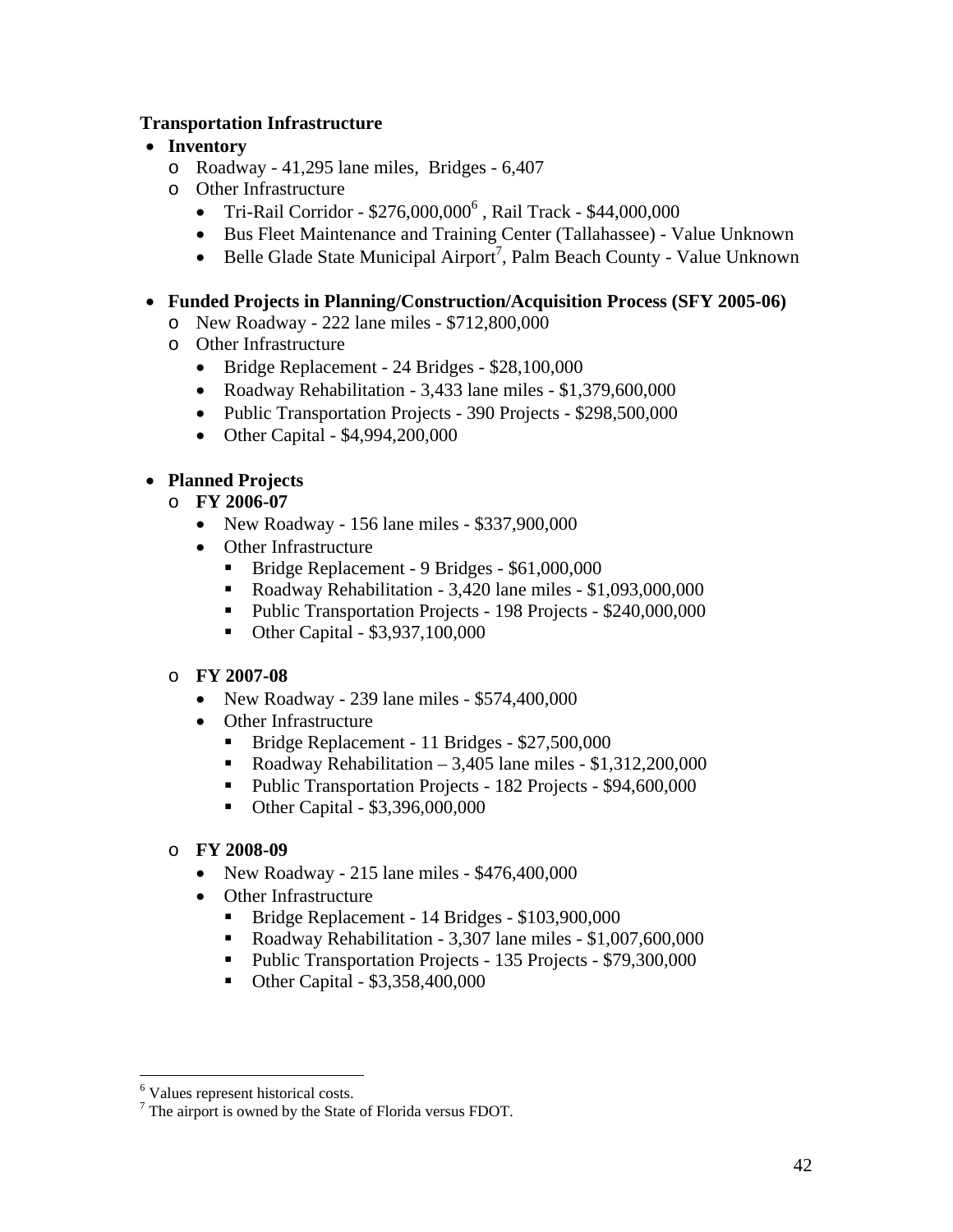**Transportation Infrastructure**

- **Inventory**
  - Roadway - 41,295 lane miles, Bridges - 6,407
  - Other Infrastructure
    - Tri-Rail Corridor - $276,000,000[6] , Rail Track - $44,000,000
    - Bus Fleet Maintenance and Training Center (Tallahassee) - Value Unknown
    - Belle Glade State Municipal Airport[7], Palm Beach County - Value Unknown

- **Funded Projects in Planning/Construction/Acquisition Process (SFY 2005-06)**
  - New Roadway - 222 lane miles - $712,800,000
  - Other Infrastructure
    - Bridge Replacement - 24 Bridges - $28,100,000
    - Roadway Rehabilitation - 3,433 lane miles - $1,379,600,000
    - Public Transportation Projects - 390 Projects - $298,500,000
    - Other Capital - $4,994,200,000

- **Planned Projects**
  - **FY 2006-07**
    - New Roadway - 156 lane miles - $337,900,000
    - Other Infrastructure
      - Bridge Replacement - 9 Bridges - $61,000,000
      - Roadway Rehabilitation - 3,420 lane miles - $1,093,000,000
      - Public Transportation Projects - 198 Projects - $240,000,000
      - Other Capital - $3,937,100,000

  - **FY 2007-08**
    - New Roadway - 239 lane miles - $574,400,000
    - Other Infrastructure
      - Bridge Replacement - 11 Bridges - $27,500,000
      - Roadway Rehabilitation – 3,405 lane miles - $1,312,200,000
      - Public Transportation Projects - 182 Projects - $94,600,000
      - Other Capital - $3,396,000,000

  - **FY 2008-09**
    - New Roadway - 215 lane miles - $476,400,000
    - Other Infrastructure
      - Bridge Replacement - 14 Bridges - $103,900,000
      - Roadway Rehabilitation - 3,307 lane miles - $1,007,600,000
      - Public Transportation Projects - 135 Projects - $79,300,000
      - Other Capital - $3,358,400,000

---

[6] Values represent historical costs.

[7] The airport is owned by the State of Florida versus FDOT.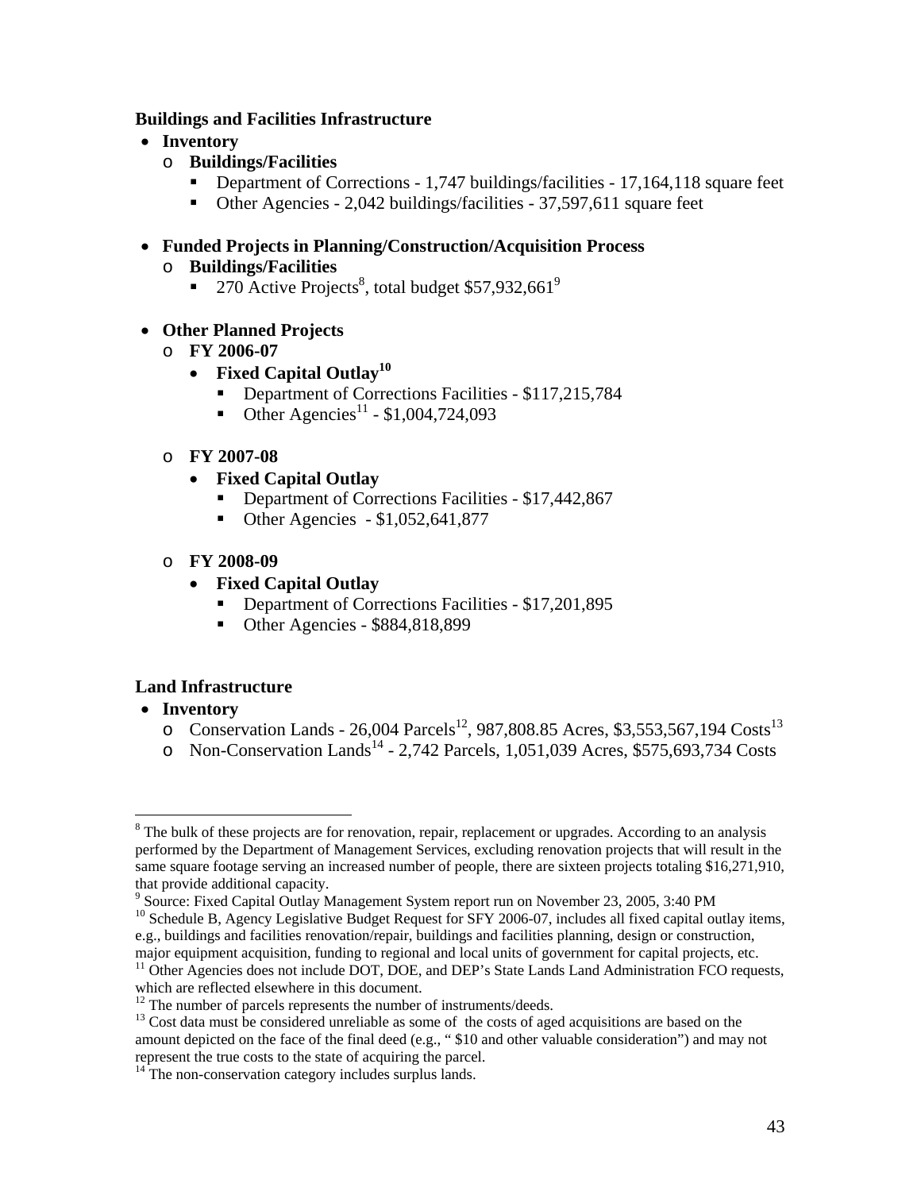**Buildings and Facilities Infrastructure**

- **Inventory**
  - **Buildings/Facilities**
    - Department of Corrections - 1,747 buildings/facilities - 17,164,118 square feet
    - Other Agencies - 2,042 buildings/facilities - 37,597,611 square feet

- **Funded Projects in Planning/Construction/Acquisition Process**
  - **Buildings/Facilities**
    - 270 Active Projects[8], total budget $57,932,661[9]

- **Other Planned Projects**
  - **FY 2006-07**
    - **Fixed Capital Outlay[10]**
      - Department of Corrections Facilities - $117,215,784
      - Other Agencies[11] - $1,004,724,093
  - **FY 2007-08**
    - **Fixed Capital Outlay**
      - Department of Corrections Facilities - $17,442,867
      - Other Agencies - $1,052,641,877
  - **FY 2008-09**
    - **Fixed Capital Outlay**
      - Department of Corrections Facilities - $17,201,895
      - Other Agencies - $884,818,899

**Land Infrastructure**

- **Inventory**
  - Conservation Lands - 26,004 Parcels[12], 987,808.85 Acres, $3,553,567,194 Costs[13]
  - Non-Conservation Lands[14] - 2,742 Parcels, 1,051,039 Acres, $575,693,734 Costs

---

[8] The bulk of these projects are for renovation, repair, replacement or upgrades. According to an analysis performed by the Department of Management Services, excluding renovation projects that will result in the same square footage serving an increased number of people, there are sixteen projects totaling $16,271,910, that provide additional capacity.

[9] Source: Fixed Capital Outlay Management System report run on November 23, 2005, 3:40 PM

[10] Schedule B, Agency Legislative Budget Request for SFY 2006-07, includes all fixed capital outlay items, e.g., buildings and facilities renovation/repair, buildings and facilities planning, design or construction, major equipment acquisition, funding to regional and local units of government for capital projects, etc.

[11] Other Agencies does not include DOT, DOE, and DEP's State Lands Land Administration FCO requests, which are reflected elsewhere in this document.

[12] The number of parcels represents the number of instruments/deeds.

[13] Cost data must be considered unreliable as some of the costs of aged acquisitions are based on the amount depicted on the face of the final deed (e.g., " $10 and other valuable consideration") and may not represent the true costs to the state of acquiring the parcel.

[14] The non-conservation category includes surplus lands.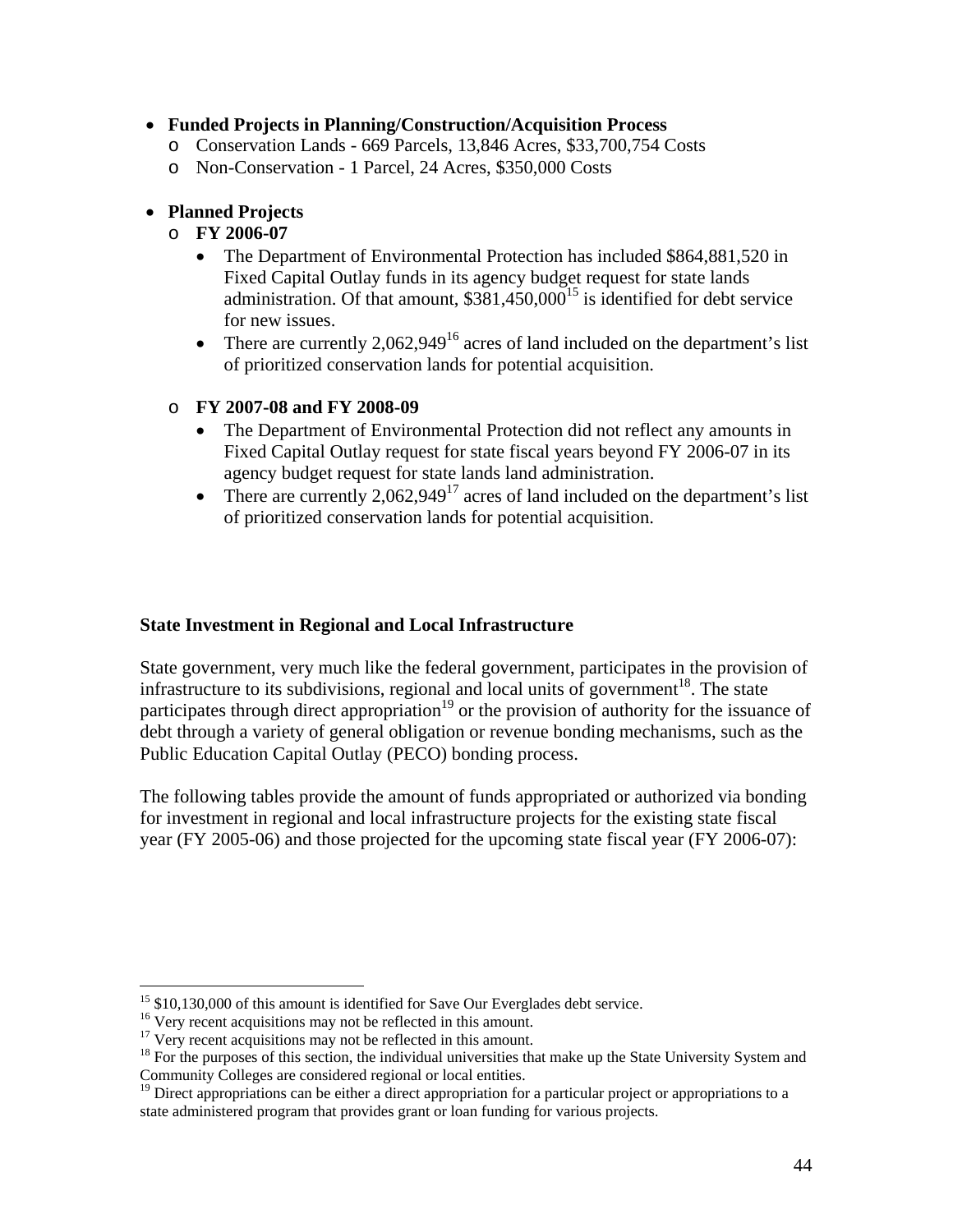- **Funded Projects in Planning/Construction/Acquisition Process**
  - Conservation Lands - 669 Parcels, 13,846 Acres, $33,700,754 Costs
  - Non-Conservation - 1 Parcel, 24 Acres, $350,000 Costs

- **Planned Projects**
  - **FY 2006-07**
    - The Department of Environmental Protection has included $864,881,520 in Fixed Capital Outlay funds in its agency budget request for state lands administration. Of that amount, $381,450,000[15] is identified for debt service for new issues.
    - There are currently 2,062,949[16] acres of land included on the department's list of prioritized conservation lands for potential acquisition.

  - **FY 2007-08 and FY 2008-09**
    - The Department of Environmental Protection did not reflect any amounts in Fixed Capital Outlay request for state fiscal years beyond FY 2006-07 in its agency budget request for state lands land administration.
    - There are currently 2,062,949[17] acres of land included on the department's list of prioritized conservation lands for potential acquisition.

**State Investment in Regional and Local Infrastructure**

State government, very much like the federal government, participates in the provision of infrastructure to its subdivisions, regional and local units of government[18]. The state participates through direct appropriation[19] or the provision of authority for the issuance of debt through a variety of general obligation or revenue bonding mechanisms, such as the Public Education Capital Outlay (PECO) bonding process.

The following tables provide the amount of funds appropriated or authorized via bonding for investment in regional and local infrastructure projects for the existing state fiscal year (FY 2005-06) and those projected for the upcoming state fiscal year (FY 2006-07):

---

[15] $10,130,000 of this amount is identified for Save Our Everglades debt service.

[16] Very recent acquisitions may not be reflected in this amount.

[17] Very recent acquisitions may not be reflected in this amount.

[18] For the purposes of this section, the individual universities that make up the State University System and Community Colleges are considered regional or local entities.

[19] Direct appropriations can be either a direct appropriation for a particular project or appropriations to a state administered program that provides grant or loan funding for various projects.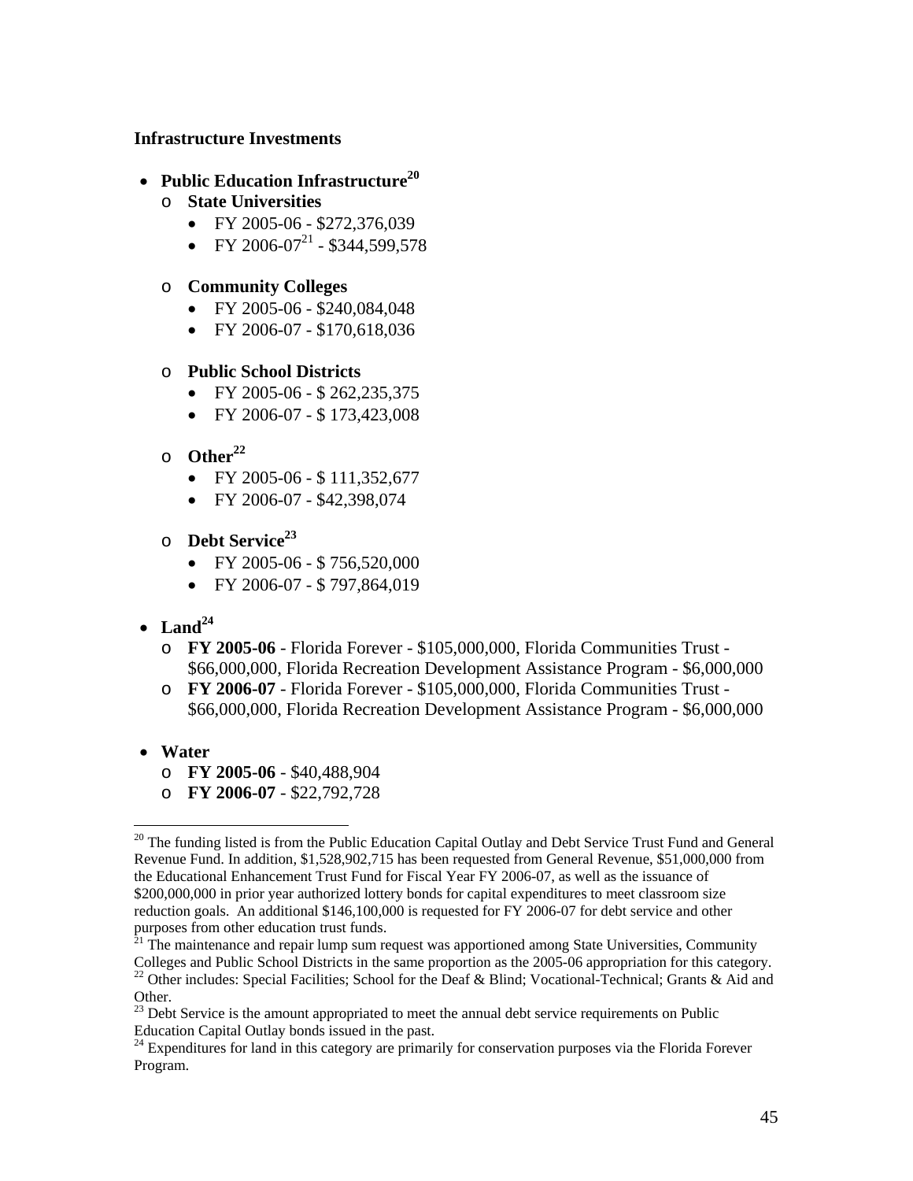**Infrastructure Investments**

- **Public Education Infrastructure**[20]
  - **State Universities**
    - FY 2005-06 - $272,376,039
    - FY 2006-07[21] - $344,599,578
  - **Community Colleges**
    - FY 2005-06 - $240,084,048
    - FY 2006-07 - $170,618,036
  - **Public School Districts**
    - FY 2005-06 - $ 262,235,375
    - FY 2006-07 - $ 173,423,008
  - **Other**[22]
    - FY 2005-06 - $ 111,352,677
    - FY 2006-07 - $42,398,074
  - **Debt Service**[23]
    - FY 2005-06 - $ 756,520,000
    - FY 2006-07 - $ 797,864,019
- **Land**[24]
  - **FY 2005-06** - Florida Forever - $105,000,000, Florida Communities Trust - $66,000,000, Florida Recreation Development Assistance Program - $6,000,000
  - **FY 2006-07** - Florida Forever - $105,000,000, Florida Communities Trust - $66,000,000, Florida Recreation Development Assistance Program - $6,000,000
- **Water**
  - **FY 2005-06** - $40,488,904
  - **FY 2006-07** - $22,792,728

---

[20] The funding listed is from the Public Education Capital Outlay and Debt Service Trust Fund and General Revenue Fund. In addition, $1,528,902,715 has been requested from General Revenue, $51,000,000 from the Educational Enhancement Trust Fund for Fiscal Year FY 2006-07, as well as the issuance of $200,000,000 in prior year authorized lottery bonds for capital expenditures to meet classroom size reduction goals. An additional $146,100,000 is requested for FY 2006-07 for debt service and other purposes from other education trust funds.

[21] The maintenance and repair lump sum request was apportioned among State Universities, Community Colleges and Public School Districts in the same proportion as the 2005-06 appropriation for this category.

[22] Other includes: Special Facilities; School for the Deaf & Blind; Vocational-Technical; Grants & Aid and Other.

[23] Debt Service is the amount appropriated to meet the annual debt service requirements on Public Education Capital Outlay bonds issued in the past.

[24] Expenditures for land in this category are primarily for conservation purposes via the Florida Forever Program.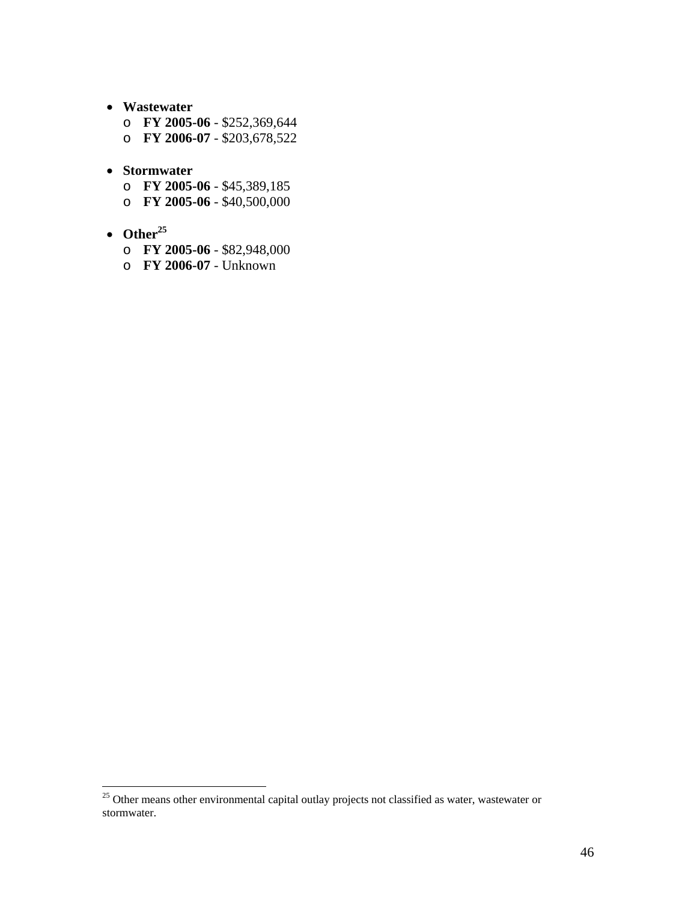- **Wastewater**
  - **FY 2005-06** - $252,369,644
  - **FY 2006-07** - $203,678,522

- **Stormwater**
  - **FY 2005-06** - $45,389,185
  - **FY 2005-06** - $40,500,000

- **Other**[25]
  - **FY 2005-06** - $82,948,000
  - **FY 2006-07** - Unknown

---

[25] Other means other environmental capital outlay projects not classified as water, wastewater or stormwater.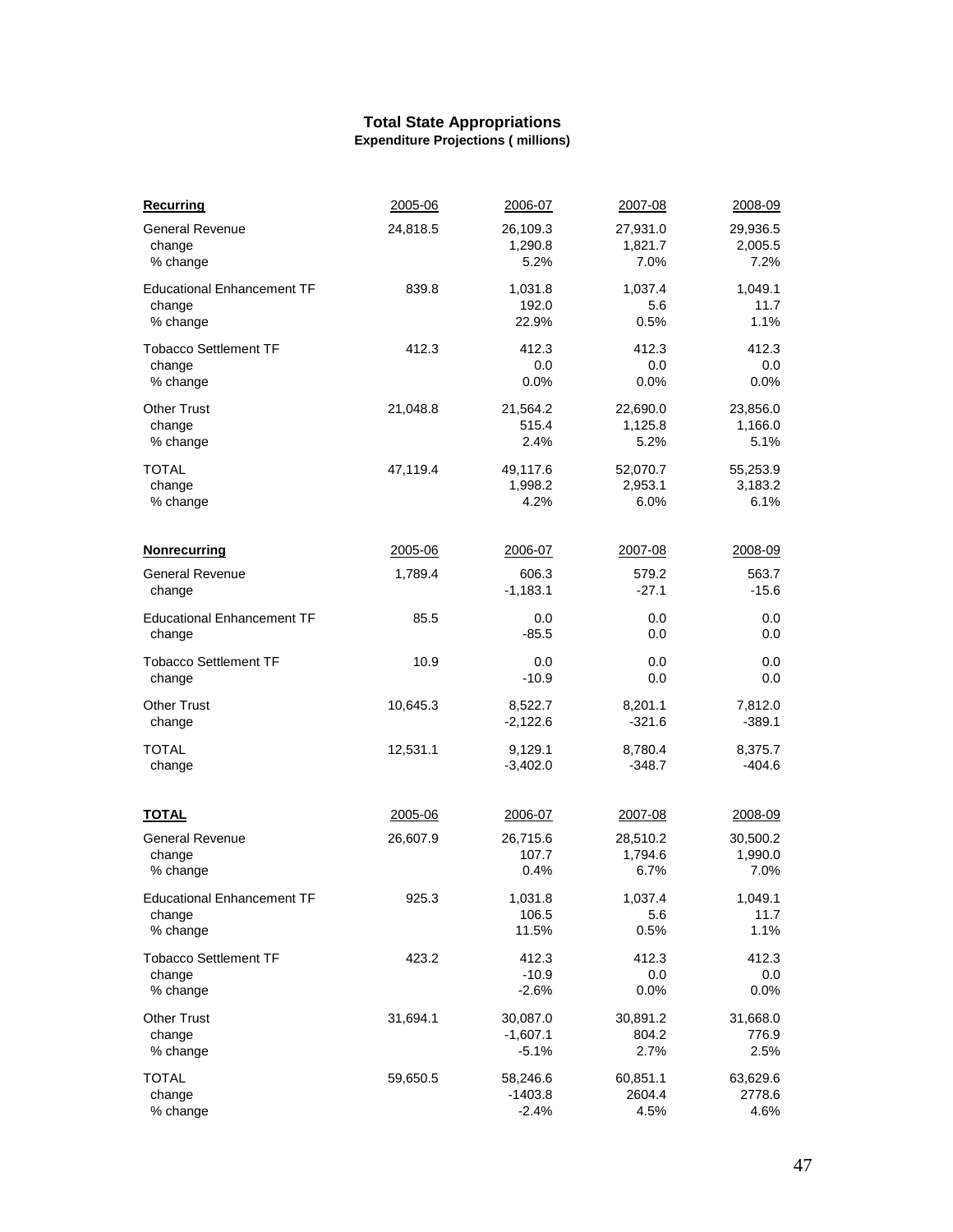## Total State Appropriations

### Expenditure Projections ( millions)

| **Recurring** | 2005-06 | 2006-07 | 2007-08 | 2008-09 |
|---|---|---|---|---|
| General Revenue | 24,818.5 | 26,109.3 | 27,931.0 | 29,936.5 |
| change | | 1,290.8 | 1,821.7 | 2,005.5 |
| % change | | 5.2% | 7.0% | 7.2% |
| Educational Enhancement TF | 839.8 | 1,031.8 | 1,037.4 | 1,049.1 |
| change | | 192.0 | 5.6 | 11.7 |
| % change | | 22.9% | 0.5% | 1.1% |
| Tobacco Settlement TF | 412.3 | 412.3 | 412.3 | 412.3 |
| change | | 0.0 | 0.0 | 0.0 |
| % change | | 0.0% | 0.0% | 0.0% |
| Other Trust | 21,048.8 | 21,564.2 | 22,690.0 | 23,856.0 |
| change | | 515.4 | 1,125.8 | 1,166.0 |
| % change | | 2.4% | 5.2% | 5.1% |
| TOTAL | 47,119.4 | 49,117.6 | 52,070.7 | 55,253.9 |
| change | | 1,998.2 | 2,953.1 | 3,183.2 |
| % change | | 4.2% | 6.0% | 6.1% |

| **Nonrecurring** | 2005-06 | 2006-07 | 2007-08 | 2008-09 |
|---|---|---|---|---|
| General Revenue | 1,789.4 | 606.3 | 579.2 | 563.7 |
| change | | -1,183.1 | -27.1 | -15.6 |
| Educational Enhancement TF | 85.5 | 0.0 | 0.0 | 0.0 |
| change | | -85.5 | 0.0 | 0.0 |
| Tobacco Settlement TF | 10.9 | 0.0 | 0.0 | 0.0 |
| change | | -10.9 | 0.0 | 0.0 |
| Other Trust | 10,645.3 | 8,522.7 | 8,201.1 | 7,812.0 |
| change | | -2,122.6 | -321.6 | -389.1 |
| TOTAL | 12,531.1 | 9,129.1 | 8,780.4 | 8,375.7 |
| change | | -3,402.0 | -348.7 | -404.6 |

| **TOTAL** | 2005-06 | 2006-07 | 2007-08 | 2008-09 |
|---|---|---|---|---|
| General Revenue | 26,607.9 | 26,715.6 | 28,510.2 | 30,500.2 |
| change | | 107.7 | 1,794.6 | 1,990.0 |
| % change | | 0.4% | 6.7% | 7.0% |
| Educational Enhancement TF | 925.3 | 1,031.8 | 1,037.4 | 1,049.1 |
| change | | 106.5 | 5.6 | 11.7 |
| % change | | 11.5% | 0.5% | 1.1% |
| Tobacco Settlement TF | 423.2 | 412.3 | 412.3 | 412.3 |
| change | | -10.9 | 0.0 | 0.0 |
| % change | | -2.6% | 0.0% | 0.0% |
| Other Trust | 31,694.1 | 30,087.0 | 30,891.2 | 31,668.0 |
| change | | -1,607.1 | 804.2 | 776.9 |
| % change | | -5.1% | 2.7% | 2.5% |
| TOTAL | 59,650.5 | 58,246.6 | 60,851.1 | 63,629.6 |
| change | | -1403.8 | 2604.4 | 2778.6 |
| % change | | -2.4% | 4.5% | 4.6% |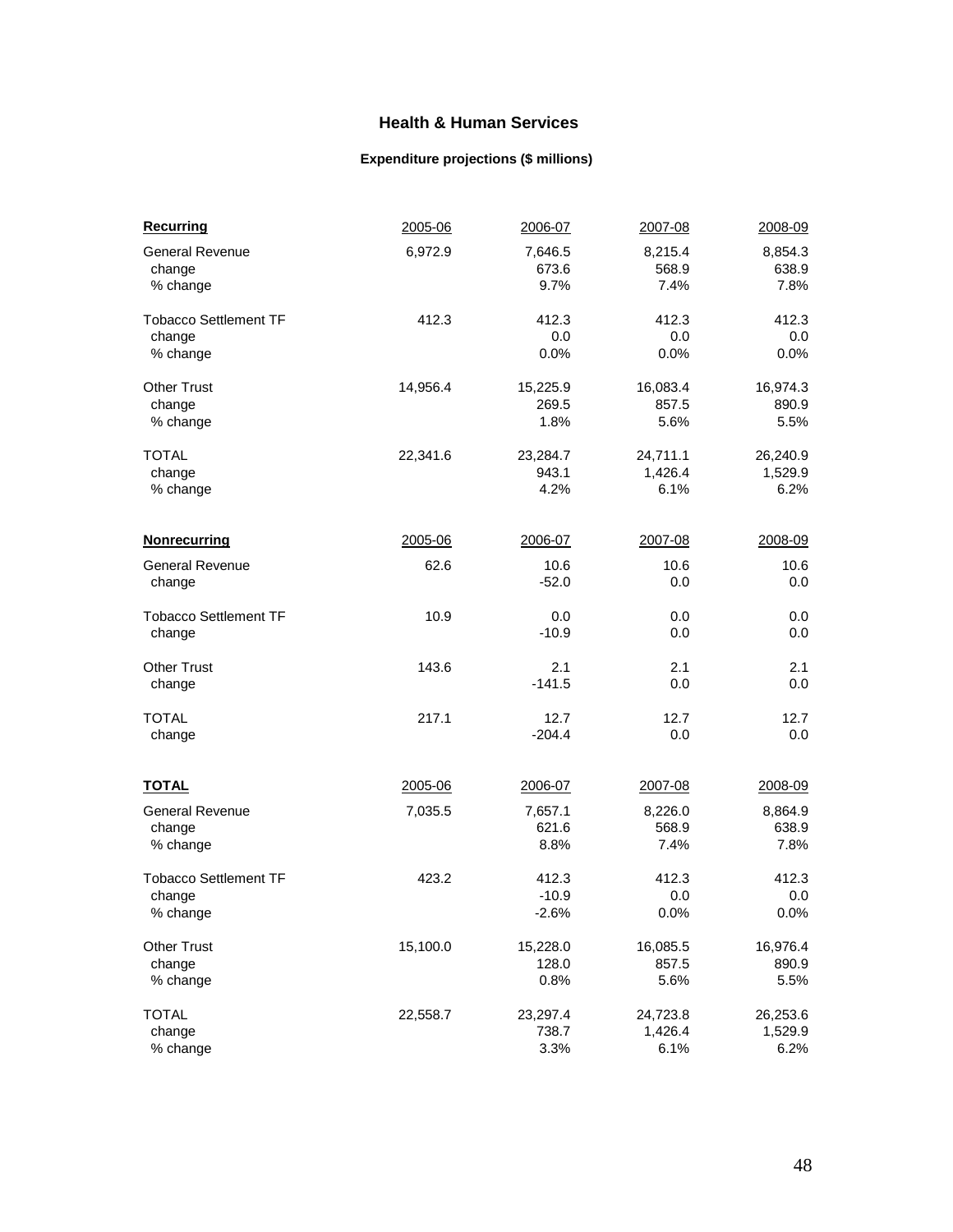## Health & Human Services

### Expenditure projections ($ millions)

| **Recurring** | 2005-06 | 2006-07 | 2007-08 | 2008-09 |
|---|---|---|---|---|
| General Revenue | 6,972.9 | 7,646.5 | 8,215.4 | 8,854.3 |
| change | | 673.6 | 568.9 | 638.9 |
| % change | | 9.7% | 7.4% | 7.8% |
| Tobacco Settlement TF | 412.3 | 412.3 | 412.3 | 412.3 |
| change | | 0.0 | 0.0 | 0.0 |
| % change | | 0.0% | 0.0% | 0.0% |
| Other Trust | 14,956.4 | 15,225.9 | 16,083.4 | 16,974.3 |
| change | | 269.5 | 857.5 | 890.9 |
| % change | | 1.8% | 5.6% | 5.5% |
| TOTAL | 22,341.6 | 23,284.7 | 24,711.1 | 26,240.9 |
| change | | 943.1 | 1,426.4 | 1,529.9 |
| % change | | 4.2% | 6.1% | 6.2% |

| **Nonrecurring** | 2005-06 | 2006-07 | 2007-08 | 2008-09 |
|---|---|---|---|---|
| General Revenue | 62.6 | 10.6 | 10.6 | 10.6 |
| change | | -52.0 | 0.0 | 0.0 |
| Tobacco Settlement TF | 10.9 | 0.0 | 0.0 | 0.0 |
| change | | -10.9 | 0.0 | 0.0 |
| Other Trust | 143.6 | 2.1 | 2.1 | 2.1 |
| change | | -141.5 | 0.0 | 0.0 |
| TOTAL | 217.1 | 12.7 | 12.7 | 12.7 |
| change | | -204.4 | 0.0 | 0.0 |

| **TOTAL** | 2005-06 | 2006-07 | 2007-08 | 2008-09 |
|---|---|---|---|---|
| General Revenue | 7,035.5 | 7,657.1 | 8,226.0 | 8,864.9 |
| change | | 621.6 | 568.9 | 638.9 |
| % change | | 8.8% | 7.4% | 7.8% |
| Tobacco Settlement TF | 423.2 | 412.3 | 412.3 | 412.3 |
| change | | -10.9 | 0.0 | 0.0 |
| % change | | -2.6% | 0.0% | 0.0% |
| Other Trust | 15,100.0 | 15,228.0 | 16,085.5 | 16,976.4 |
| change | | 128.0 | 857.5 | 890.9 |
| % change | | 0.8% | 5.6% | 5.5% |
| TOTAL | 22,558.7 | 23,297.4 | 24,723.8 | 26,253.6 |
| change | | 738.7 | 1,426.4 | 1,529.9 |
| % change | | 3.3% | 6.1% | 6.2% |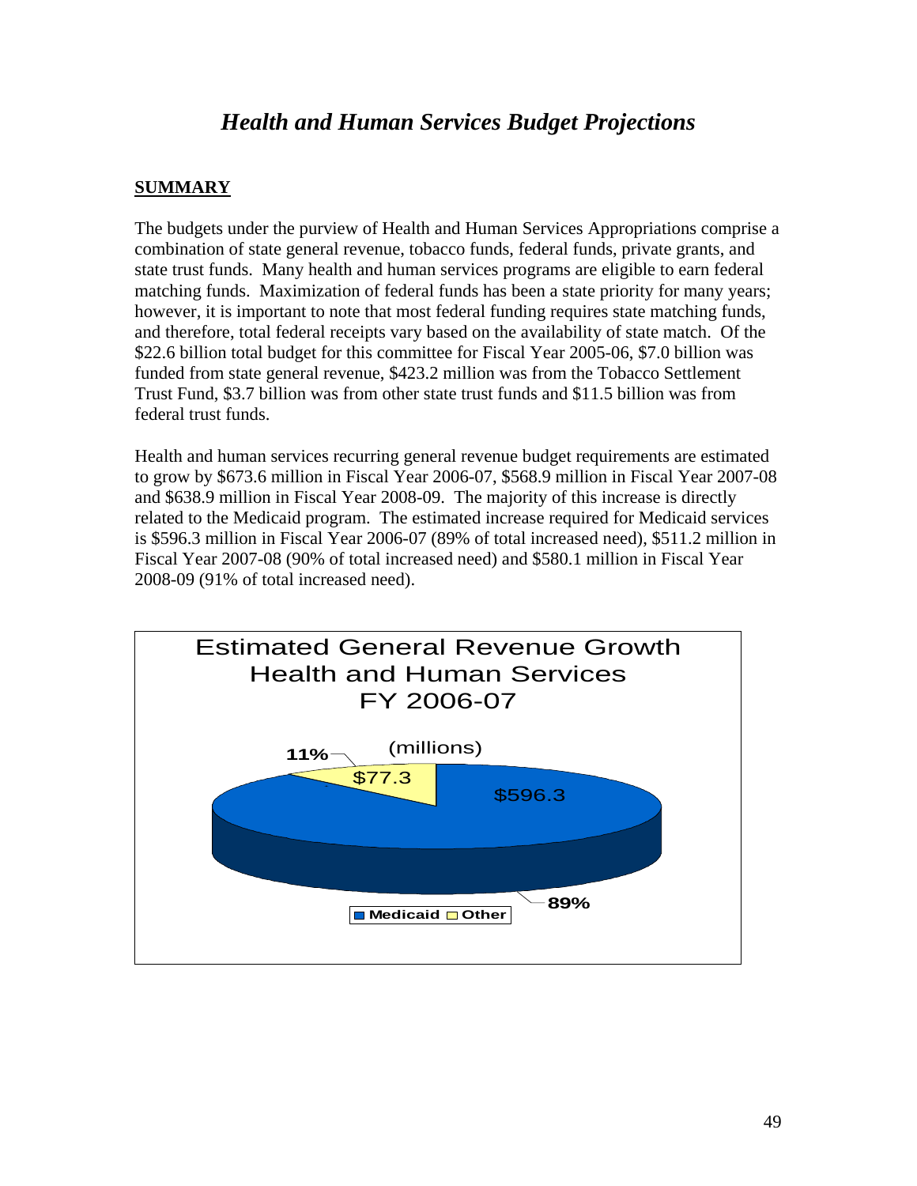# *Health and Human Services Budget Projections*

## SUMMARY

The budgets under the purview of Health and Human Services Appropriations comprise a combination of state general revenue, tobacco funds, federal funds, private grants, and state trust funds. Many health and human services programs are eligible to earn federal matching funds. Maximization of federal funds has been a state priority for many years; however, it is important to note that most federal funding requires state matching funds, and therefore, total federal receipts vary based on the availability of state match. Of the $22.6 billion total budget for this committee for Fiscal Year 2005-06, $7.0 billion was funded from state general revenue, $423.2 million was from the Tobacco Settlement Trust Fund, $3.7 billion was from other state trust funds and $11.5 billion was from federal trust funds.

Health and human services recurring general revenue budget requirements are estimated to grow by $673.6 million in Fiscal Year 2006-07, $568.9 million in Fiscal Year 2007-08 and $638.9 million in Fiscal Year 2008-09. The majority of this increase is directly related to the Medicaid program. The estimated increase required for Medicaid services is $596.3 million in Fiscal Year 2006-07 (89% of total increased need), $511.2 million in Fiscal Year 2007-08 (90% of total increased need) and $580.1 million in Fiscal Year 2008-09 (91% of total increased need).

Estimated General Revenue Growth
Health and Human Services
FY 2006-07

(millions)

| Category | Amount | Percent |
|---|---|---|
| Medicaid | $596.3 | 89% |
| Other | $77.3 | 11% |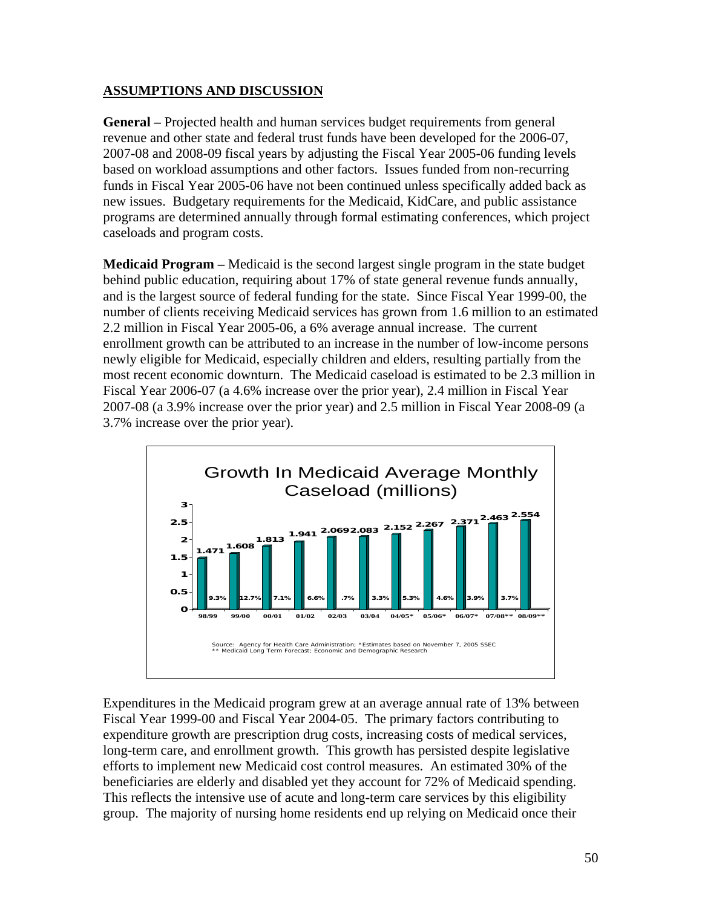## ASSUMPTIONS AND DISCUSSION

**General –** Projected health and human services budget requirements from general revenue and other state and federal trust funds have been developed for the 2006-07, 2007-08 and 2008-09 fiscal years by adjusting the Fiscal Year 2005-06 funding levels based on workload assumptions and other factors. Issues funded from non-recurring funds in Fiscal Year 2005-06 have not been continued unless specifically added back as new issues. Budgetary requirements for the Medicaid, KidCare, and public assistance programs are determined annually through formal estimating conferences, which project caseloads and program costs.

**Medicaid Program –** Medicaid is the second largest single program in the state budget behind public education, requiring about 17% of state general revenue funds annually, and is the largest source of federal funding for the state. Since Fiscal Year 1999-00, the number of clients receiving Medicaid services has grown from 1.6 million to an estimated 2.2 million in Fiscal Year 2005-06, a 6% average annual increase. The current enrollment growth can be attributed to an increase in the number of low-income persons newly eligible for Medicaid, especially children and elders, resulting partially from the most recent economic downturn. The Medicaid caseload is estimated to be 2.3 million in Fiscal Year 2006-07 (a 4.6% increase over the prior year), 2.4 million in Fiscal Year 2007-08 (a 3.9% increase over the prior year) and 2.5 million in Fiscal Year 2008-09 (a 3.7% increase over the prior year).

**Growth In Medicaid Average Monthly Caseload (millions)**

| Fiscal Year | Caseload (millions) | Growth |
|---|---|---|
| 98/99 | 1.471 | |
| 99/00 | 1.608 | 9.3% |
| 00/01 | 1.813 | 12.7% |
| 01/02 | 1.941 | 7.1% |
| 02/03 | 2.069 | 6.6% |
| 03/04 | 2.083 | .7% |
| 04/05* | 2.152 | 3.3% |
| 05/06* | 2.267 | 5.3% |
| 06/07* | 2.371 | 4.6% |
| 07/08** | 2.463 | 3.9% |
| 08/09** | 2.554 | 3.7% |

Source: Agency for Health Care Administration; *Estimates based on November 7, 2005 SSEC
** Medicaid Long Term Forecast; Economic and Demographic Research

Expenditures in the Medicaid program grew at an average annual rate of 13% between Fiscal Year 1999-00 and Fiscal Year 2004-05. The primary factors contributing to expenditure growth are prescription drug costs, increasing costs of medical services, long-term care, and enrollment growth. This growth has persisted despite legislative efforts to implement new Medicaid cost control measures. An estimated 30% of the beneficiaries are elderly and disabled yet they account for 72% of Medicaid spending. This reflects the intensive use of acute and long-term care services by this eligibility group. The majority of nursing home residents end up relying on Medicaid once their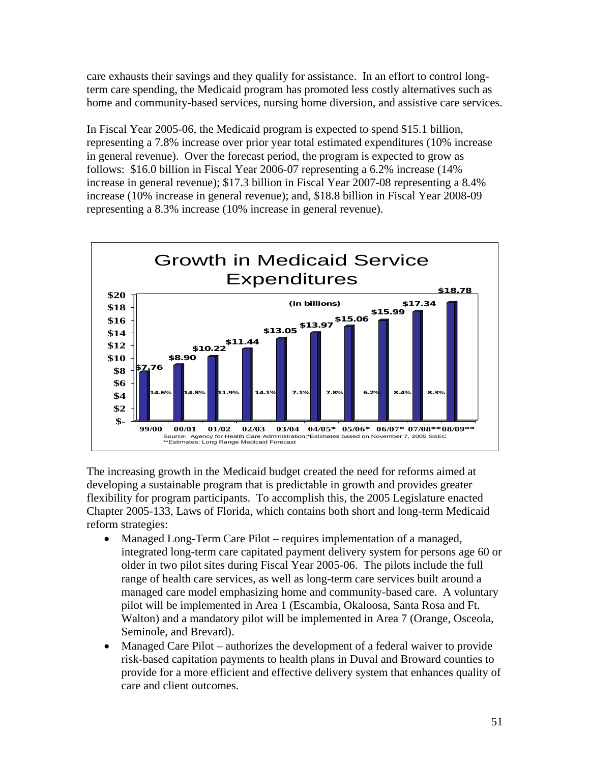care exhausts their savings and they qualify for assistance. In an effort to control long-term care spending, the Medicaid program has promoted less costly alternatives such as home and community-based services, nursing home diversion, and assistive care services.

In Fiscal Year 2005-06, the Medicaid program is expected to spend $15.1 billion, representing a 7.8% increase over prior year total estimated expenditures (10% increase in general revenue). Over the forecast period, the program is expected to grow as follows: $16.0 billion in Fiscal Year 2006-07 representing a 6.2% increase (14% increase in general revenue); $17.3 billion in Fiscal Year 2007-08 representing a 8.4% increase (10% increase in general revenue); and, $18.8 billion in Fiscal Year 2008-09 representing a 8.3% increase (10% increase in general revenue).

**Growth in Medicaid Service Expenditures**

(in billions)

| Fiscal Year | Expenditures | Growth |
|---|---|---|
| 99/00 | $7.76 | |
| 00/01 | $8.90 | 14.6% |
| 01/02 | $10.22 | 14.8% |
| 02/03 | $11.44 | 11.9% |
| 03/04 | $13.05 | 14.1% |
| 04/05* | $13.97 | 7.1% |
| 05/06* | $15.06 | 7.8% |
| 06/07* | $15.99 | 6.2% |
| 07/08** | $17.34 | 8.4% |
| 08/09** | $18.78 | 8.3% |

Source: Agency for Health Care Administration;*Estimates based on November 7, 2005 SSEC
**Estimates; Long Range Medicaid Forecast

The increasing growth in the Medicaid budget created the need for reforms aimed at developing a sustainable program that is predictable in growth and provides greater flexibility for program participants. To accomplish this, the 2005 Legislature enacted Chapter 2005-133, Laws of Florida, which contains both short and long-term Medicaid reform strategies:

- Managed Long-Term Care Pilot – requires implementation of a managed, integrated long-term care capitated payment delivery system for persons age 60 or older in two pilot sites during Fiscal Year 2005-06. The pilots include the full range of health care services, as well as long-term care services built around a managed care model emphasizing home and community-based care. A voluntary pilot will be implemented in Area 1 (Escambia, Okaloosa, Santa Rosa and Ft. Walton) and a mandatory pilot will be implemented in Area 7 (Orange, Osceola, Seminole, and Brevard).
- Managed Care Pilot – authorizes the development of a federal waiver to provide risk-based capitation payments to health plans in Duval and Broward counties to provide for a more efficient and effective delivery system that enhances quality of care and client outcomes.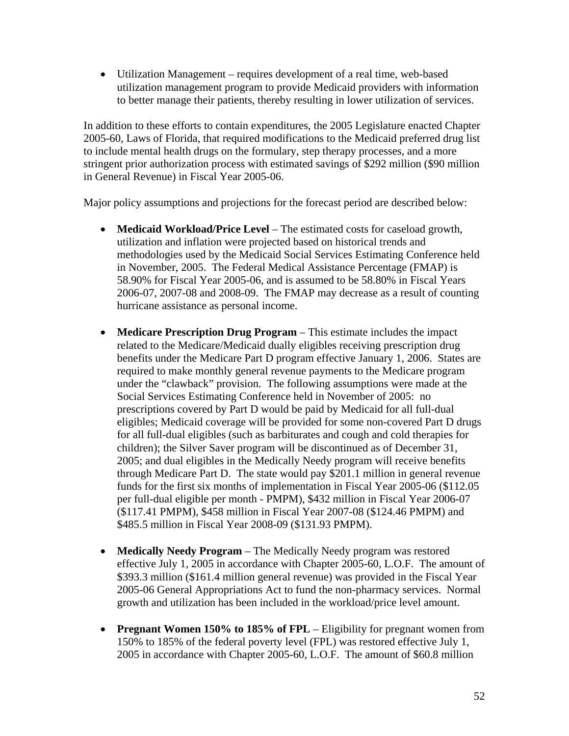- Utilization Management – requires development of a real time, web-based utilization management program to provide Medicaid providers with information to better manage their patients, thereby resulting in lower utilization of services.

In addition to these efforts to contain expenditures, the 2005 Legislature enacted Chapter 2005-60, Laws of Florida, that required modifications to the Medicaid preferred drug list to include mental health drugs on the formulary, step therapy processes, and a more stringent prior authorization process with estimated savings of $292 million ($90 million in General Revenue) in Fiscal Year 2005-06.

Major policy assumptions and projections for the forecast period are described below:

- **Medicaid Workload/Price Level** – The estimated costs for caseload growth, utilization and inflation were projected based on historical trends and methodologies used by the Medicaid Social Services Estimating Conference held in November, 2005. The Federal Medical Assistance Percentage (FMAP) is 58.90% for Fiscal Year 2005-06, and is assumed to be 58.80% in Fiscal Years 2006-07, 2007-08 and 2008-09. The FMAP may decrease as a result of counting hurricane assistance as personal income.

- **Medicare Prescription Drug Program** – This estimate includes the impact related to the Medicare/Medicaid dually eligibles receiving prescription drug benefits under the Medicare Part D program effective January 1, 2006. States are required to make monthly general revenue payments to the Medicare program under the "clawback" provision. The following assumptions were made at the Social Services Estimating Conference held in November of 2005: no prescriptions covered by Part D would be paid by Medicaid for all full-dual eligibles; Medicaid coverage will be provided for some non-covered Part D drugs for all full-dual eligibles (such as barbiturates and cough and cold therapies for children); the Silver Saver program will be discontinued as of December 31, 2005; and dual eligibles in the Medically Needy program will receive benefits through Medicare Part D. The state would pay $201.1 million in general revenue funds for the first six months of implementation in Fiscal Year 2005-06 ($112.05 per full-dual eligible per month - PMPM), $432 million in Fiscal Year 2006-07 ($117.41 PMPM), $458 million in Fiscal Year 2007-08 ($124.46 PMPM) and $485.5 million in Fiscal Year 2008-09 ($131.93 PMPM).

- **Medically Needy Program** – The Medically Needy program was restored effective July 1, 2005 in accordance with Chapter 2005-60, L.O.F. The amount of $393.3 million ($161.4 million general revenue) was provided in the Fiscal Year 2005-06 General Appropriations Act to fund the non-pharmacy services. Normal growth and utilization has been included in the workload/price level amount.

- **Pregnant Women 150% to 185% of FPL** – Eligibility for pregnant women from 150% to 185% of the federal poverty level (FPL) was restored effective July 1, 2005 in accordance with Chapter 2005-60, L.O.F. The amount of $60.8 million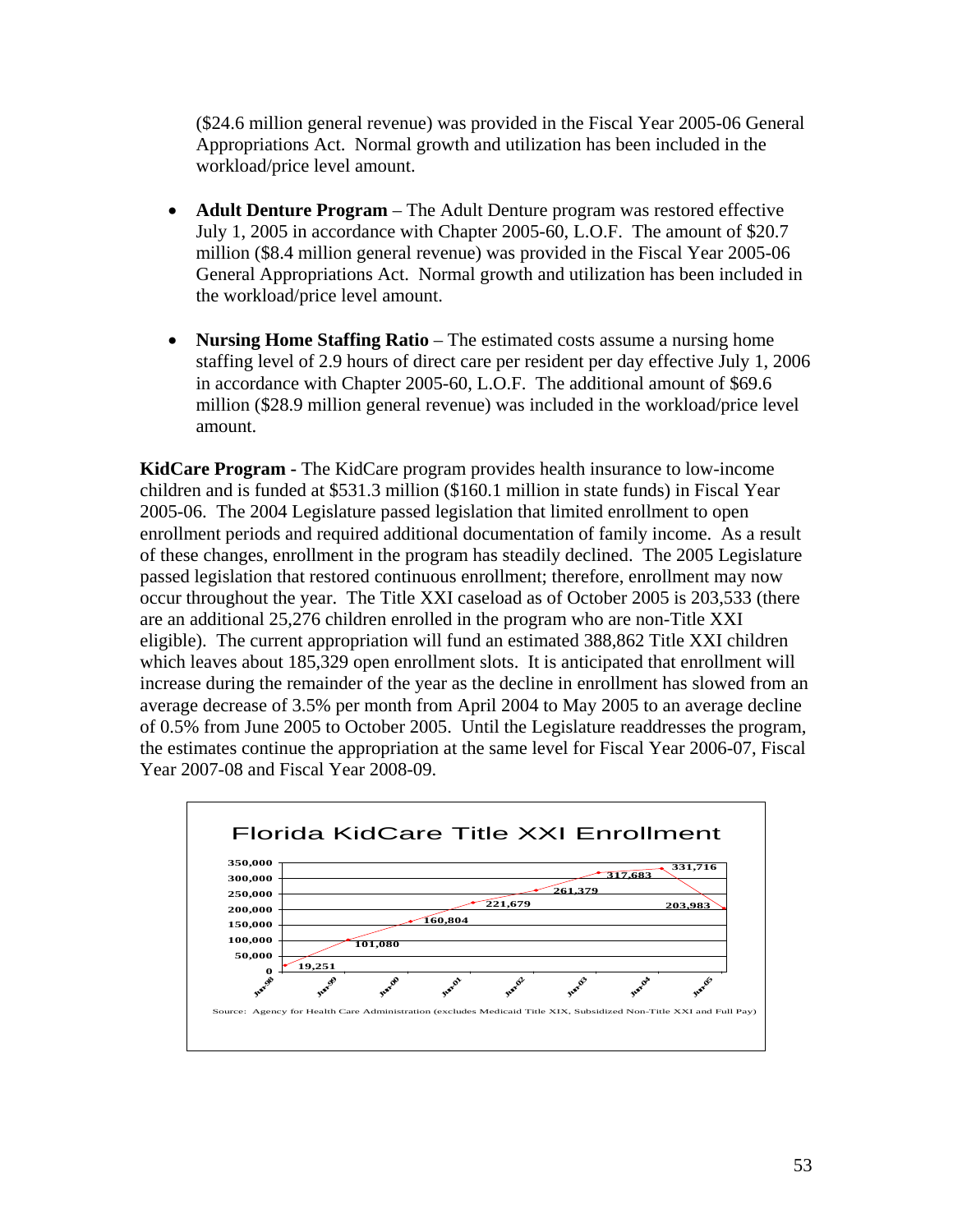($24.6 million general revenue) was provided in the Fiscal Year 2005-06 General Appropriations Act. Normal growth and utilization has been included in the workload/price level amount.

- **Adult Denture Program** – The Adult Denture program was restored effective July 1, 2005 in accordance with Chapter 2005-60, L.O.F. The amount of $20.7 million ($8.4 million general revenue) was provided in the Fiscal Year 2005-06 General Appropriations Act. Normal growth and utilization has been included in the workload/price level amount.

- **Nursing Home Staffing Ratio** – The estimated costs assume a nursing home staffing level of 2.9 hours of direct care per resident per day effective July 1, 2006 in accordance with Chapter 2005-60, L.O.F. The additional amount of $69.6 million ($28.9 million general revenue) was included in the workload/price level amount.

**KidCare Program -** The KidCare program provides health insurance to low-income children and is funded at $531.3 million ($160.1 million in state funds) in Fiscal Year 2005-06. The 2004 Legislature passed legislation that limited enrollment to open enrollment periods and required additional documentation of family income. As a result of these changes, enrollment in the program has steadily declined. The 2005 Legislature passed legislation that restored continuous enrollment; therefore, enrollment may now occur throughout the year. The Title XXI caseload as of October 2005 is 203,533 (there are an additional 25,276 children enrolled in the program who are non-Title XXI eligible). The current appropriation will fund an estimated 388,862 Title XXI children which leaves about 185,329 open enrollment slots. It is anticipated that enrollment will increase during the remainder of the year as the decline in enrollment has slowed from an average decrease of 3.5% per month from April 2004 to May 2005 to an average decline of 0.5% from June 2005 to October 2005. Until the Legislature readdresses the program, the estimates continue the appropriation at the same level for Fiscal Year 2006-07, Fiscal Year 2007-08 and Fiscal Year 2008-09.

**Florida KidCare Title XXI Enrollment**

| Date | Enrollment |
|---|---|
| Jun-98 | 19,251 |
| Jun-99 | 101,080 |
| Jun-00 | 160,804 |
| Jun-01 | 221,679 |
| Jun-02 | 261,379 |
| Jun-03 | 317,683 |
| Jun-04 | 331,716 |
| Jun-05 | 203,983 |

Source: Agency for Health Care Administration (excludes Medicaid Title XIX, Subsidized Non-Title XXI and Full Pay)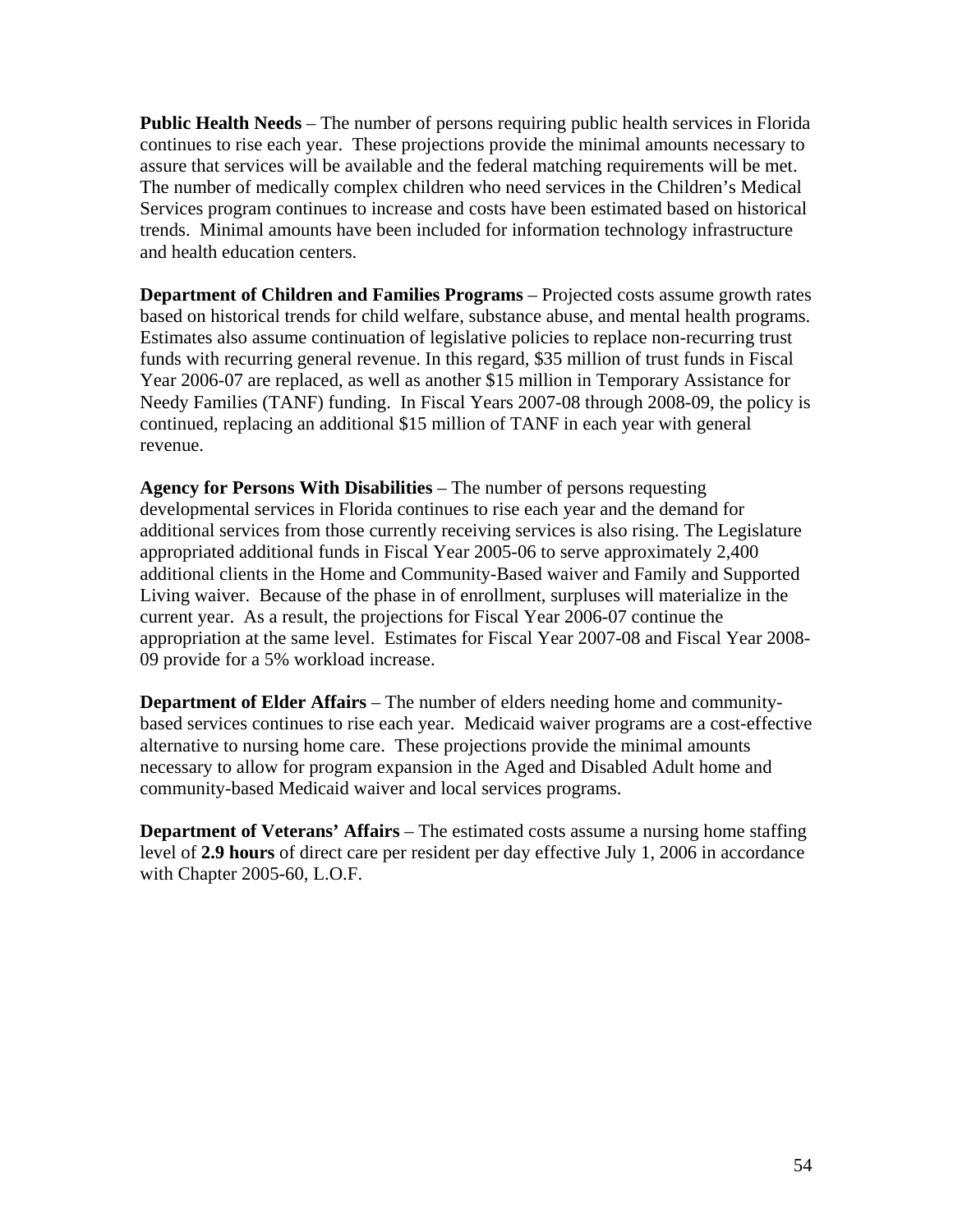**Public Health Needs** – The number of persons requiring public health services in Florida continues to rise each year. These projections provide the minimal amounts necessary to assure that services will be available and the federal matching requirements will be met. The number of medically complex children who need services in the Children's Medical Services program continues to increase and costs have been estimated based on historical trends. Minimal amounts have been included for information technology infrastructure and health education centers.

**Department of Children and Families Programs** – Projected costs assume growth rates based on historical trends for child welfare, substance abuse, and mental health programs. Estimates also assume continuation of legislative policies to replace non-recurring trust funds with recurring general revenue. In this regard, $35 million of trust funds in Fiscal Year 2006-07 are replaced, as well as another $15 million in Temporary Assistance for Needy Families (TANF) funding. In Fiscal Years 2007-08 through 2008-09, the policy is continued, replacing an additional $15 million of TANF in each year with general revenue.

**Agency for Persons With Disabilities** – The number of persons requesting developmental services in Florida continues to rise each year and the demand for additional services from those currently receiving services is also rising. The Legislature appropriated additional funds in Fiscal Year 2005-06 to serve approximately 2,400 additional clients in the Home and Community-Based waiver and Family and Supported Living waiver. Because of the phase in of enrollment, surpluses will materialize in the current year. As a result, the projections for Fiscal Year 2006-07 continue the appropriation at the same level. Estimates for Fiscal Year 2007-08 and Fiscal Year 2008-09 provide for a 5% workload increase.

**Department of Elder Affairs** – The number of elders needing home and community-based services continues to rise each year. Medicaid waiver programs are a cost-effective alternative to nursing home care. These projections provide the minimal amounts necessary to allow for program expansion in the Aged and Disabled Adult home and community-based Medicaid waiver and local services programs.

**Department of Veterans' Affairs** – The estimated costs assume a nursing home staffing level of **2.9 hours** of direct care per resident per day effective July 1, 2006 in accordance with Chapter 2005-60, L.O.F.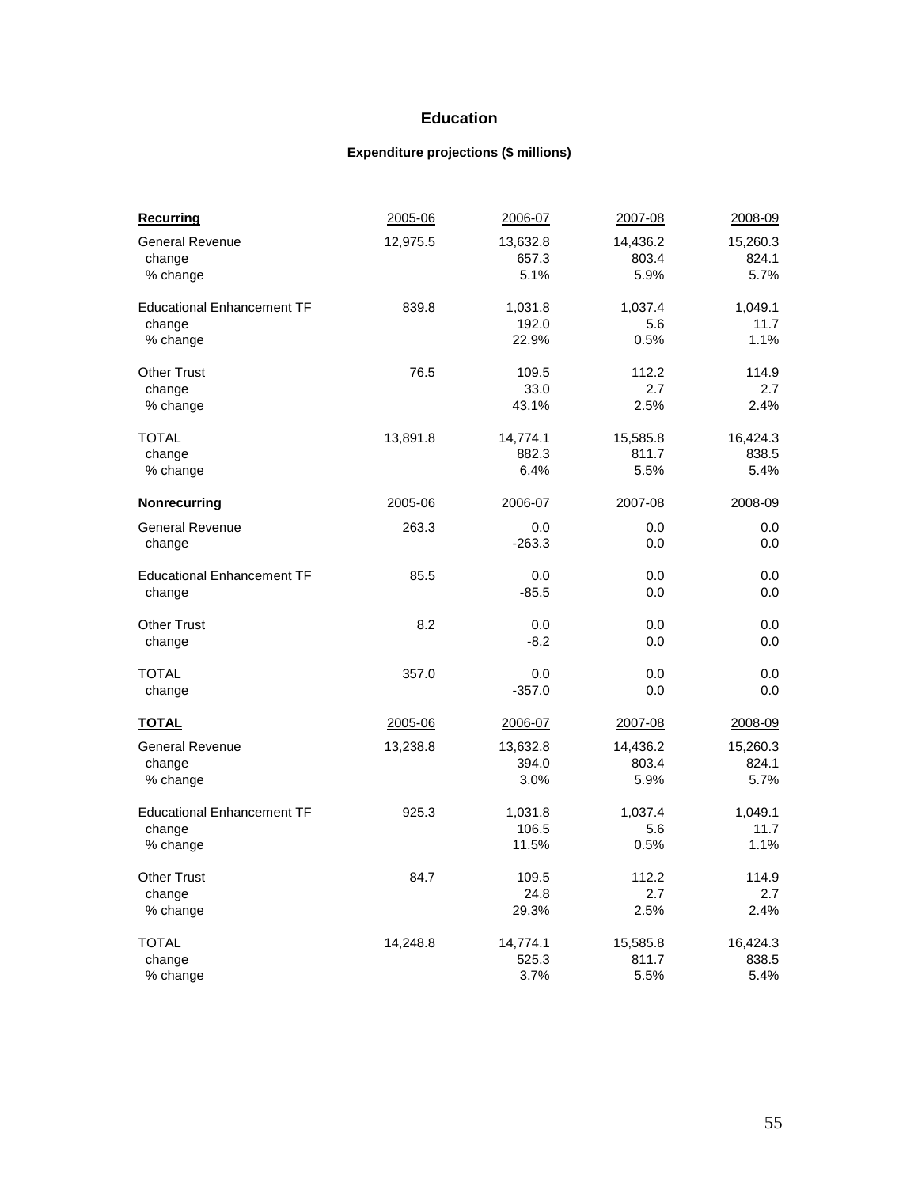# Education

### Expenditure projections ($ millions)

| **Recurring** | 2005-06 | 2006-07 | 2007-08 | 2008-09 |
|---|---|---|---|---|
| General Revenue | 12,975.5 | 13,632.8 | 14,436.2 | 15,260.3 |
| change | | 657.3 | 803.4 | 824.1 |
| % change | | 5.1% | 5.9% | 5.7% |
| Educational Enhancement TF | 839.8 | 1,031.8 | 1,037.4 | 1,049.1 |
| change | | 192.0 | 5.6 | 11.7 |
| % change | | 22.9% | 0.5% | 1.1% |
| Other Trust | 76.5 | 109.5 | 112.2 | 114.9 |
| change | | 33.0 | 2.7 | 2.7 |
| % change | | 43.1% | 2.5% | 2.4% |
| TOTAL | 13,891.8 | 14,774.1 | 15,585.8 | 16,424.3 |
| change | | 882.3 | 811.7 | 838.5 |
| % change | | 6.4% | 5.5% | 5.4% |
| **Nonrecurring** | 2005-06 | 2006-07 | 2007-08 | 2008-09 |
| General Revenue | 263.3 | 0.0 | 0.0 | 0.0 |
| change | | -263.3 | 0.0 | 0.0 |
| Educational Enhancement TF | 85.5 | 0.0 | 0.0 | 0.0 |
| change | | -85.5 | 0.0 | 0.0 |
| Other Trust | 8.2 | 0.0 | 0.0 | 0.0 |
| change | | -8.2 | 0.0 | 0.0 |
| TOTAL | 357.0 | 0.0 | 0.0 | 0.0 |
| change | | -357.0 | 0.0 | 0.0 |
| **TOTAL** | 2005-06 | 2006-07 | 2007-08 | 2008-09 |
| General Revenue | 13,238.8 | 13,632.8 | 14,436.2 | 15,260.3 |
| change | | 394.0 | 803.4 | 824.1 |
| % change | | 3.0% | 5.9% | 5.7% |
| Educational Enhancement TF | 925.3 | 1,031.8 | 1,037.4 | 1,049.1 |
| change | | 106.5 | 5.6 | 11.7 |
| % change | | 11.5% | 0.5% | 1.1% |
| Other Trust | 84.7 | 109.5 | 112.2 | 114.9 |
| change | | 24.8 | 2.7 | 2.7 |
| % change | | 29.3% | 2.5% | 2.4% |
| TOTAL | 14,248.8 | 14,774.1 | 15,585.8 | 16,424.3 |
| change | | 525.3 | 811.7 | 838.5 |
| % change | | 3.7% | 5.5% | 5.4% |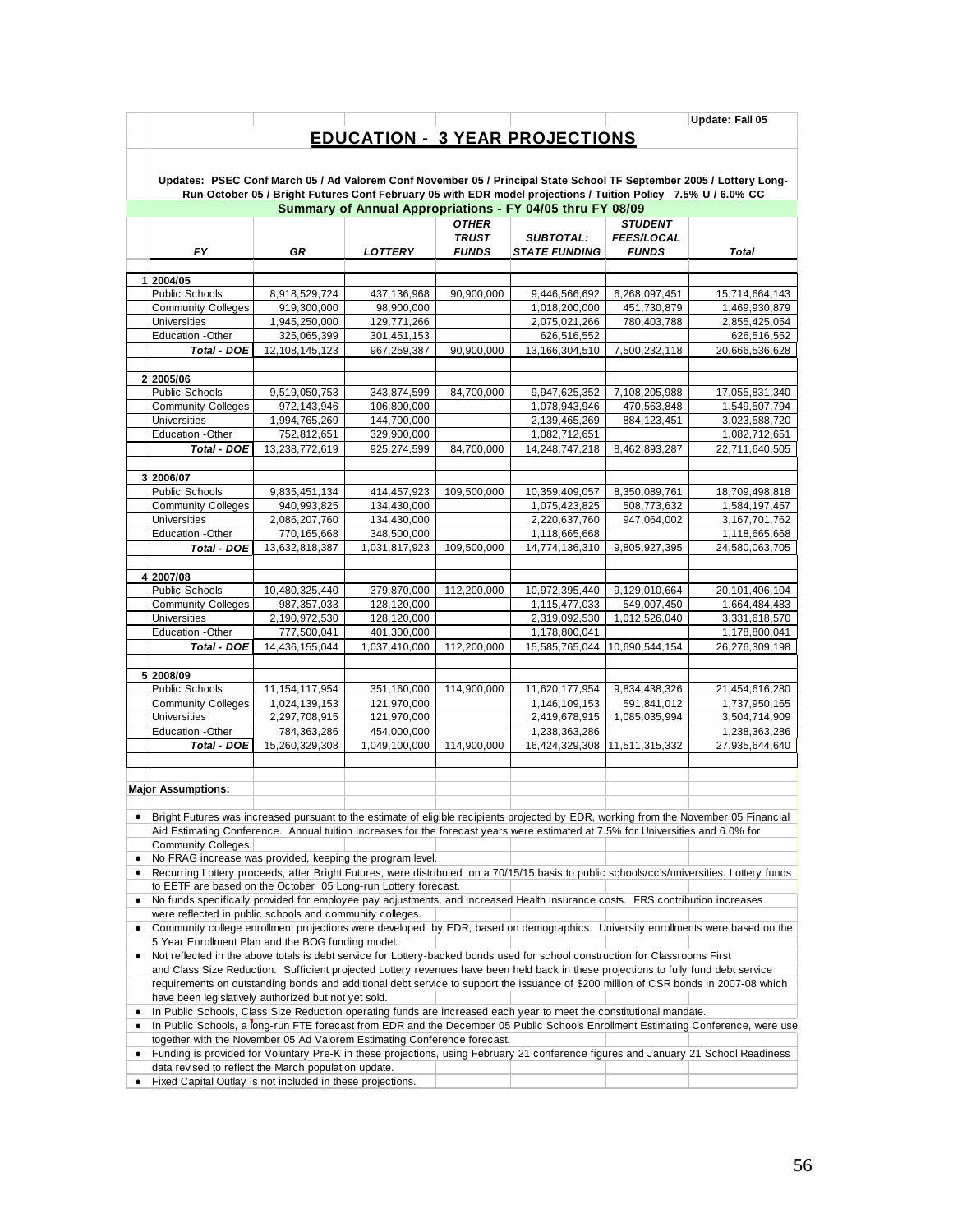Update: Fall 05

# EDUCATION - 3 YEAR PROJECTIONS

**Updates: PSEC Conf March 05 / Ad Valorem Conf November 05 / Principal State School TF September 2005 / Lottery Long-Run October 05 / Bright Futures Conf February 05 with EDR model projections / Tuition Policy 7.5% U / 6.0% CC**

**Summary of Annual Appropriations - FY 04/05 thru FY 08/09**

| | FY | GR | LOTTERY | OTHER TRUST FUNDS | SUBTOTAL: STATE FUNDING | STUDENT FEES/LOCAL FUNDS | Total |
|---|---|---|---|---|---|---|---|
| 1 | **2004/05** | | | | | | |
| | Public Schools | 8,918,529,724 | 437,136,968 | 90,900,000 | 9,446,566,692 | 6,268,097,451 | 15,714,664,143 |
| | Community Colleges | 919,300,000 | 98,900,000 | | 1,018,200,000 | 451,730,879 | 1,469,930,879 |
| | Universities | 1,945,250,000 | 129,771,266 | | 2,075,021,266 | 780,403,788 | 2,855,425,054 |
| | Education -Other | 325,065,399 | 301,451,153 | | 626,516,552 | | 626,516,552 |
| | ***Total - DOE*** | 12,108,145,123 | 967,259,387 | 90,900,000 | 13,166,304,510 | 7,500,232,118 | 20,666,536,628 |
| 2 | **2005/06** | | | | | | |
| | Public Schools | 9,519,050,753 | 343,874,599 | 84,700,000 | 9,947,625,352 | 7,108,205,988 | 17,055,831,340 |
| | Community Colleges | 972,143,946 | 106,800,000 | | 1,078,943,946 | 470,563,848 | 1,549,507,794 |
| | Universities | 1,994,765,269 | 144,700,000 | | 2,139,465,269 | 884,123,451 | 3,023,588,720 |
| | Education -Other | 752,812,651 | 329,900,000 | | 1,082,712,651 | | 1,082,712,651 |
| | ***Total - DOE*** | 13,238,772,619 | 925,274,599 | 84,700,000 | 14,248,747,218 | 8,462,893,287 | 22,711,640,505 |
| 3 | **2006/07** | | | | | | |
| | Public Schools | 9,835,451,134 | 414,457,923 | 109,500,000 | 10,359,409,057 | 8,350,089,761 | 18,709,498,818 |
| | Community Colleges | 940,993,825 | 134,430,000 | | 1,075,423,825 | 508,773,632 | 1,584,197,457 |
| | Universities | 2,086,207,760 | 134,430,000 | | 2,220,637,760 | 947,064,002 | 3,167,701,762 |
| | Education -Other | 770,165,668 | 348,500,000 | | 1,118,665,668 | | 1,118,665,668 |
| | ***Total - DOE*** | 13,632,818,387 | 1,031,817,923 | 109,500,000 | 14,774,136,310 | 9,805,927,395 | 24,580,063,705 |
| 4 | **2007/08** | | | | | | |
| | Public Schools | 10,480,325,440 | 379,870,000 | 112,200,000 | 10,972,395,440 | 9,129,010,664 | 20,101,406,104 |
| | Community Colleges | 987,357,033 | 128,120,000 | | 1,115,477,033 | 549,007,450 | 1,664,484,483 |
| | Universities | 2,190,972,530 | 128,120,000 | | 2,319,092,530 | 1,012,526,040 | 3,331,618,570 |
| | Education -Other | 777,500,041 | 401,300,000 | | 1,178,800,041 | | 1,178,800,041 |
| | ***Total - DOE*** | 14,436,155,044 | 1,037,410,000 | 112,200,000 | 15,585,765,044 | 10,690,544,154 | 26,276,309,198 |
| 5 | **2008/09** | | | | | | |
| | Public Schools | 11,154,117,954 | 351,160,000 | 114,900,000 | 11,620,177,954 | 9,834,438,326 | 21,454,616,280 |
| | Community Colleges | 1,024,139,153 | 121,970,000 | | 1,146,109,153 | 591,841,012 | 1,737,950,165 |
| | Universities | 2,297,708,915 | 121,970,000 | | 2,419,678,915 | 1,085,035,994 | 3,504,714,909 |
| | Education -Other | 784,363,286 | 454,000,000 | | 1,238,363,286 | | 1,238,363,286 |
| | ***Total - DOE*** | 15,260,329,308 | 1,049,100,000 | 114,900,000 | 16,424,329,308 | 11,511,315,332 | 27,935,644,640 |

**Major Assumptions:**

- Bright Futures was increased pursuant to the estimate of eligible recipients projected by EDR, working from the November 05 Financial Aid Estimating Conference. Annual tuition increases for the forecast years were estimated at 7.5% for Universities and 6.0% for Community Colleges.
- No FRAG increase was provided, keeping the program level.
- Recurring Lottery proceeds, after Bright Futures, were distributed on a 70/15/15 basis to public schools/cc's/universities. Lottery funds to EETF are based on the October 05 Long-run Lottery forecast.
- No funds specifically provided for employee pay adjustments, and increased Health insurance costs. FRS contribution increases were reflected in public schools and community colleges.
- Community college enrollment projections were developed by EDR, based on demographics. University enrollments were based on the 5 Year Enrollment Plan and the BOG funding model.
- Not reflected in the above totals is debt service for Lottery-backed bonds used for school construction for Classrooms First and Class Size Reduction. Sufficient projected Lottery revenues have been held back in these projections to fully fund debt service requirements on outstanding bonds and additional debt service to support the issuance of $200 million of CSR bonds in 2007-08 which have been legislatively authorized but not yet sold.
- In Public Schools, Class Size Reduction operating funds are increased each year to meet the constitutional mandate.
- In Public Schools, a long-run FTE forecast from EDR and the December 05 Public Schools Enrollment Estimating Conference, were use together with the November 05 Ad Valorem Estimating Conference forecast.
- Funding is provided for Voluntary Pre-K in these projections, using February 21 conference figures and January 21 School Readiness data revised to reflect the March population update.
- Fixed Capital Outlay is not included in these projections.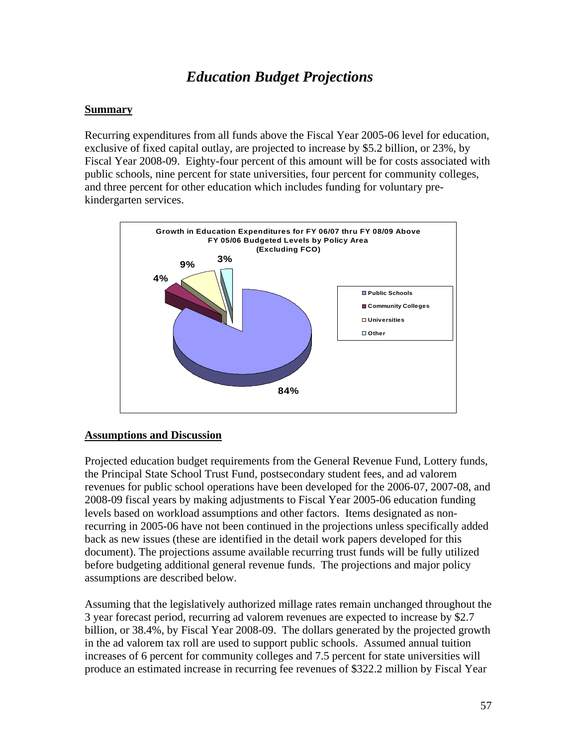# *Education Budget Projections*

**Summary**

Recurring expenditures from all funds above the Fiscal Year 2005-06 level for education, exclusive of fixed capital outlay, are projected to increase by $5.2 billion, or 23%, by Fiscal Year 2008-09. Eighty-four percent of this amount will be for costs associated with public schools, nine percent for state universities, four percent for community colleges, and three percent for other education which includes funding for voluntary pre-kindergarten services.

**Growth in Education Expenditures for FY 06/07 thru FY 08/09 Above FY 05/06 Budgeted Levels by Policy Area (Excluding FCO)**

| Policy Area | Share |
|---|---|
| Public Schools | 84% |
| Community Colleges | 4% |
| Universities | 9% |
| Other | 3% |

**Assumptions and Discussion**

Projected education budget requirements from the General Revenue Fund, Lottery funds, the Principal State School Trust Fund, postsecondary student fees, and ad valorem revenues for public school operations have been developed for the 2006-07, 2007-08, and 2008-09 fiscal years by making adjustments to Fiscal Year 2005-06 education funding levels based on workload assumptions and other factors. Items designated as non-recurring in 2005-06 have not been continued in the projections unless specifically added back as new issues (these are identified in the detail work papers developed for this document). The projections assume available recurring trust funds will be fully utilized before budgeting additional general revenue funds. The projections and major policy assumptions are described below.

Assuming that the legislatively authorized millage rates remain unchanged throughout the 3 year forecast period, recurring ad valorem revenues are expected to increase by $2.7 billion, or 38.4%, by Fiscal Year 2008-09. The dollars generated by the projected growth in the ad valorem tax roll are used to support public schools. Assumed annual tuition increases of 6 percent for community colleges and 7.5 percent for state universities will produce an estimated increase in recurring fee revenues of $322.2 million by Fiscal Year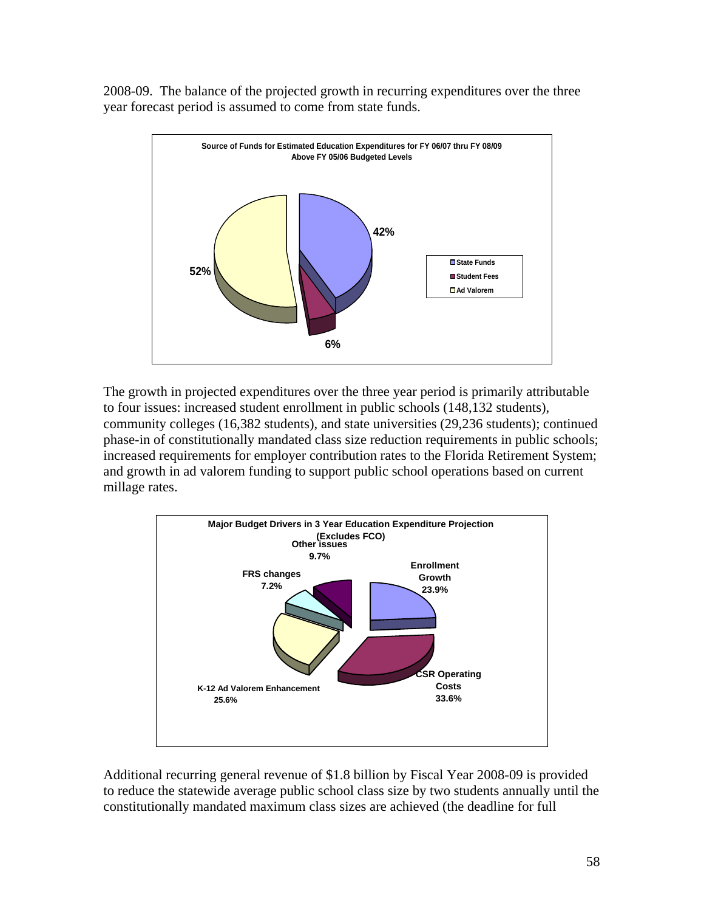2008-09. The balance of the projected growth in recurring expenditures over the three year forecast period is assumed to come from state funds.

**Source of Funds for Estimated Education Expenditures for FY 06/07 thru FY 08/09 Above FY 05/06 Budgeted Levels**

| Source | Share |
|---|---|
| State Funds | 42% |
| Student Fees | 6% |
| Ad Valorem | 52% |

The growth in projected expenditures over the three year period is primarily attributable to four issues: increased student enrollment in public schools (148,132 students), community colleges (16,382 students), and state universities (29,236 students); continued phase-in of constitutionally mandated class size reduction requirements in public schools; increased requirements for employer contribution rates to the Florida Retirement System; and growth in ad valorem funding to support public school operations based on current millage rates.

**Major Budget Drivers in 3 Year Education Expenditure Projection (Excludes FCO)**

| Driver | Share |
|---|---|
| Enrollment Growth | 23.9% |
| CSR Operating Costs | 33.6% |
| K-12 Ad Valorem Enhancement | 25.6% |
| FRS changes | 7.2% |
| Other issues | 9.7% |

Additional recurring general revenue of $1.8 billion by Fiscal Year 2008-09 is provided to reduce the statewide average public school class size by two students annually until the constitutionally mandated maximum class sizes are achieved (the deadline for full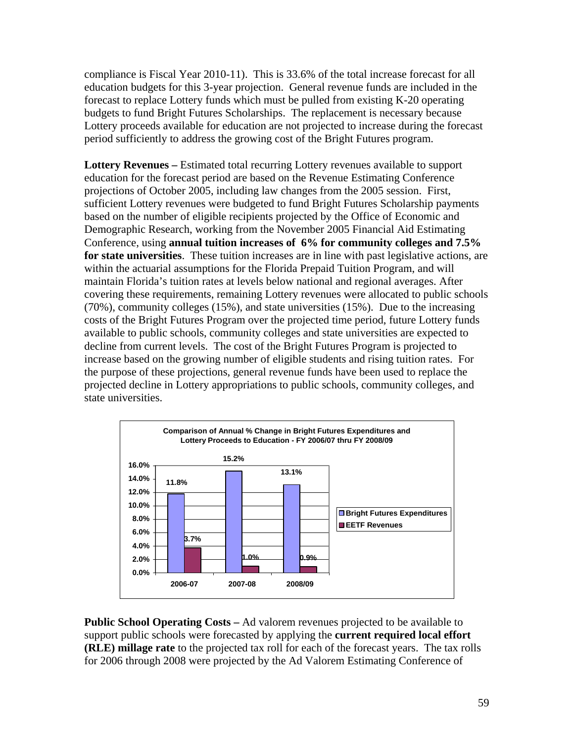compliance is Fiscal Year 2010-11). This is 33.6% of the total increase forecast for all education budgets for this 3-year projection. General revenue funds are included in the forecast to replace Lottery funds which must be pulled from existing K-20 operating budgets to fund Bright Futures Scholarships. The replacement is necessary because Lottery proceeds available for education are not projected to increase during the forecast period sufficiently to address the growing cost of the Bright Futures program.

**Lottery Revenues –** Estimated total recurring Lottery revenues available to support education for the forecast period are based on the Revenue Estimating Conference projections of October 2005, including law changes from the 2005 session. First, sufficient Lottery revenues were budgeted to fund Bright Futures Scholarship payments based on the number of eligible recipients projected by the Office of Economic and Demographic Research, working from the November 2005 Financial Aid Estimating Conference, using **annual tuition increases of 6% for community colleges and 7.5% for state universities**. These tuition increases are in line with past legislative actions, are within the actuarial assumptions for the Florida Prepaid Tuition Program, and will maintain Florida's tuition rates at levels below national and regional averages. After covering these requirements, remaining Lottery revenues were allocated to public schools (70%), community colleges (15%), and state universities (15%). Due to the increasing costs of the Bright Futures Program over the projected time period, future Lottery funds available to public schools, community colleges and state universities are expected to decline from current levels. The cost of the Bright Futures Program is projected to increase based on the growing number of eligible students and rising tuition rates. For the purpose of these projections, general revenue funds have been used to replace the projected decline in Lottery appropriations to public schools, community colleges, and state universities.

**Comparison of Annual % Change in Bright Futures Expenditures and Lottery Proceeds to Education - FY 2006/07 thru FY 2008/09**

| | 2006-07 | 2007-08 | 2008/09 |
|---|---|---|---|
| Bright Futures Expenditures | 11.8% | 15.2% | 13.1% |
| EETF Revenues | 3.7% | 1.0% | 0.9% |

**Public School Operating Costs –** Ad valorem revenues projected to be available to support public schools were forecasted by applying the **current required local effort (RLE) millage rate** to the projected tax roll for each of the forecast years. The tax rolls for 2006 through 2008 were projected by the Ad Valorem Estimating Conference of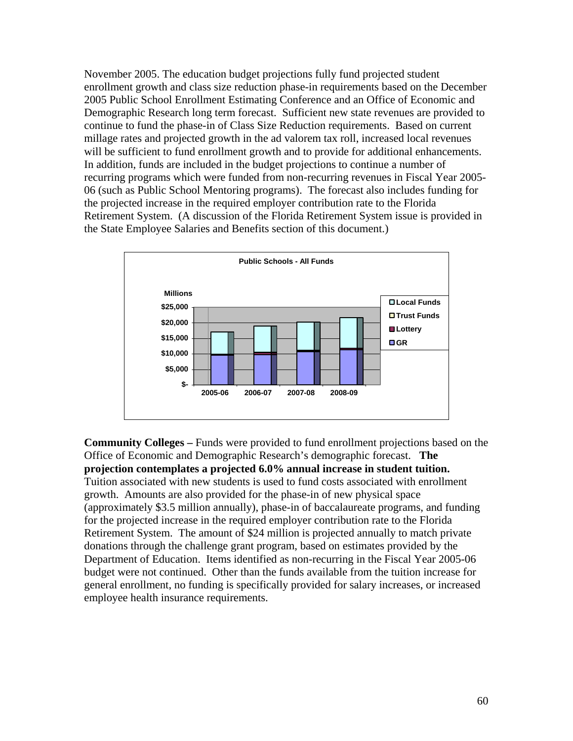November 2005. The education budget projections fully fund projected student enrollment growth and class size reduction phase-in requirements based on the December 2005 Public School Enrollment Estimating Conference and an Office of Economic and Demographic Research long term forecast. Sufficient new state revenues are provided to continue to fund the phase-in of Class Size Reduction requirements. Based on current millage rates and projected growth in the ad valorem tax roll, increased local revenues will be sufficient to fund enrollment growth and to provide for additional enhancements. In addition, funds are included in the budget projections to continue a number of recurring programs which were funded from non-recurring revenues in Fiscal Year 2005-06 (such as Public School Mentoring programs). The forecast also includes funding for the projected increase in the required employer contribution rate to the Florida Retirement System. (A discussion of the Florida Retirement System issue is provided in the State Employee Salaries and Benefits section of this document.)

**Public Schools - All Funds**

Millions

$25,000
$20,000
$15,000
$10,000
$5,000
$-

2005-06 2006-07 2007-08 2008-09

Local Funds
Trust Funds
Lottery
GR

**Community Colleges –** Funds were provided to fund enrollment projections based on the Office of Economic and Demographic Research's demographic forecast. **The projection contemplates a projected 6.0% annual increase in student tuition.** Tuition associated with new students is used to fund costs associated with enrollment growth. Amounts are also provided for the phase-in of new physical space (approximately $3.5 million annually), phase-in of baccalaureate programs, and funding for the projected increase in the required employer contribution rate to the Florida Retirement System. The amount of $24 million is projected annually to match private donations through the challenge grant program, based on estimates provided by the Department of Education. Items identified as non-recurring in the Fiscal Year 2005-06 budget were not continued. Other than the funds available from the tuition increase for general enrollment, no funding is specifically provided for salary increases, or increased employee health insurance requirements.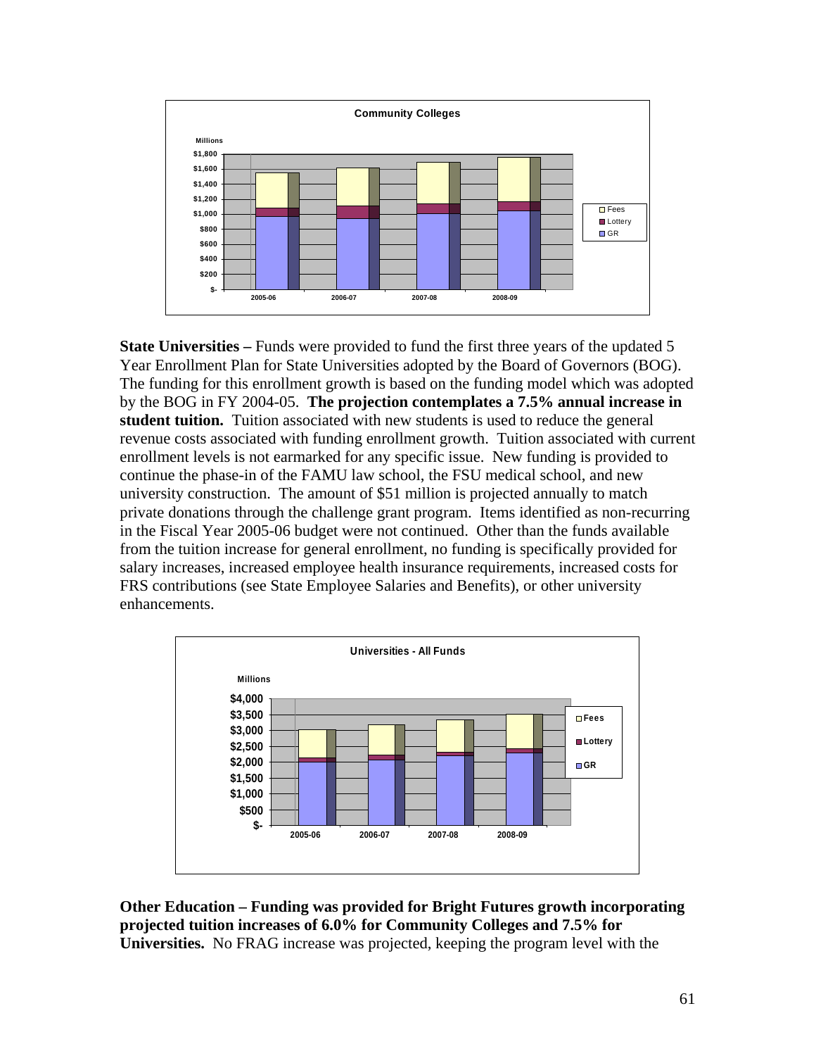**State Universities –** Funds were provided to fund the first three years of the updated 5 Year Enrollment Plan for State Universities adopted by the Board of Governors (BOG). The funding for this enrollment growth is based on the funding model which was adopted by the BOG in FY 2004-05. **The projection contemplates a 7.5% annual increase in student tuition.** Tuition associated with new students is used to reduce the general revenue costs associated with funding enrollment growth. Tuition associated with current enrollment levels is not earmarked for any specific issue. New funding is provided to continue the phase-in of the FAMU law school, the FSU medical school, and new university construction. The amount of $51 million is projected annually to match private donations through the challenge grant program. Items identified as non-recurring in the Fiscal Year 2005-06 budget were not continued. Other than the funds available from the tuition increase for general enrollment, no funding is specifically provided for salary increases, increased employee health insurance requirements, increased costs for FRS contributions (see State Employee Salaries and Benefits), or other university enhancements.

**Other Education – Funding was provided for Bright Futures growth incorporating projected tuition increases of 6.0% for Community Colleges and 7.5% for Universities.** No FRAG increase was projected, keeping the program level with the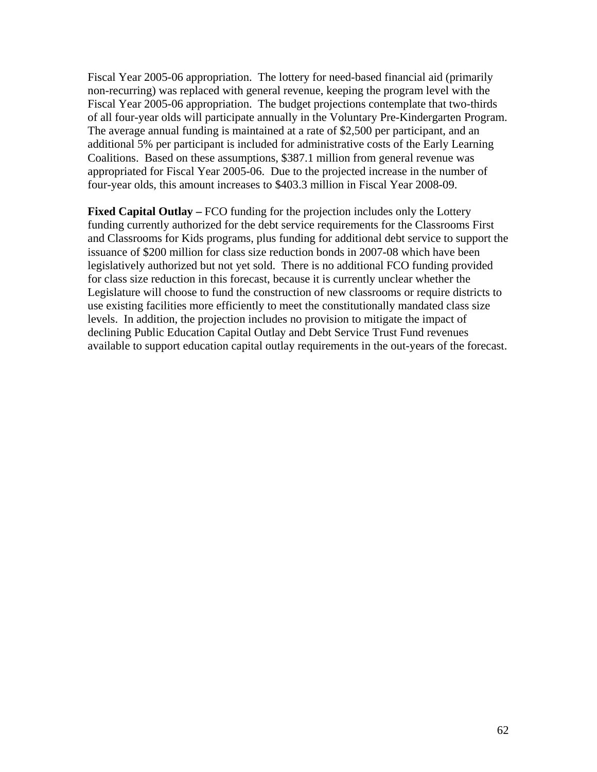Fiscal Year 2005-06 appropriation. The lottery for need-based financial aid (primarily non-recurring) was replaced with general revenue, keeping the program level with the Fiscal Year 2005-06 appropriation. The budget projections contemplate that two-thirds of all four-year olds will participate annually in the Voluntary Pre-Kindergarten Program. The average annual funding is maintained at a rate of $2,500 per participant, and an additional 5% per participant is included for administrative costs of the Early Learning Coalitions. Based on these assumptions, $387.1 million from general revenue was appropriated for Fiscal Year 2005-06. Due to the projected increase in the number of four-year olds, this amount increases to $403.3 million in Fiscal Year 2008-09.

**Fixed Capital Outlay –** FCO funding for the projection includes only the Lottery funding currently authorized for the debt service requirements for the Classrooms First and Classrooms for Kids programs, plus funding for additional debt service to support the issuance of $200 million for class size reduction bonds in 2007-08 which have been legislatively authorized but not yet sold. There is no additional FCO funding provided for class size reduction in this forecast, because it is currently unclear whether the Legislature will choose to fund the construction of new classrooms or require districts to use existing facilities more efficiently to meet the constitutionally mandated class size levels. In addition, the projection includes no provision to mitigate the impact of declining Public Education Capital Outlay and Debt Service Trust Fund revenues available to support education capital outlay requirements in the out-years of the forecast.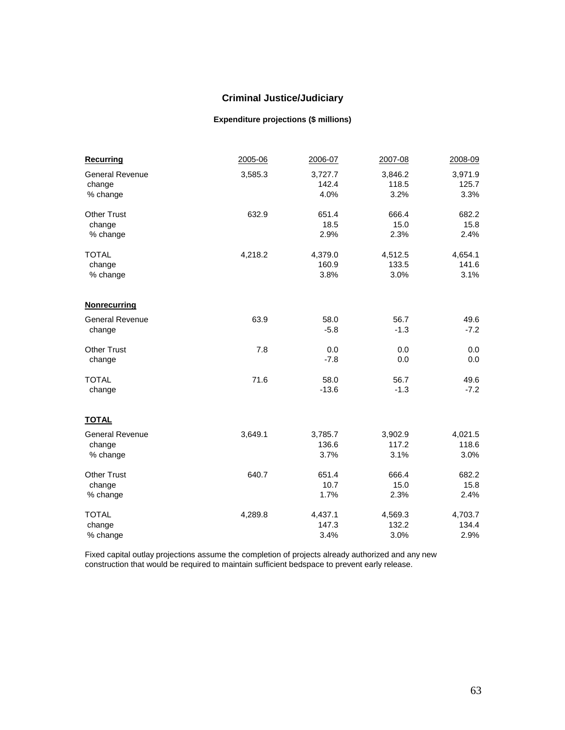## Criminal Justice/Judiciary

### Expenditure projections ($ millions)

| **Recurring** | 2005-06 | 2006-07 | 2007-08 | 2008-09 |
|---|---|---|---|---|
| General Revenue | 3,585.3 | 3,727.7 | 3,846.2 | 3,971.9 |
| change | | 142.4 | 118.5 | 125.7 |
| % change | | 4.0% | 3.2% | 3.3% |
| Other Trust | 632.9 | 651.4 | 666.4 | 682.2 |
| change | | 18.5 | 15.0 | 15.8 |
| % change | | 2.9% | 2.3% | 2.4% |
| TOTAL | 4,218.2 | 4,379.0 | 4,512.5 | 4,654.1 |
| change | | 160.9 | 133.5 | 141.6 |
| % change | | 3.8% | 3.0% | 3.1% |
| **Nonrecurring** | | | | |
| General Revenue | 63.9 | 58.0 | 56.7 | 49.6 |
| change | | -5.8 | -1.3 | -7.2 |
| Other Trust | 7.8 | 0.0 | 0.0 | 0.0 |
| change | | -7.8 | 0.0 | 0.0 |
| TOTAL | 71.6 | 58.0 | 56.7 | 49.6 |
| change | | -13.6 | -1.3 | -7.2 |
| **TOTAL** | | | | |
| General Revenue | 3,649.1 | 3,785.7 | 3,902.9 | 4,021.5 |
| change | | 136.6 | 117.2 | 118.6 |
| % change | | 3.7% | 3.1% | 3.0% |
| Other Trust | 640.7 | 651.4 | 666.4 | 682.2 |
| change | | 10.7 | 15.0 | 15.8 |
| % change | | 1.7% | 2.3% | 2.4% |
| TOTAL | 4,289.8 | 4,437.1 | 4,569.3 | 4,703.7 |
| change | | 147.3 | 132.2 | 134.4 |
| % change | | 3.4% | 3.0% | 2.9% |

Fixed capital outlay projections assume the completion of projects already authorized and any new construction that would be required to maintain sufficient bedspace to prevent early release.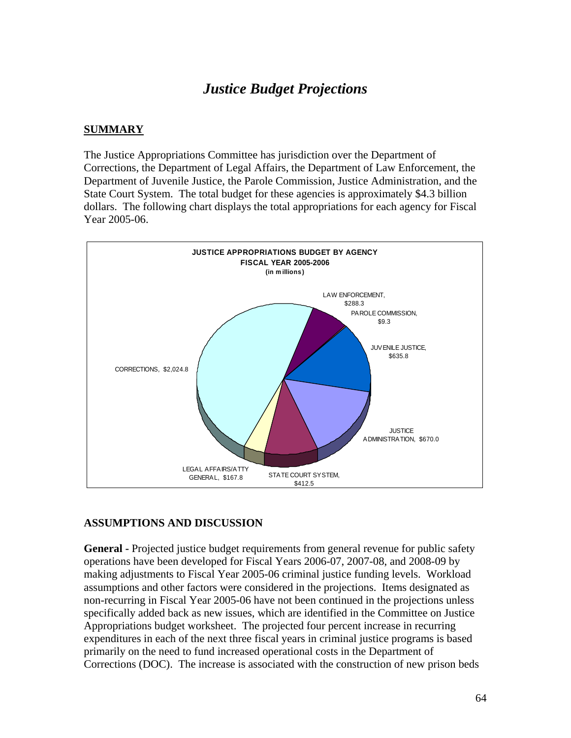# *Justice Budget Projections*

## SUMMARY

The Justice Appropriations Committee has jurisdiction over the Department of Corrections, the Department of Legal Affairs, the Department of Law Enforcement, the Department of Juvenile Justice, the Parole Commission, Justice Administration, and the State Court System. The total budget for these agencies is approximately $4.3 billion dollars. The following chart displays the total appropriations for each agency for Fiscal Year 2005-06.

**JUSTICE APPROPRIATIONS BUDGET BY AGENCY**
**FISCAL YEAR 2005-2006**
**(in millions)**

| Agency | Amount |
|---|---|
| CORRECTIONS | $2,024.8 |
| LAW ENFORCEMENT | $288.3 |
| PAROLE COMMISSION | $9.3 |
| JUVENILE JUSTICE | $635.8 |
| JUSTICE ADMINISTRATION | $670.0 |
| STATE COURT SYSTEM | $412.5 |
| LEGAL AFFAIRS/ATTY GENERAL | $167.8 |

## ASSUMPTIONS AND DISCUSSION

**General -** Projected justice budget requirements from general revenue for public safety operations have been developed for Fiscal Years 2006-07, 2007-08, and 2008-09 by making adjustments to Fiscal Year 2005-06 criminal justice funding levels. Workload assumptions and other factors were considered in the projections. Items designated as non-recurring in Fiscal Year 2005-06 have not been continued in the projections unless specifically added back as new issues, which are identified in the Committee on Justice Appropriations budget worksheet. The projected four percent increase in recurring expenditures in each of the next three fiscal years in criminal justice programs is based primarily on the need to fund increased operational costs in the Department of Corrections (DOC). The increase is associated with the construction of new prison beds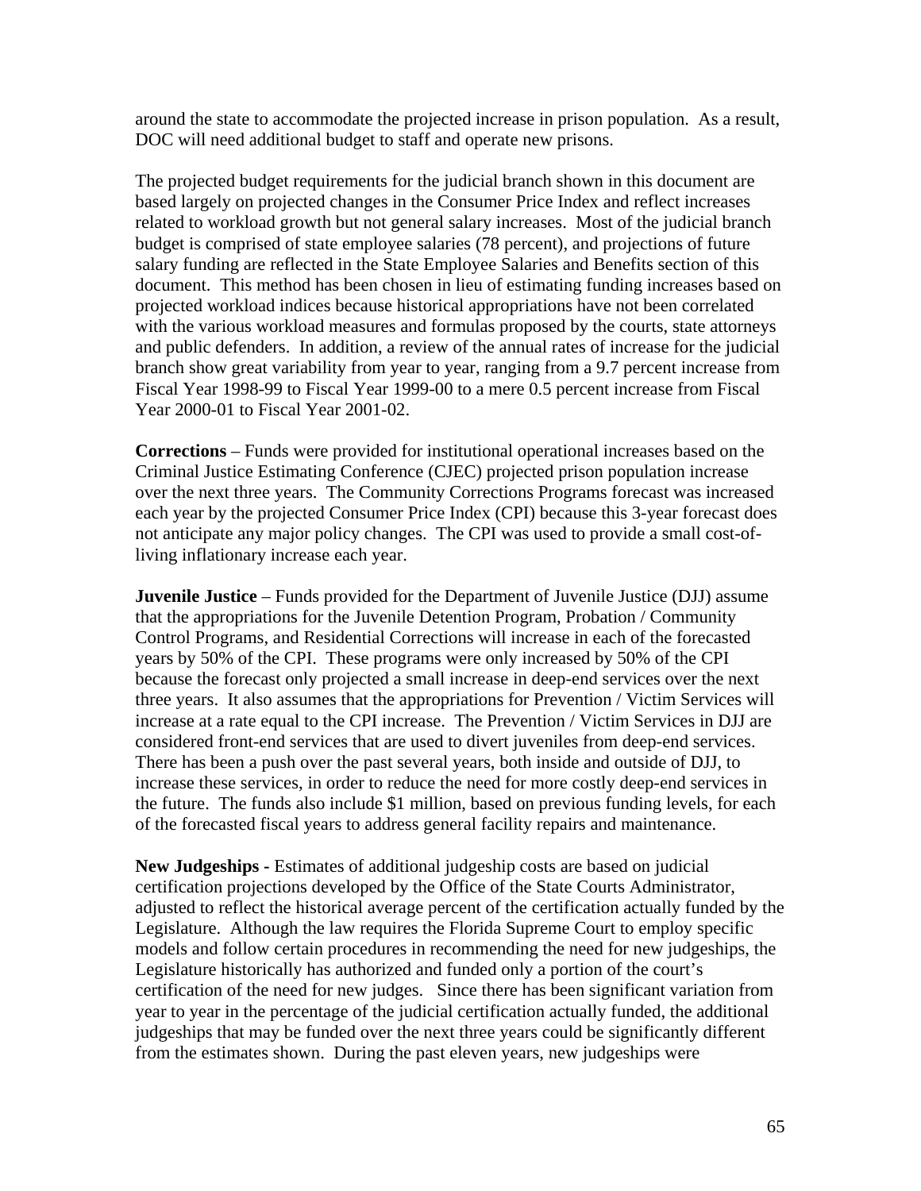around the state to accommodate the projected increase in prison population. As a result, DOC will need additional budget to staff and operate new prisons.

The projected budget requirements for the judicial branch shown in this document are based largely on projected changes in the Consumer Price Index and reflect increases related to workload growth but not general salary increases. Most of the judicial branch budget is comprised of state employee salaries (78 percent), and projections of future salary funding are reflected in the State Employee Salaries and Benefits section of this document. This method has been chosen in lieu of estimating funding increases based on projected workload indices because historical appropriations have not been correlated with the various workload measures and formulas proposed by the courts, state attorneys and public defenders. In addition, a review of the annual rates of increase for the judicial branch show great variability from year to year, ranging from a 9.7 percent increase from Fiscal Year 1998-99 to Fiscal Year 1999-00 to a mere 0.5 percent increase from Fiscal Year 2000-01 to Fiscal Year 2001-02.

**Corrections** – Funds were provided for institutional operational increases based on the Criminal Justice Estimating Conference (CJEC) projected prison population increase over the next three years. The Community Corrections Programs forecast was increased each year by the projected Consumer Price Index (CPI) because this 3-year forecast does not anticipate any major policy changes. The CPI was used to provide a small cost-of-living inflationary increase each year.

**Juvenile Justice** – Funds provided for the Department of Juvenile Justice (DJJ) assume that the appropriations for the Juvenile Detention Program, Probation / Community Control Programs, and Residential Corrections will increase in each of the forecasted years by 50% of the CPI. These programs were only increased by 50% of the CPI because the forecast only projected a small increase in deep-end services over the next three years. It also assumes that the appropriations for Prevention / Victim Services will increase at a rate equal to the CPI increase. The Prevention / Victim Services in DJJ are considered front-end services that are used to divert juveniles from deep-end services. There has been a push over the past several years, both inside and outside of DJJ, to increase these services, in order to reduce the need for more costly deep-end services in the future. The funds also include $1 million, based on previous funding levels, for each of the forecasted fiscal years to address general facility repairs and maintenance.

**New Judgeships -** Estimates of additional judgeship costs are based on judicial certification projections developed by the Office of the State Courts Administrator, adjusted to reflect the historical average percent of the certification actually funded by the Legislature. Although the law requires the Florida Supreme Court to employ specific models and follow certain procedures in recommending the need for new judgeships, the Legislature historically has authorized and funded only a portion of the court's certification of the need for new judges. Since there has been significant variation from year to year in the percentage of the judicial certification actually funded, the additional judgeships that may be funded over the next three years could be significantly different from the estimates shown. During the past eleven years, new judgeships were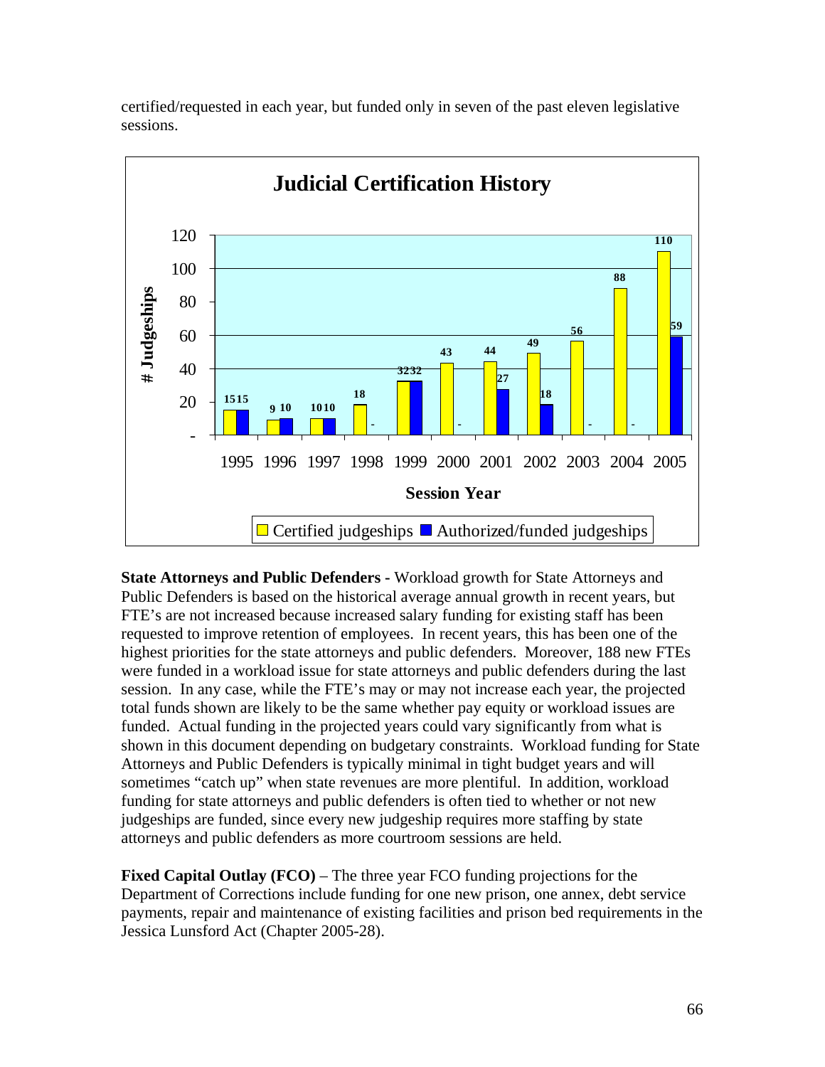certified/requested in each year, but funded only in seven of the past eleven legislative sessions.

**Judicial Certification History**

| Session Year | Certified judgeships | Authorized/funded judgeships |
|---|---|---|
| 1995 | 15 | 15 |
| 1996 | 9 | 10 |
| 1997 | 10 | 10 |
| 1998 | 18 | - |
| 1999 | 32 | 32 |
| 2000 | 43 | - |
| 2001 | 44 | 27 |
| 2002 | 49 | 18 |
| 2003 | 56 | - |
| 2004 | 88 | - |
| 2005 | 110 | 59 |

**State Attorneys and Public Defenders -** Workload growth for State Attorneys and Public Defenders is based on the historical average annual growth in recent years, but FTE's are not increased because increased salary funding for existing staff has been requested to improve retention of employees. In recent years, this has been one of the highest priorities for the state attorneys and public defenders. Moreover, 188 new FTEs were funded in a workload issue for state attorneys and public defenders during the last session. In any case, while the FTE's may or may not increase each year, the projected total funds shown are likely to be the same whether pay equity or workload issues are funded. Actual funding in the projected years could vary significantly from what is shown in this document depending on budgetary constraints. Workload funding for State Attorneys and Public Defenders is typically minimal in tight budget years and will sometimes "catch up" when state revenues are more plentiful. In addition, workload funding for state attorneys and public defenders is often tied to whether or not new judgeships are funded, since every new judgeship requires more staffing by state attorneys and public defenders as more courtroom sessions are held.

**Fixed Capital Outlay (FCO)** – The three year FCO funding projections for the Department of Corrections include funding for one new prison, one annex, debt service payments, repair and maintenance of existing facilities and prison bed requirements in the Jessica Lunsford Act (Chapter 2005-28).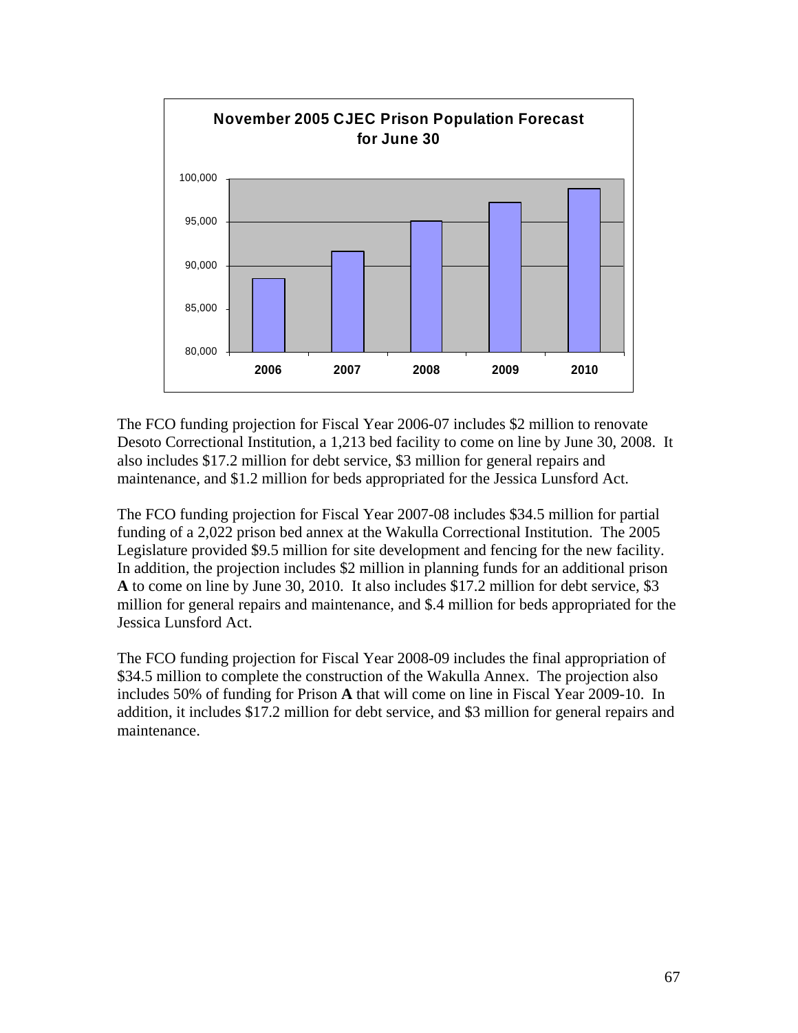**November 2005 CJEC Prison Population Forecast for June 30**

The FCO funding projection for Fiscal Year 2006-07 includes \$2 million to renovate Desoto Correctional Institution, a 1,213 bed facility to come on line by June 30, 2008. It also includes \$17.2 million for debt service, \$3 million for general repairs and maintenance, and \$1.2 million for beds appropriated for the Jessica Lunsford Act.

The FCO funding projection for Fiscal Year 2007-08 includes \$34.5 million for partial funding of a 2,022 prison bed annex at the Wakulla Correctional Institution. The 2005 Legislature provided \$9.5 million for site development and fencing for the new facility. In addition, the projection includes \$2 million in planning funds for an additional prison **A** to come on line by June 30, 2010. It also includes \$17.2 million for debt service, \$3 million for general repairs and maintenance, and \$.4 million for beds appropriated for the Jessica Lunsford Act.

The FCO funding projection for Fiscal Year 2008-09 includes the final appropriation of \$34.5 million to complete the construction of the Wakulla Annex. The projection also includes 50% of funding for Prison **A** that will come on line in Fiscal Year 2009-10. In addition, it includes \$17.2 million for debt service, and \$3 million for general repairs and maintenance.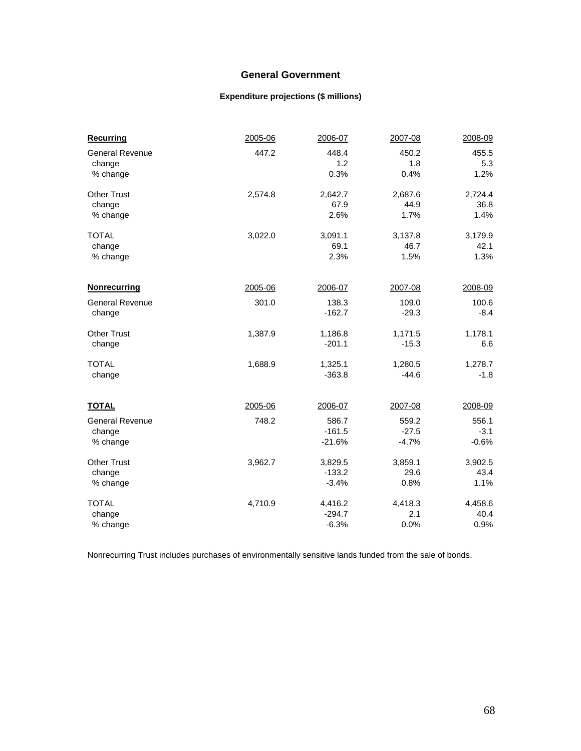# General Government

## Expenditure projections ($ millions)

| **Recurring** | 2005-06 | 2006-07 | 2007-08 | 2008-09 |
|---|---|---|---|---|
| General Revenue | 447.2 | 448.4 | 450.2 | 455.5 |
| change | | 1.2 | 1.8 | 5.3 |
| % change | | 0.3% | 0.4% | 1.2% |
| Other Trust | 2,574.8 | 2,642.7 | 2,687.6 | 2,724.4 |
| change | | 67.9 | 44.9 | 36.8 |
| % change | | 2.6% | 1.7% | 1.4% |
| TOTAL | 3,022.0 | 3,091.1 | 3,137.8 | 3,179.9 |
| change | | 69.1 | 46.7 | 42.1 |
| % change | | 2.3% | 1.5% | 1.3% |

| **Nonrecurring** | 2005-06 | 2006-07 | 2007-08 | 2008-09 |
|---|---|---|---|---|
| General Revenue | 301.0 | 138.3 | 109.0 | 100.6 |
| change | | -162.7 | -29.3 | -8.4 |
| Other Trust | 1,387.9 | 1,186.8 | 1,171.5 | 1,178.1 |
| change | | -201.1 | -15.3 | 6.6 |
| TOTAL | 1,688.9 | 1,325.1 | 1,280.5 | 1,278.7 |
| change | | -363.8 | -44.6 | -1.8 |

| **TOTAL** | 2005-06 | 2006-07 | 2007-08 | 2008-09 |
|---|---|---|---|---|
| General Revenue | 748.2 | 586.7 | 559.2 | 556.1 |
| change | | -161.5 | -27.5 | -3.1 |
| % change | | -21.6% | -4.7% | -0.6% |
| Other Trust | 3,962.7 | 3,829.5 | 3,859.1 | 3,902.5 |
| change | | -133.2 | 29.6 | 43.4 |
| % change | | -3.4% | 0.8% | 1.1% |
| TOTAL | 4,710.9 | 4,416.2 | 4,418.3 | 4,458.6 |
| change | | -294.7 | 2.1 | 40.4 |
| % change | | -6.3% | 0.0% | 0.9% |

Nonrecurring Trust includes purchases of environmentally sensitive lands funded from the sale of bonds.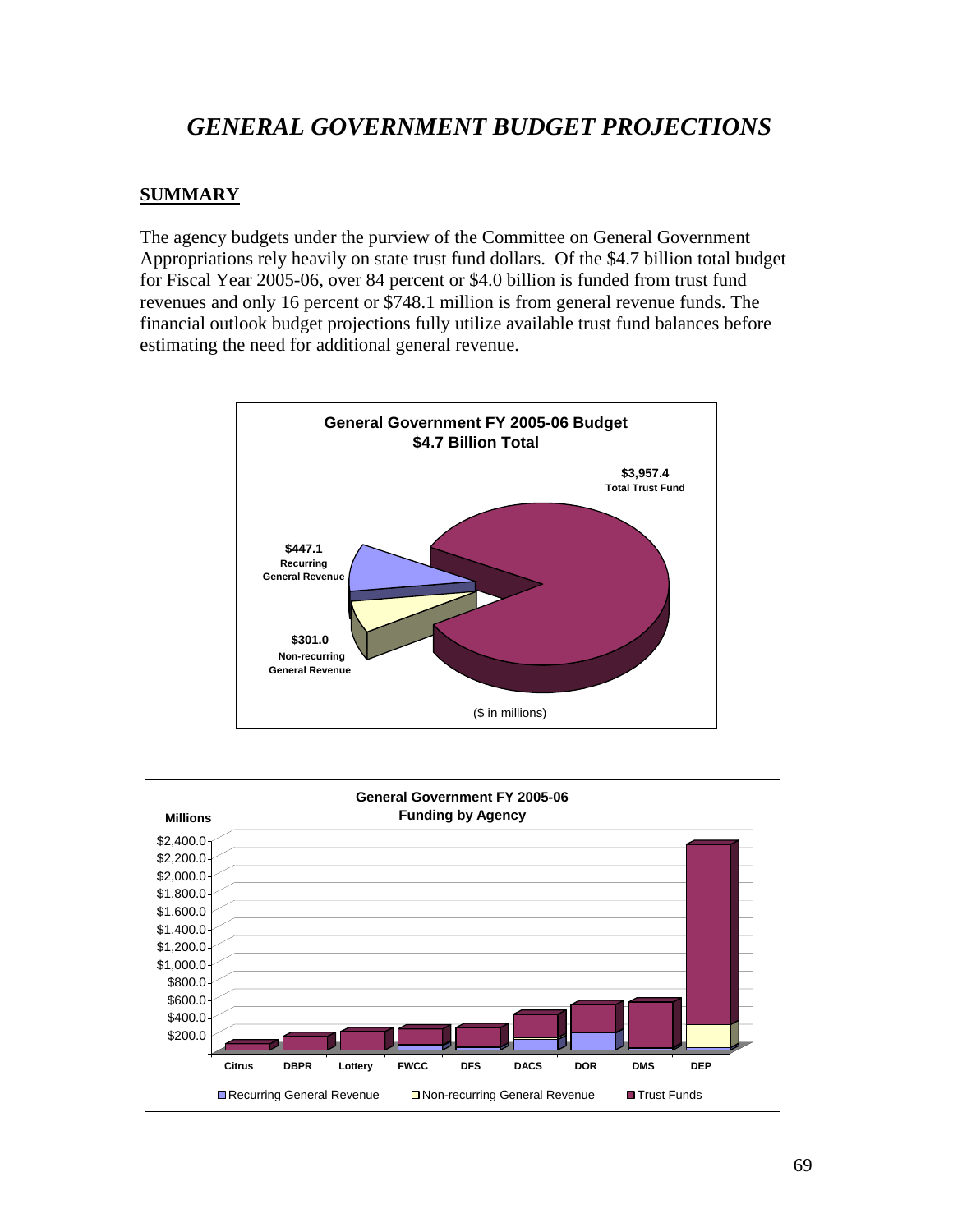# *GENERAL GOVERNMENT BUDGET PROJECTIONS*

## SUMMARY

The agency budgets under the purview of the Committee on General Government Appropriations rely heavily on state trust fund dollars. Of the $4.7 billion total budget for Fiscal Year 2005-06, over 84 percent or $4.0 billion is funded from trust fund revenues and only 16 percent or $748.1 million is from general revenue funds. The financial outlook budget projections fully utilize available trust fund balances before estimating the need for additional general revenue.

**General Government FY 2005-06 Budget**
**$4.7 Billion Total**

- $3,957.4 Total Trust Fund
- $447.1 Recurring General Revenue
- $301.0 Non-recurring General Revenue

($ in millions)

**General Government FY 2005-06 Funding by Agency**

Millions

Agencies: Citrus, DBPR, Lottery, FWCC, DFS, DACS, DOR, DMS, DEP

Legend: Recurring General Revenue, Non-recurring General Revenue, Trust Funds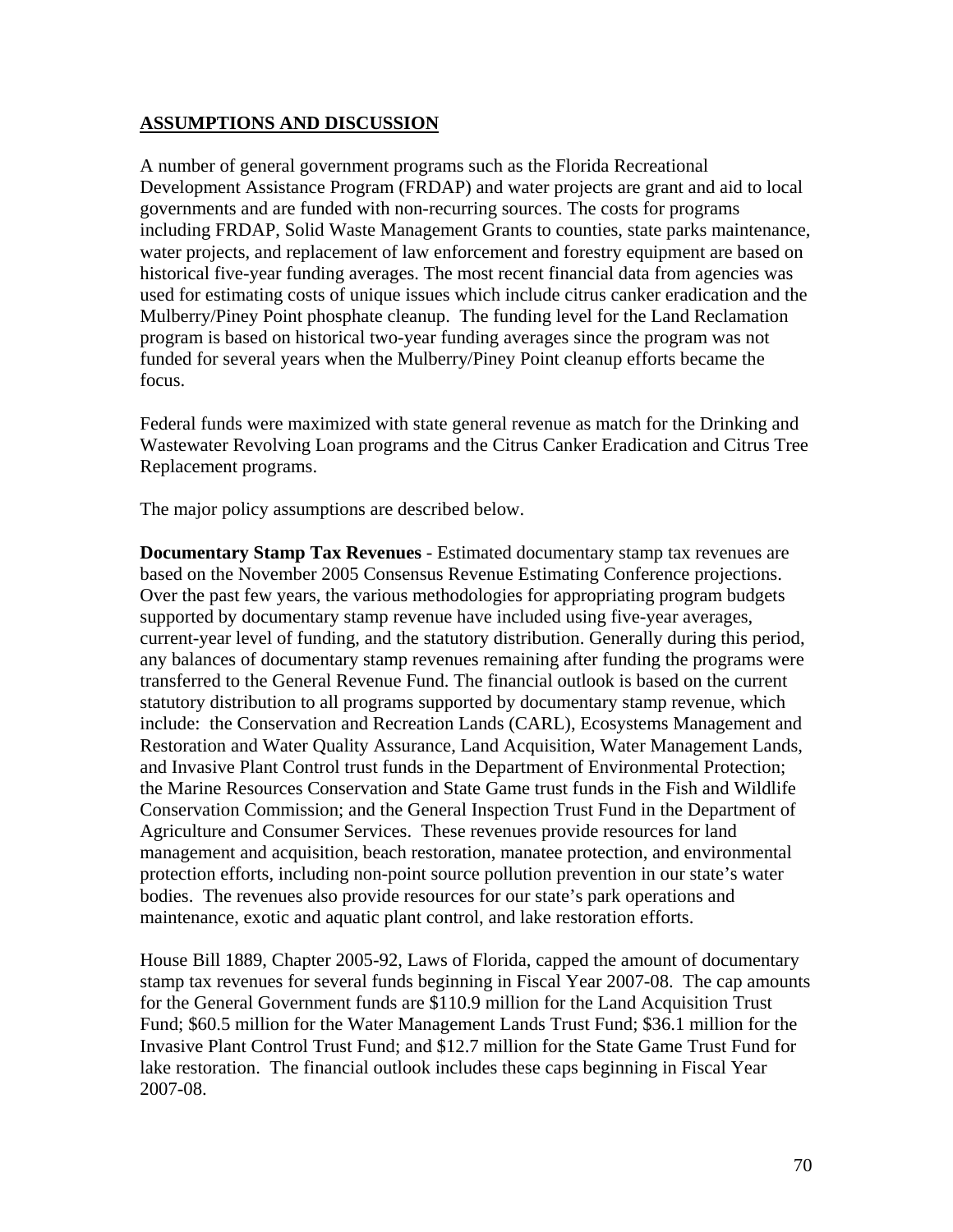## ASSUMPTIONS AND DISCUSSION

A number of general government programs such as the Florida Recreational Development Assistance Program (FRDAP) and water projects are grant and aid to local governments and are funded with non-recurring sources. The costs for programs including FRDAP, Solid Waste Management Grants to counties, state parks maintenance, water projects, and replacement of law enforcement and forestry equipment are based on historical five-year funding averages. The most recent financial data from agencies was used for estimating costs of unique issues which include citrus canker eradication and the Mulberry/Piney Point phosphate cleanup. The funding level for the Land Reclamation program is based on historical two-year funding averages since the program was not funded for several years when the Mulberry/Piney Point cleanup efforts became the focus.

Federal funds were maximized with state general revenue as match for the Drinking and Wastewater Revolving Loan programs and the Citrus Canker Eradication and Citrus Tree Replacement programs.

The major policy assumptions are described below.

**Documentary Stamp Tax Revenues** - Estimated documentary stamp tax revenues are based on the November 2005 Consensus Revenue Estimating Conference projections. Over the past few years, the various methodologies for appropriating program budgets supported by documentary stamp revenue have included using five-year averages, current-year level of funding, and the statutory distribution. Generally during this period, any balances of documentary stamp revenues remaining after funding the programs were transferred to the General Revenue Fund. The financial outlook is based on the current statutory distribution to all programs supported by documentary stamp revenue, which include: the Conservation and Recreation Lands (CARL), Ecosystems Management and Restoration and Water Quality Assurance, Land Acquisition, Water Management Lands, and Invasive Plant Control trust funds in the Department of Environmental Protection; the Marine Resources Conservation and State Game trust funds in the Fish and Wildlife Conservation Commission; and the General Inspection Trust Fund in the Department of Agriculture and Consumer Services. These revenues provide resources for land management and acquisition, beach restoration, manatee protection, and environmental protection efforts, including non-point source pollution prevention in our state's water bodies. The revenues also provide resources for our state's park operations and maintenance, exotic and aquatic plant control, and lake restoration efforts.

House Bill 1889, Chapter 2005-92, Laws of Florida, capped the amount of documentary stamp tax revenues for several funds beginning in Fiscal Year 2007-08. The cap amounts for the General Government funds are $110.9 million for the Land Acquisition Trust Fund; $60.5 million for the Water Management Lands Trust Fund; $36.1 million for the Invasive Plant Control Trust Fund; and $12.7 million for the State Game Trust Fund for lake restoration. The financial outlook includes these caps beginning in Fiscal Year 2007-08.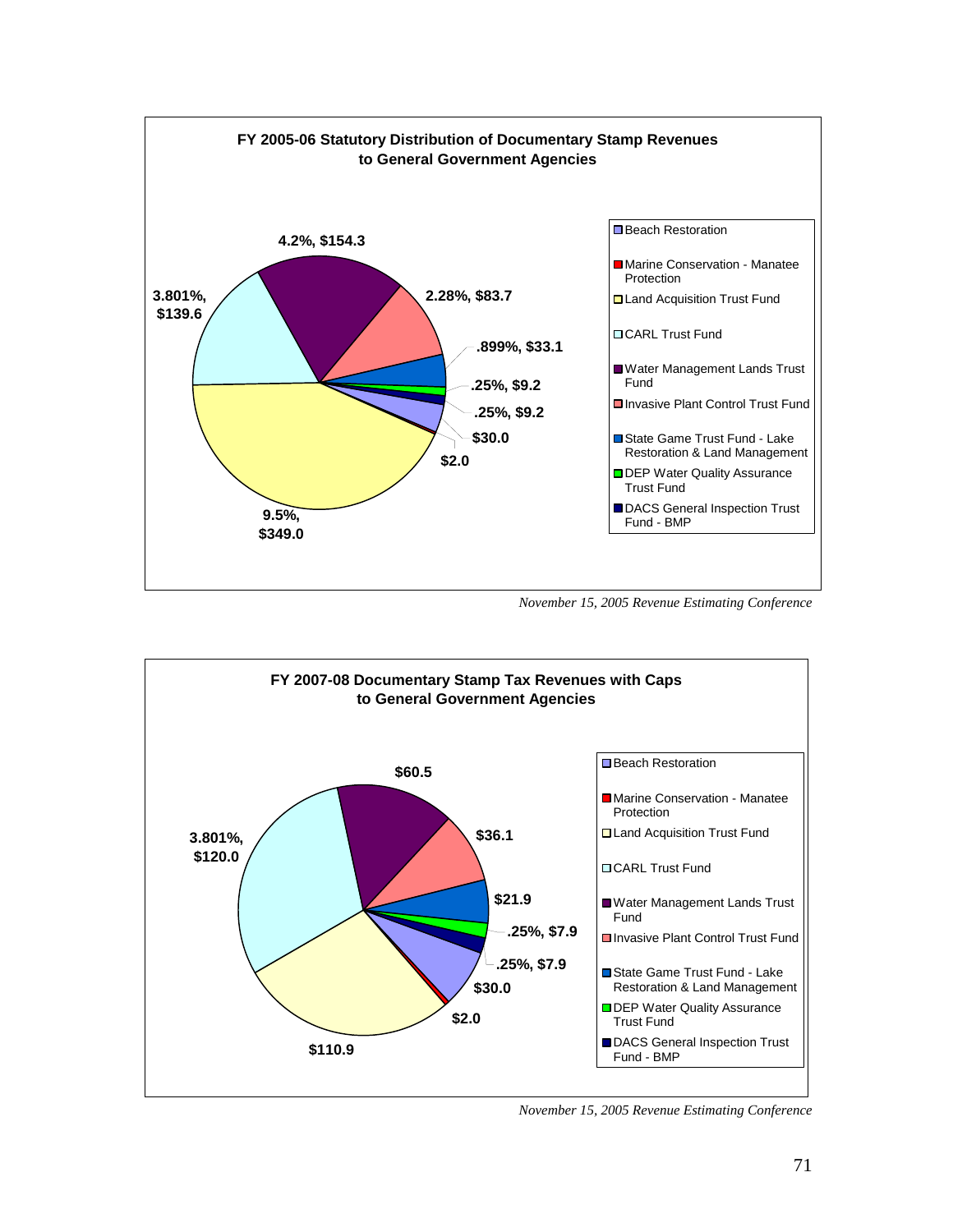**FY 2005-06 Statutory Distribution of Documentary Stamp Revenues to General Government Agencies**

| Fund | Percentage | Amount |
|---|---|---|
| Beach Restoration | | $30.0 |
| Marine Conservation - Manatee Protection | | $2.0 |
| Land Acquisition Trust Fund | 9.5% | $349.0 |
| CARL Trust Fund | 3.801% | $139.6 |
| Water Management Lands Trust Fund | 4.2% | $154.3 |
| Invasive Plant Control Trust Fund | 2.28% | $83.7 |
| State Game Trust Fund - Lake Restoration & Land Management | .899% | $33.1 |
| DEP Water Quality Assurance Trust Fund | .25% | $9.2 |
| DACS General Inspection Trust Fund - BMP | .25% | $9.2 |

*November 15, 2005 Revenue Estimating Conference*

**FY 2007-08 Documentary Stamp Tax Revenues with Caps to General Government Agencies**

| Fund | Percentage | Amount |
|---|---|---|
| Beach Restoration | | $30.0 |
| Marine Conservation - Manatee Protection | | $2.0 |
| Land Acquisition Trust Fund | | $110.9 |
| CARL Trust Fund | 3.801% | $120.0 |
| Water Management Lands Trust Fund | | $60.5 |
| Invasive Plant Control Trust Fund | | $36.1 |
| State Game Trust Fund - Lake Restoration & Land Management | | $21.9 |
| DEP Water Quality Assurance Trust Fund | .25% | $7.9 |
| DACS General Inspection Trust Fund - BMP | .25% | $7.9 |

*November 15, 2005 Revenue Estimating Conference*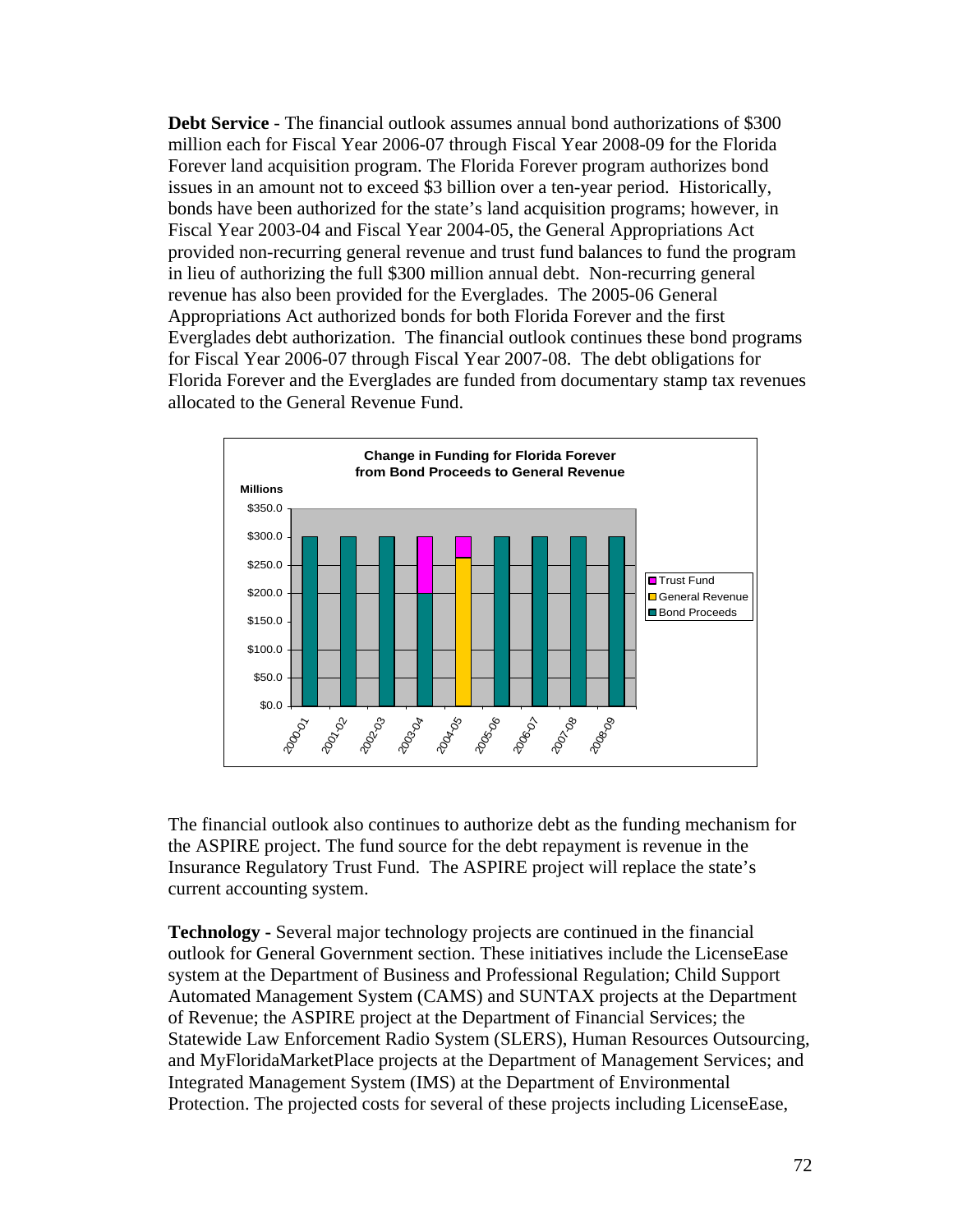**Debt Service** - The financial outlook assumes annual bond authorizations of $300 million each for Fiscal Year 2006-07 through Fiscal Year 2008-09 for the Florida Forever land acquisition program. The Florida Forever program authorizes bond issues in an amount not to exceed $3 billion over a ten-year period. Historically, bonds have been authorized for the state's land acquisition programs; however, in Fiscal Year 2003-04 and Fiscal Year 2004-05, the General Appropriations Act provided non-recurring general revenue and trust fund balances to fund the program in lieu of authorizing the full $300 million annual debt. Non-recurring general revenue has also been provided for the Everglades. The 2005-06 General Appropriations Act authorized bonds for both Florida Forever and the first Everglades debt authorization. The financial outlook continues these bond programs for Fiscal Year 2006-07 through Fiscal Year 2007-08. The debt obligations for Florida Forever and the Everglades are funded from documentary stamp tax revenues allocated to the General Revenue Fund.

**Change in Funding for Florida Forever from Bond Proceeds to General Revenue**

The financial outlook also continues to authorize debt as the funding mechanism for the ASPIRE project. The fund source for the debt repayment is revenue in the Insurance Regulatory Trust Fund. The ASPIRE project will replace the state's current accounting system.

**Technology -** Several major technology projects are continued in the financial outlook for General Government section. These initiatives include the LicenseEase system at the Department of Business and Professional Regulation; Child Support Automated Management System (CAMS) and SUNTAX projects at the Department of Revenue; the ASPIRE project at the Department of Financial Services; the Statewide Law Enforcement Radio System (SLERS), Human Resources Outsourcing, and MyFloridaMarketPlace projects at the Department of Management Services; and Integrated Management System (IMS) at the Department of Environmental Protection. The projected costs for several of these projects including LicenseEase,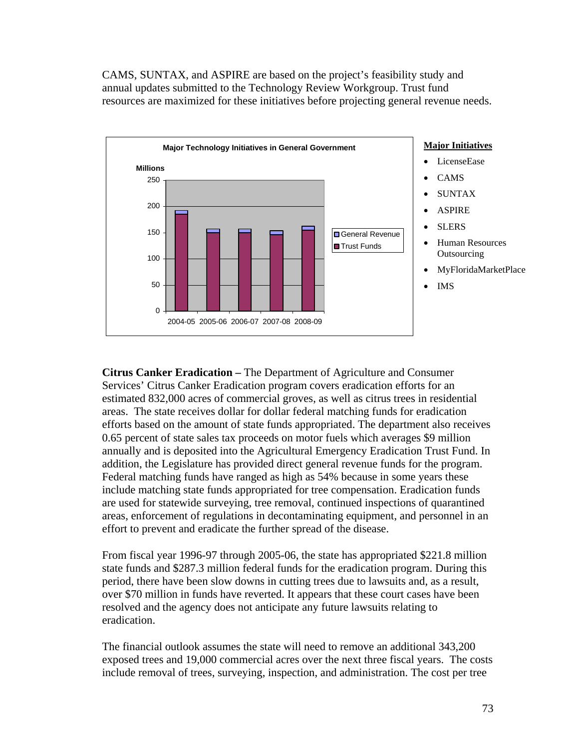CAMS, SUNTAX, and ASPIRE are based on the project's feasibility study and annual updates submitted to the Technology Review Workgroup. Trust fund resources are maximized for these initiatives before projecting general revenue needs.

**Major Technology Initiatives in General Government**

Millions

250

200

150

100

50

0

2004-05 2005-06 2006-07 2007-08 2008-09

General Revenue

Trust Funds

**Major Initiatives**

- LicenseEase
- CAMS
- SUNTAX
- ASPIRE
- SLERS
- Human Resources Outsourcing
- MyFloridaMarketPlace
- IMS

**Citrus Canker Eradication –** The Department of Agriculture and Consumer Services' Citrus Canker Eradication program covers eradication efforts for an estimated 832,000 acres of commercial groves, as well as citrus trees in residential areas. The state receives dollar for dollar federal matching funds for eradication efforts based on the amount of state funds appropriated. The department also receives 0.65 percent of state sales tax proceeds on motor fuels which averages $9 million annually and is deposited into the Agricultural Emergency Eradication Trust Fund. In addition, the Legislature has provided direct general revenue funds for the program. Federal matching funds have ranged as high as 54% because in some years these include matching state funds appropriated for tree compensation. Eradication funds are used for statewide surveying, tree removal, continued inspections of quarantined areas, enforcement of regulations in decontaminating equipment, and personnel in an effort to prevent and eradicate the further spread of the disease.

From fiscal year 1996-97 through 2005-06, the state has appropriated $221.8 million state funds and $287.3 million federal funds for the eradication program. During this period, there have been slow downs in cutting trees due to lawsuits and, as a result, over $70 million in funds have reverted. It appears that these court cases have been resolved and the agency does not anticipate any future lawsuits relating to eradication.

The financial outlook assumes the state will need to remove an additional 343,200 exposed trees and 19,000 commercial acres over the next three fiscal years. The costs include removal of trees, surveying, inspection, and administration. The cost per tree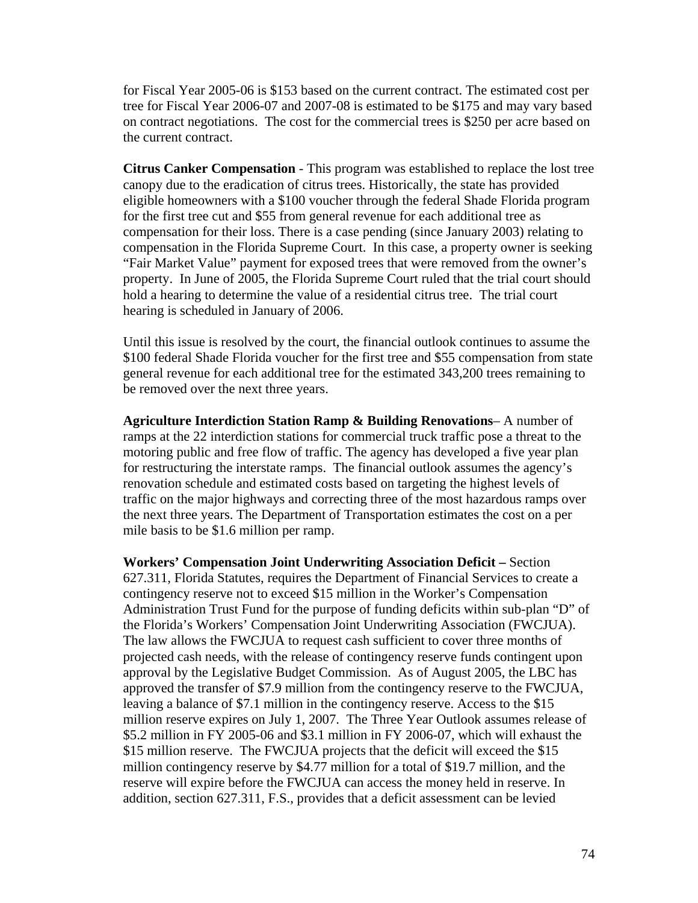for Fiscal Year 2005-06 is $153 based on the current contract. The estimated cost per tree for Fiscal Year 2006-07 and 2007-08 is estimated to be $175 and may vary based on contract negotiations. The cost for the commercial trees is $250 per acre based on the current contract.

**Citrus Canker Compensation** - This program was established to replace the lost tree canopy due to the eradication of citrus trees. Historically, the state has provided eligible homeowners with a $100 voucher through the federal Shade Florida program for the first tree cut and $55 from general revenue for each additional tree as compensation for their loss. There is a case pending (since January 2003) relating to compensation in the Florida Supreme Court. In this case, a property owner is seeking "Fair Market Value" payment for exposed trees that were removed from the owner's property. In June of 2005, the Florida Supreme Court ruled that the trial court should hold a hearing to determine the value of a residential citrus tree. The trial court hearing is scheduled in January of 2006.

Until this issue is resolved by the court, the financial outlook continues to assume the $100 federal Shade Florida voucher for the first tree and $55 compensation from state general revenue for each additional tree for the estimated 343,200 trees remaining to be removed over the next three years.

**Agriculture Interdiction Station Ramp & Building Renovations**– A number of ramps at the 22 interdiction stations for commercial truck traffic pose a threat to the motoring public and free flow of traffic. The agency has developed a five year plan for restructuring the interstate ramps. The financial outlook assumes the agency's renovation schedule and estimated costs based on targeting the highest levels of traffic on the major highways and correcting three of the most hazardous ramps over the next three years. The Department of Transportation estimates the cost on a per mile basis to be $1.6 million per ramp.

**Workers' Compensation Joint Underwriting Association Deficit –** Section 627.311, Florida Statutes, requires the Department of Financial Services to create a contingency reserve not to exceed $15 million in the Worker's Compensation Administration Trust Fund for the purpose of funding deficits within sub-plan "D" of the Florida's Workers' Compensation Joint Underwriting Association (FWCJUA). The law allows the FWCJUA to request cash sufficient to cover three months of projected cash needs, with the release of contingency reserve funds contingent upon approval by the Legislative Budget Commission. As of August 2005, the LBC has approved the transfer of $7.9 million from the contingency reserve to the FWCJUA, leaving a balance of $7.1 million in the contingency reserve. Access to the $15 million reserve expires on July 1, 2007. The Three Year Outlook assumes release of $5.2 million in FY 2005-06 and $3.1 million in FY 2006-07, which will exhaust the $15 million reserve. The FWCJUA projects that the deficit will exceed the $15 million contingency reserve by $4.77 million for a total of $19.7 million, and the reserve will expire before the FWCJUA can access the money held in reserve. In addition, section 627.311, F.S., provides that a deficit assessment can be levied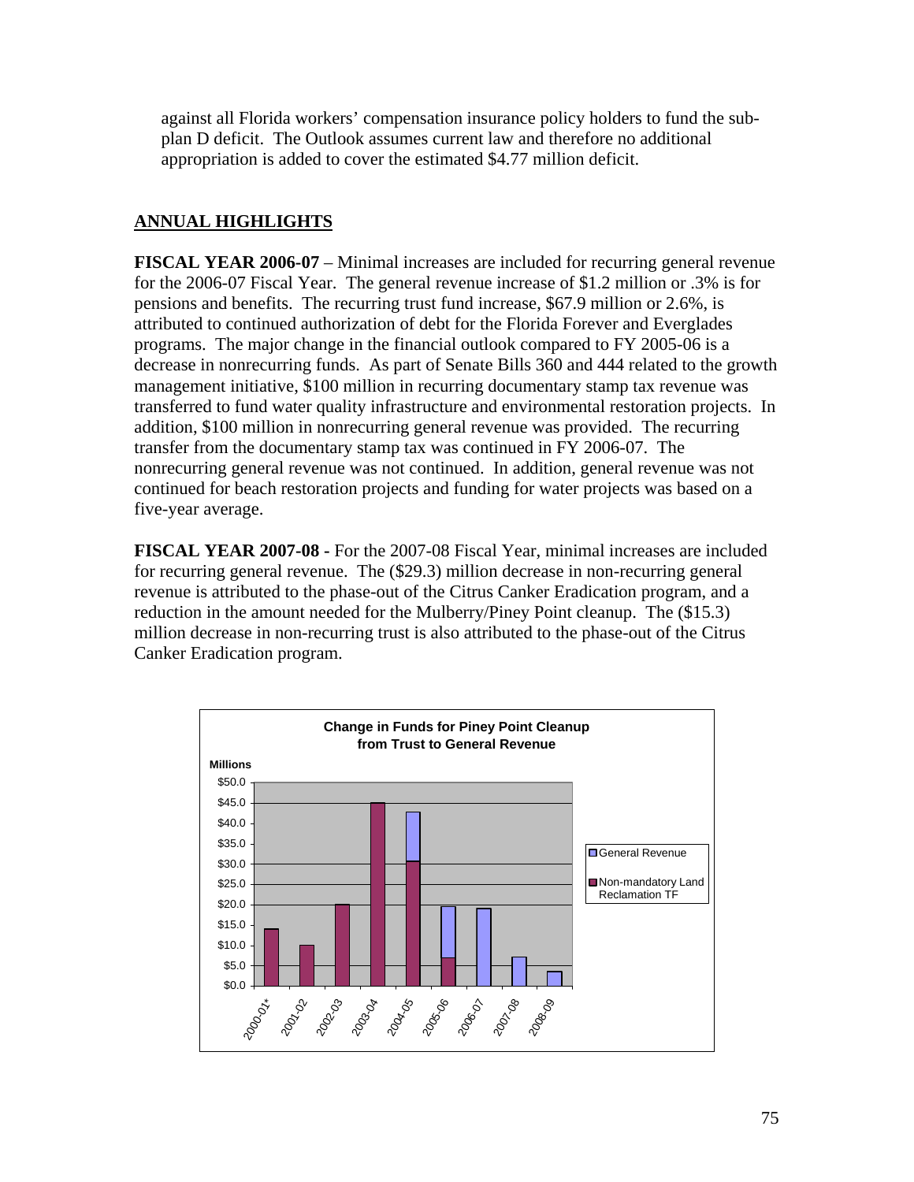against all Florida workers' compensation insurance policy holders to fund the sub-plan D deficit. The Outlook assumes current law and therefore no additional appropriation is added to cover the estimated $4.77 million deficit.

## ANNUAL HIGHLIGHTS

**FISCAL YEAR 2006-07** – Minimal increases are included for recurring general revenue for the 2006-07 Fiscal Year. The general revenue increase of $1.2 million or .3% is for pensions and benefits. The recurring trust fund increase, $67.9 million or 2.6%, is attributed to continued authorization of debt for the Florida Forever and Everglades programs. The major change in the financial outlook compared to FY 2005-06 is a decrease in nonrecurring funds. As part of Senate Bills 360 and 444 related to the growth management initiative, $100 million in recurring documentary stamp tax revenue was transferred to fund water quality infrastructure and environmental restoration projects. In addition, $100 million in nonrecurring general revenue was provided. The recurring transfer from the documentary stamp tax was continued in FY 2006-07. The nonrecurring general revenue was not continued. In addition, general revenue was not continued for beach restoration projects and funding for water projects was based on a five-year average.

**FISCAL YEAR 2007-08 -** For the 2007-08 Fiscal Year, minimal increases are included for recurring general revenue. The ($29.3) million decrease in non-recurring general revenue is attributed to the phase-out of the Citrus Canker Eradication program, and a reduction in the amount needed for the Mulberry/Piney Point cleanup. The ($15.3) million decrease in non-recurring trust is also attributed to the phase-out of the Citrus Canker Eradication program.

**Change in Funds for Piney Point Cleanup from Trust to General Revenue**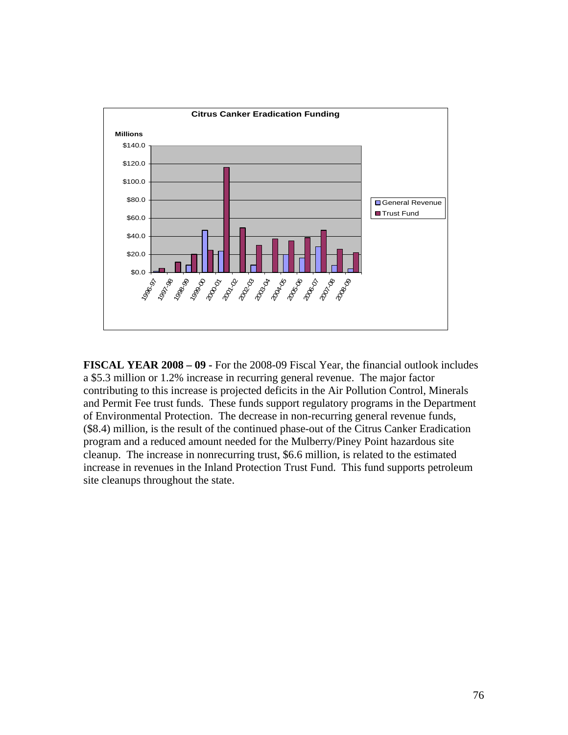**Citrus Canker Eradication Funding**

**FISCAL YEAR 2008 – 09 -** For the 2008-09 Fiscal Year, the financial outlook includes a $5.3 million or 1.2% increase in recurring general revenue. The major factor contributing to this increase is projected deficits in the Air Pollution Control, Minerals and Permit Fee trust funds. These funds support regulatory programs in the Department of Environmental Protection. The decrease in non-recurring general revenue funds, ($8.4) million, is the result of the continued phase-out of the Citrus Canker Eradication program and a reduced amount needed for the Mulberry/Piney Point hazardous site cleanup. The increase in nonrecurring trust, $6.6 million, is related to the estimated increase in revenues in the Inland Protection Trust Fund. This fund supports petroleum site cleanups throughout the state.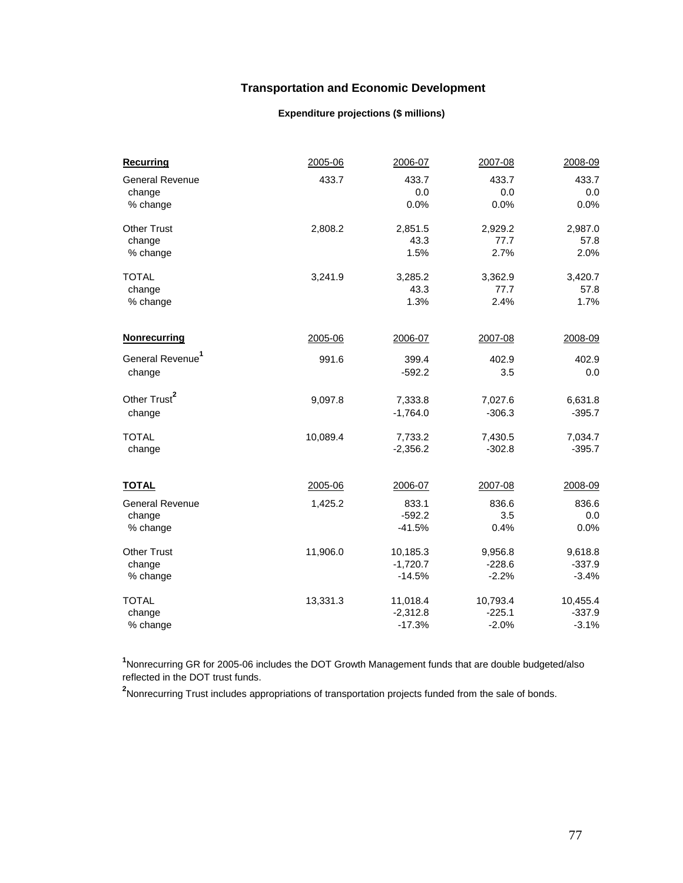# Transportation and Economic Development

## Expenditure projections ($ millions)

| **Recurring** | 2005-06 | 2006-07 | 2007-08 | 2008-09 |
|---|---|---|---|---|
| General Revenue | 433.7 | 433.7 | 433.7 | 433.7 |
| change | | 0.0 | 0.0 | 0.0 |
| % change | | 0.0% | 0.0% | 0.0% |
| Other Trust | 2,808.2 | 2,851.5 | 2,929.2 | 2,987.0 |
| change | | 43.3 | 77.7 | 57.8 |
| % change | | 1.5% | 2.7% | 2.0% |
| TOTAL | 3,241.9 | 3,285.2 | 3,362.9 | 3,420.7 |
| change | | 43.3 | 77.7 | 57.8 |
| % change | | 1.3% | 2.4% | 1.7% |

| **Nonrecurring** | 2005-06 | 2006-07 | 2007-08 | 2008-09 |
|---|---|---|---|---|
| General Revenue[1] | 991.6 | 399.4 | 402.9 | 402.9 |
| change | | -592.2 | 3.5 | 0.0 |
| Other Trust[2] | 9,097.8 | 7,333.8 | 7,027.6 | 6,631.8 |
| change | | -1,764.0 | -306.3 | -395.7 |
| TOTAL | 10,089.4 | 7,733.2 | 7,430.5 | 7,034.7 |
| change | | -2,356.2 | -302.8 | -395.7 |

| **TOTAL** | 2005-06 | 2006-07 | 2007-08 | 2008-09 |
|---|---|---|---|---|
| General Revenue | 1,425.2 | 833.1 | 836.6 | 836.6 |
| change | | -592.2 | 3.5 | 0.0 |
| % change | | -41.5% | 0.4% | 0.0% |
| Other Trust | 11,906.0 | 10,185.3 | 9,956.8 | 9,618.8 |
| change | | -1,720.7 | -228.6 | -337.9 |
| % change | | -14.5% | -2.2% | -3.4% |
| TOTAL | 13,331.3 | 11,018.4 | 10,793.4 | 10,455.4 |
| change | | -2,312.8 | -225.1 | -337.9 |
| % change | | -17.3% | -2.0% | -3.1% |

[1]Nonrecurring GR for 2005-06 includes the DOT Growth Management funds that are double budgeted/also reflected in the DOT trust funds.

[2]Nonrecurring Trust includes appropriations of transportation projects funded from the sale of bonds.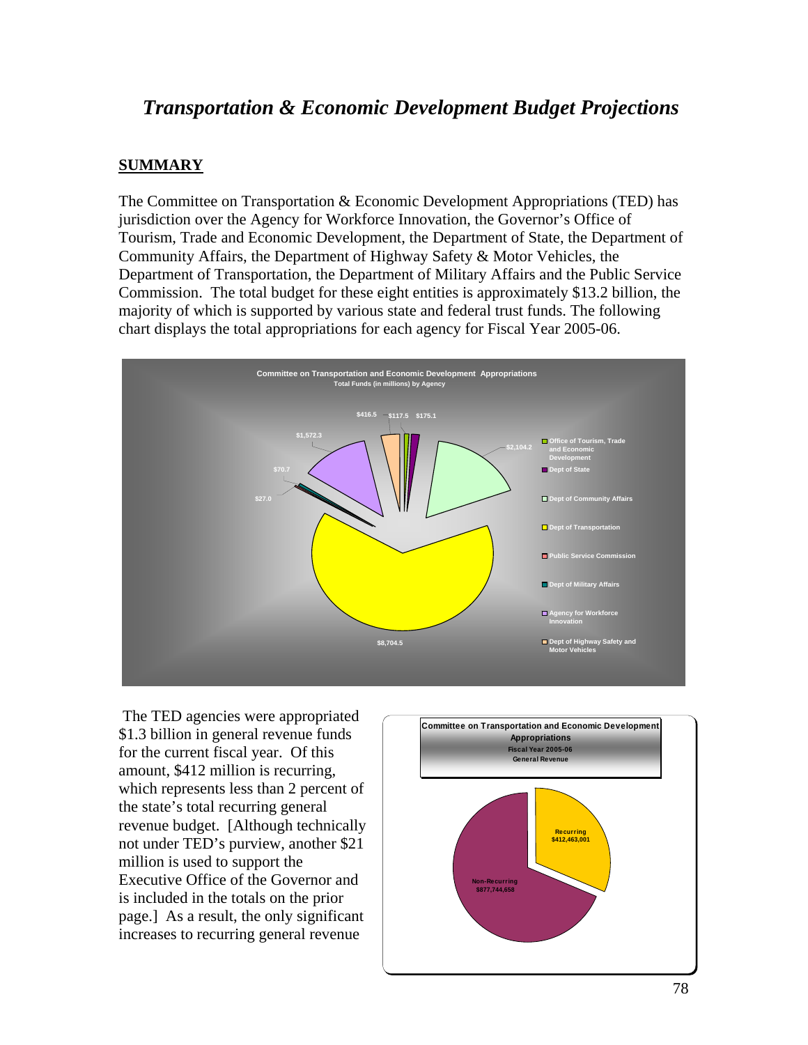# *Transportation & Economic Development Budget Projections*

## SUMMARY

The Committee on Transportation & Economic Development Appropriations (TED) has jurisdiction over the Agency for Workforce Innovation, the Governor's Office of Tourism, Trade and Economic Development, the Department of State, the Department of Community Affairs, the Department of Highway Safety & Motor Vehicles, the Department of Transportation, the Department of Military Affairs and the Public Service Commission. The total budget for these eight entities is approximately $13.2 billion, the majority of which is supported by various state and federal trust funds. The following chart displays the total appropriations for each agency for Fiscal Year 2005-06.

**Committee on Transportation and Economic Development Appropriations**
**Total Funds (in millions) by Agency**

| Agency | Total Funds (in millions) |
| --- | --- |
| Office of Tourism, Trade and Economic Development | $117.5 |
| Dept of State | $175.1 |
| Dept of Community Affairs | $2,104.2 |
| Dept of Transportation | $8,704.5 |
| Public Service Commission | $27.0 |
| Dept of Military Affairs | $70.7 |
| Agency for Workforce Innovation | $1,572.3 |
| Dept of Highway Safety and Motor Vehicles | $416.5 |

The TED agencies were appropriated $1.3 billion in general revenue funds for the current fiscal year. Of this amount, $412 million is recurring, which represents less than 2 percent of the state's total recurring general revenue budget. [Although technically not under TED's purview, another $21 million is used to support the Executive Office of the Governor and is included in the totals on the prior page.] As a result, the only significant increases to recurring general revenue

**Committee on Transportation and Economic Development Appropriations**
**Fiscal Year 2005-06**
**General Revenue**

| Type | Amount |
| --- | --- |
| Recurring | $412,463,001 |
| Non-Recurring | $877,744,658 |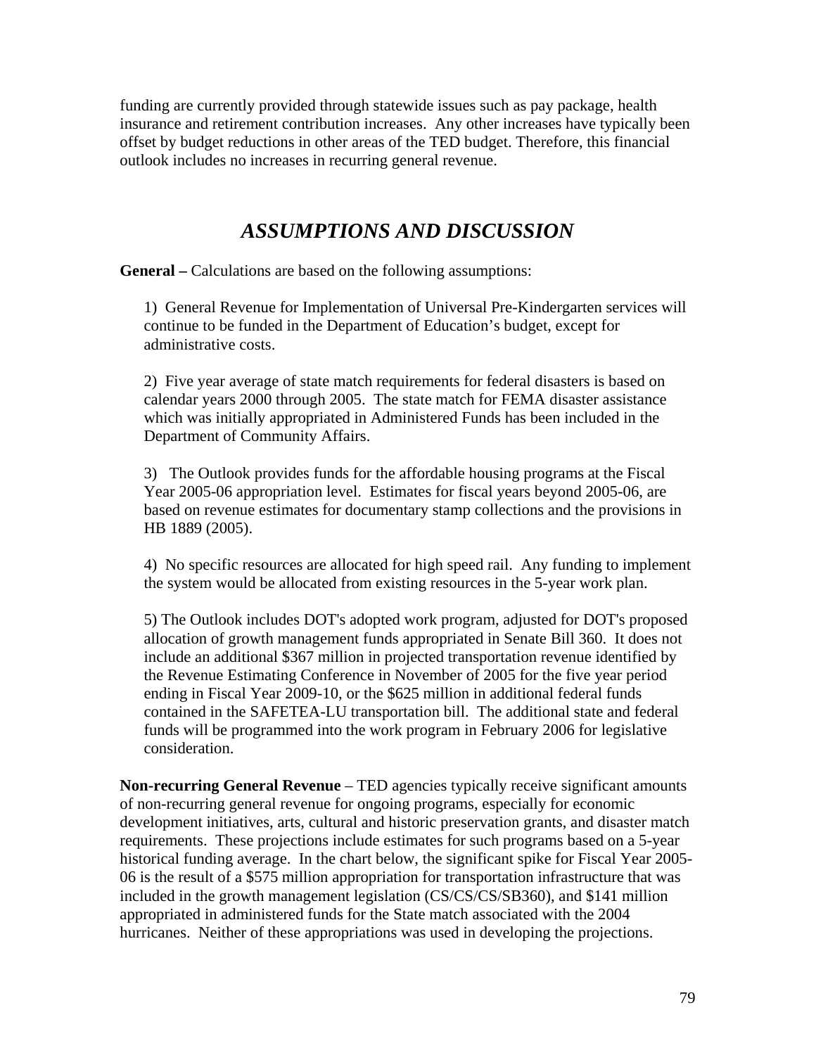funding are currently provided through statewide issues such as pay package, health insurance and retirement contribution increases. Any other increases have typically been offset by budget reductions in other areas of the TED budget. Therefore, this financial outlook includes no increases in recurring general revenue.

## *ASSUMPTIONS AND DISCUSSION*

**General –** Calculations are based on the following assumptions:

1) General Revenue for Implementation of Universal Pre-Kindergarten services will continue to be funded in the Department of Education's budget, except for administrative costs.

2) Five year average of state match requirements for federal disasters is based on calendar years 2000 through 2005. The state match for FEMA disaster assistance which was initially appropriated in Administered Funds has been included in the Department of Community Affairs.

3) The Outlook provides funds for the affordable housing programs at the Fiscal Year 2005-06 appropriation level. Estimates for fiscal years beyond 2005-06, are based on revenue estimates for documentary stamp collections and the provisions in HB 1889 (2005).

4) No specific resources are allocated for high speed rail. Any funding to implement the system would be allocated from existing resources in the 5-year work plan.

5) The Outlook includes DOT's adopted work program, adjusted for DOT's proposed allocation of growth management funds appropriated in Senate Bill 360. It does not include an additional $367 million in projected transportation revenue identified by the Revenue Estimating Conference in November of 2005 for the five year period ending in Fiscal Year 2009-10, or the $625 million in additional federal funds contained in the SAFETEA-LU transportation bill. The additional state and federal funds will be programmed into the work program in February 2006 for legislative consideration.

**Non-recurring General Revenue** – TED agencies typically receive significant amounts of non-recurring general revenue for ongoing programs, especially for economic development initiatives, arts, cultural and historic preservation grants, and disaster match requirements. These projections include estimates for such programs based on a 5-year historical funding average. In the chart below, the significant spike for Fiscal Year 2005-06 is the result of a $575 million appropriation for transportation infrastructure that was included in the growth management legislation (CS/CS/CS/SB360), and $141 million appropriated in administered funds for the State match associated with the 2004 hurricanes. Neither of these appropriations was used in developing the projections.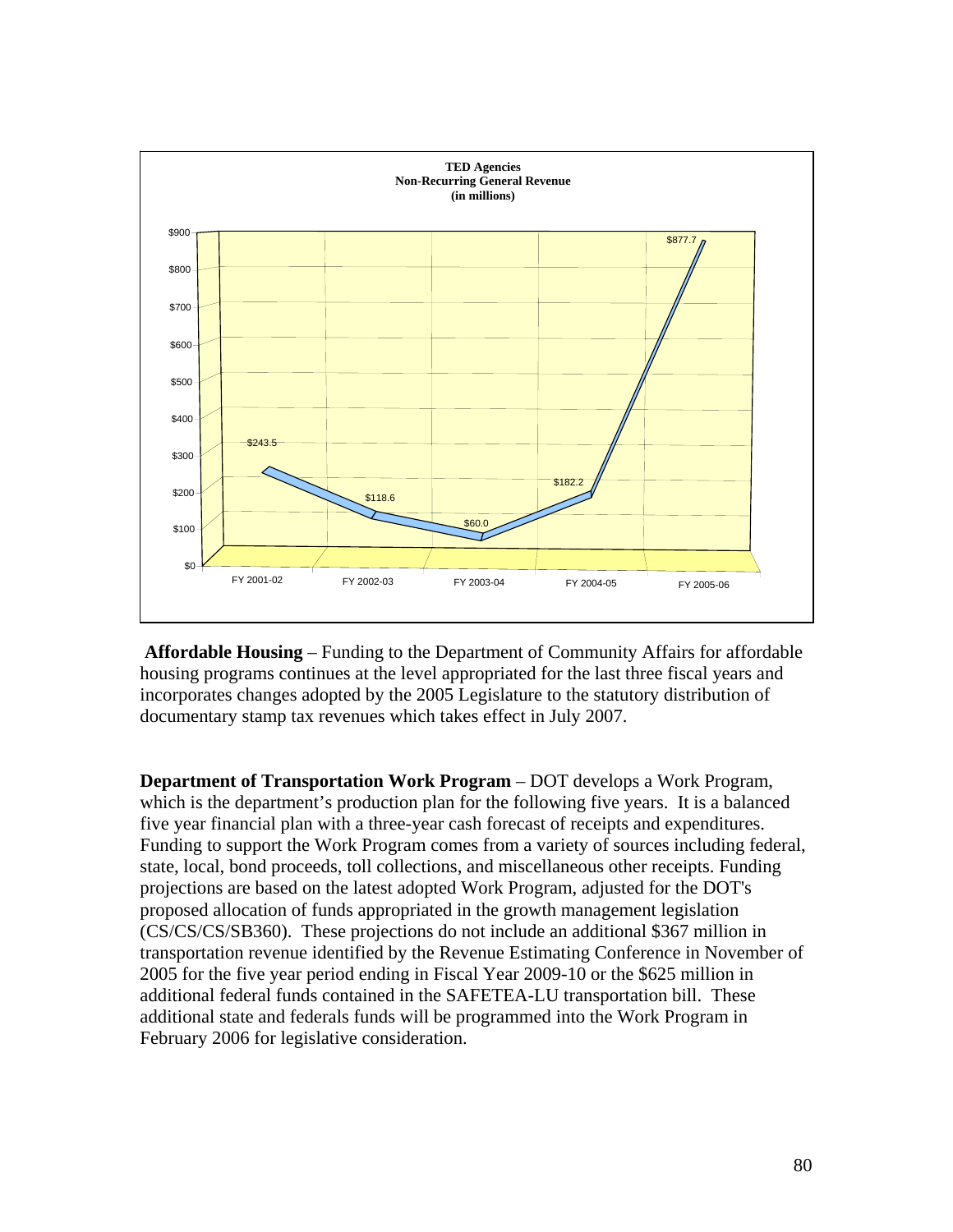**TED Agencies**
**Non-Recurring General Revenue**
**(in millions)**

| FY 2001-02 | FY 2002-03 | FY 2003-04 | FY 2004-05 | FY 2005-06 |
|---|---|---|---|---|
| $243.5 | $118.6 | $60.0 | $182.2 | $877.7 |

**Affordable Housing** – Funding to the Department of Community Affairs for affordable housing programs continues at the level appropriated for the last three fiscal years and incorporates changes adopted by the 2005 Legislature to the statutory distribution of documentary stamp tax revenues which takes effect in July 2007.

**Department of Transportation Work Program** – DOT develops a Work Program, which is the department's production plan for the following five years. It is a balanced five year financial plan with a three-year cash forecast of receipts and expenditures. Funding to support the Work Program comes from a variety of sources including federal, state, local, bond proceeds, toll collections, and miscellaneous other receipts. Funding projections are based on the latest adopted Work Program, adjusted for the DOT's proposed allocation of funds appropriated in the growth management legislation (CS/CS/CS/SB360). These projections do not include an additional $367 million in transportation revenue identified by the Revenue Estimating Conference in November of 2005 for the five year period ending in Fiscal Year 2009-10 or the $625 million in additional federal funds contained in the SAFETEA-LU transportation bill. These additional state and federals funds will be programmed into the Work Program in February 2006 for legislative consideration.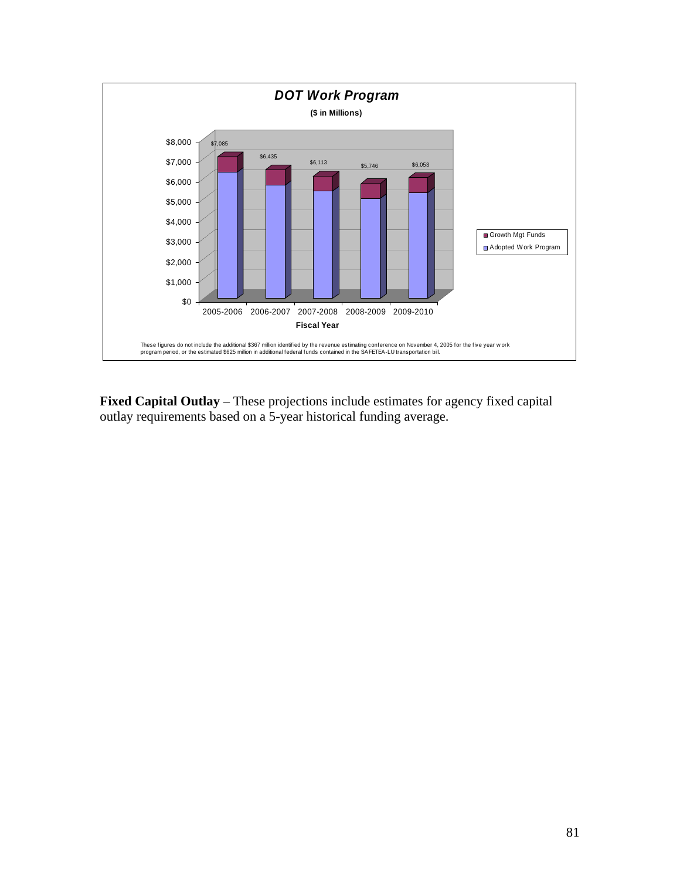**DOT Work Program**

**($ in Millions)**

| Fiscal Year | Total |
|---|---|
| 2005-2006 | $7,085 |
| 2006-2007 | $6,435 |
| 2007-2008 | $6,113 |
| 2008-2009 | $5,746 |
| 2009-2010 | $6,053 |

Legend: Growth Mgt Funds; Adopted Work Program

These figures do not include the additional $367 million identified by the revenue estimating conference on November 4, 2005 for the five year work program period, or the estimated $625 million in additional federal funds contained in the SAFETEA-LU transportation bill.

**Fixed Capital Outlay** – These projections include estimates for agency fixed capital outlay requirements based on a 5-year historical funding average.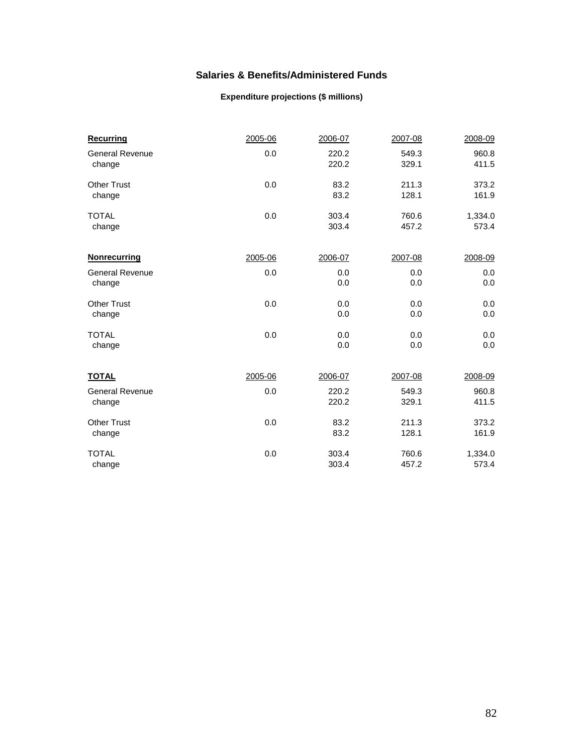## Salaries & Benefits/Administered Funds

### Expenditure projections ($ millions)

| **Recurring** | 2005-06 | 2006-07 | 2007-08 | 2008-09 |
|---|---|---|---|---|
| General Revenue | 0.0 | 220.2 | 549.3 | 960.8 |
| change | | 220.2 | 329.1 | 411.5 |
| Other Trust | 0.0 | 83.2 | 211.3 | 373.2 |
| change | | 83.2 | 128.1 | 161.9 |
| TOTAL | 0.0 | 303.4 | 760.6 | 1,334.0 |
| change | | 303.4 | 457.2 | 573.4 |

| **Nonrecurring** | 2005-06 | 2006-07 | 2007-08 | 2008-09 |
|---|---|---|---|---|
| General Revenue | 0.0 | 0.0 | 0.0 | 0.0 |
| change | | 0.0 | 0.0 | 0.0 |
| Other Trust | 0.0 | 0.0 | 0.0 | 0.0 |
| change | | 0.0 | 0.0 | 0.0 |
| TOTAL | 0.0 | 0.0 | 0.0 | 0.0 |
| change | | 0.0 | 0.0 | 0.0 |

| **TOTAL** | 2005-06 | 2006-07 | 2007-08 | 2008-09 |
|---|---|---|---|---|
| General Revenue | 0.0 | 220.2 | 549.3 | 960.8 |
| change | | 220.2 | 329.1 | 411.5 |
| Other Trust | 0.0 | 83.2 | 211.3 | 373.2 |
| change | | 83.2 | 128.1 | 161.9 |
| TOTAL | 0.0 | 303.4 | 760.6 | 1,334.0 |
| change | | 303.4 | 457.2 | 573.4 |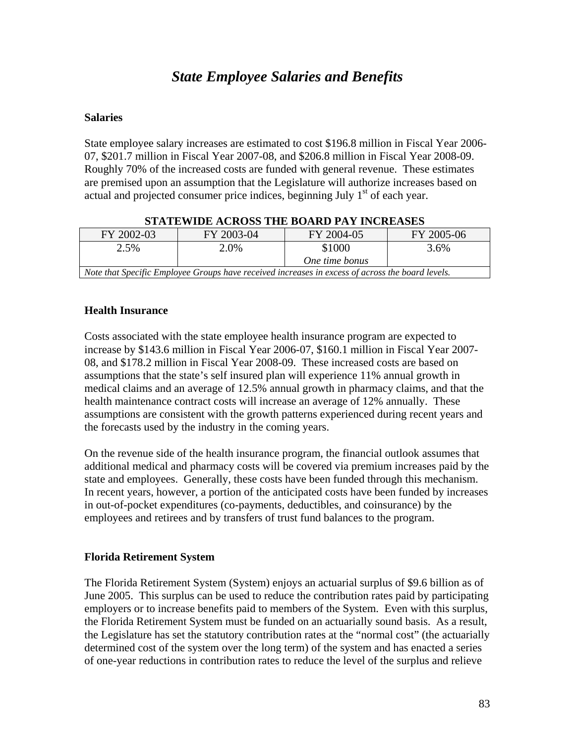# *State Employee Salaries and Benefits*

## Salaries

State employee salary increases are estimated to cost $196.8 million in Fiscal Year 2006-07, $201.7 million in Fiscal Year 2007-08, and $206.8 million in Fiscal Year 2008-09. Roughly 70% of the increased costs are funded with general revenue. These estimates are premised upon an assumption that the Legislature will authorize increases based on actual and projected consumer price indices, beginning July 1st of each year.

**STATEWIDE ACROSS THE BOARD PAY INCREASES**

| FY 2002-03 | FY 2003-04 | FY 2004-05 | FY 2005-06 |
|---|---|---|---|
| 2.5% | 2.0% | $1000 *One time bonus* | 3.6% |
| *Note that Specific Employee Groups have received increases in excess of across the board levels.* | | | |

## Health Insurance

Costs associated with the state employee health insurance program are expected to increase by $143.6 million in Fiscal Year 2006-07, $160.1 million in Fiscal Year 2007-08, and $178.2 million in Fiscal Year 2008-09. These increased costs are based on assumptions that the state's self insured plan will experience 11% annual growth in medical claims and an average of 12.5% annual growth in pharmacy claims, and that the health maintenance contract costs will increase an average of 12% annually. These assumptions are consistent with the growth patterns experienced during recent years and the forecasts used by the industry in the coming years.

On the revenue side of the health insurance program, the financial outlook assumes that additional medical and pharmacy costs will be covered via premium increases paid by the state and employees. Generally, these costs have been funded through this mechanism. In recent years, however, a portion of the anticipated costs have been funded by increases in out-of-pocket expenditures (co-payments, deductibles, and coinsurance) by the employees and retirees and by transfers of trust fund balances to the program.

## Florida Retirement System

The Florida Retirement System (System) enjoys an actuarial surplus of $9.6 billion as of June 2005. This surplus can be used to reduce the contribution rates paid by participating employers or to increase benefits paid to members of the System. Even with this surplus, the Florida Retirement System must be funded on an actuarially sound basis. As a result, the Legislature has set the statutory contribution rates at the "normal cost" (the actuarially determined cost of the system over the long term) of the system and has enacted a series of one-year reductions in contribution rates to reduce the level of the surplus and relieve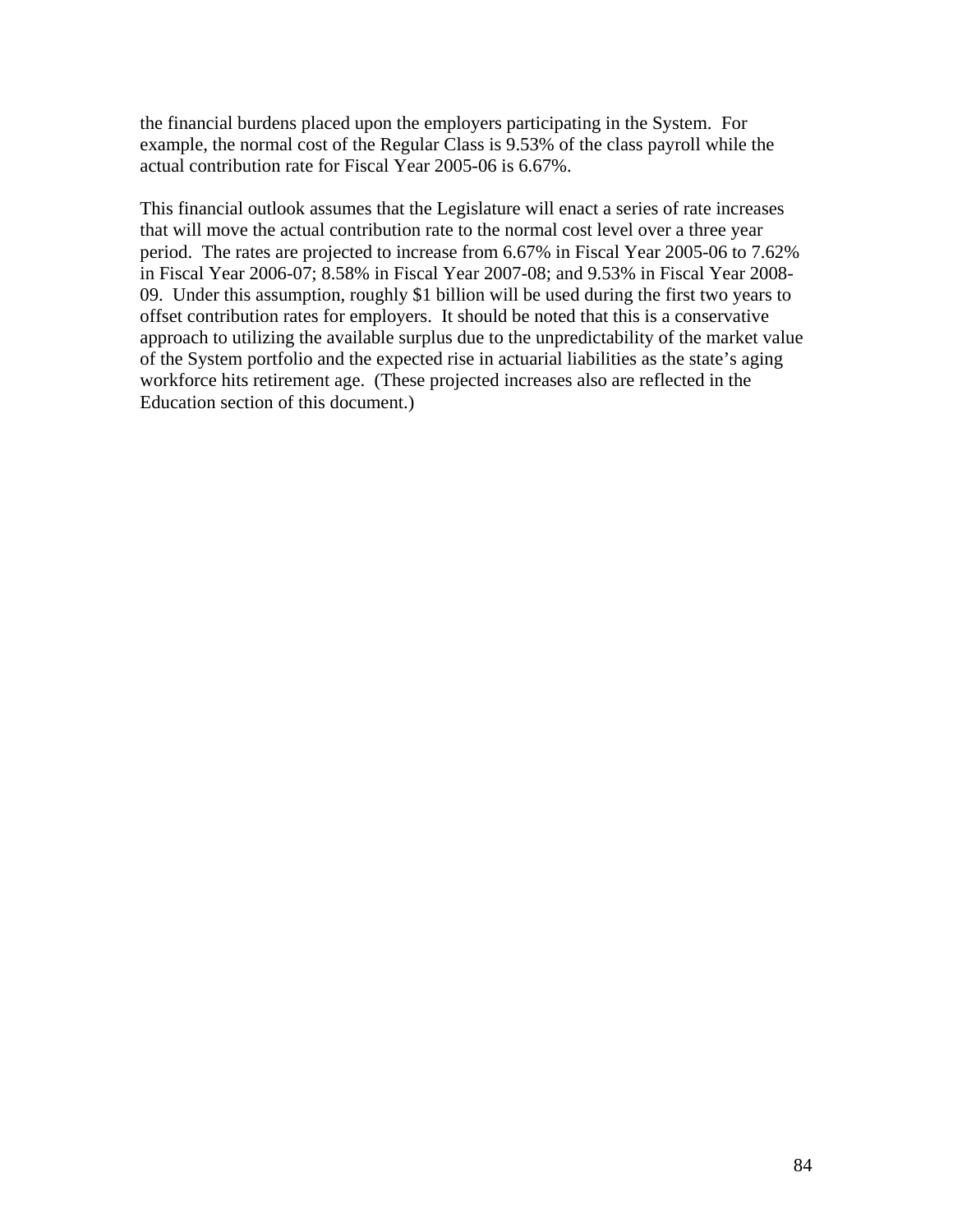the financial burdens placed upon the employers participating in the System. For example, the normal cost of the Regular Class is 9.53% of the class payroll while the actual contribution rate for Fiscal Year 2005-06 is 6.67%.

This financial outlook assumes that the Legislature will enact a series of rate increases that will move the actual contribution rate to the normal cost level over a three year period. The rates are projected to increase from 6.67% in Fiscal Year 2005-06 to 7.62% in Fiscal Year 2006-07; 8.58% in Fiscal Year 2007-08; and 9.53% in Fiscal Year 2008-09. Under this assumption, roughly $1 billion will be used during the first two years to offset contribution rates for employers. It should be noted that this is a conservative approach to utilizing the available surplus due to the unpredictability of the market value of the System portfolio and the expected rise in actuarial liabilities as the state's aging workforce hits retirement age. (These projected increases also are reflected in the Education section of this document.)